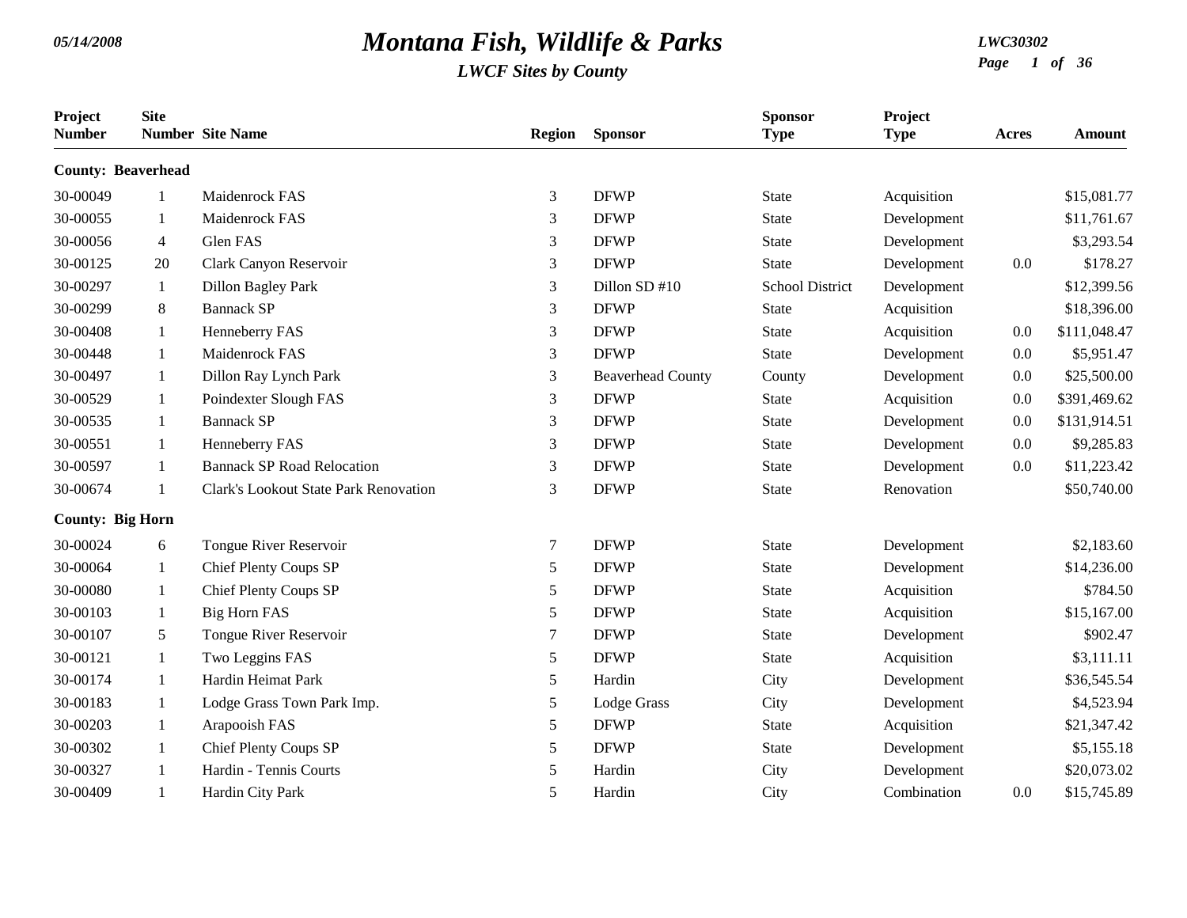# Montana Fish, Wildlife & Parks

## LWCF Sites by County

05/14/2008 — LWC30302

| Project Number | Site Number | Site Name | Region | Sponsor | Sponsor Type | Project Type | Acres | Amount |
|---|---|---|---|---|---|---|---|---|
| **County: Beaverhead** | | | | | | | | |
| 30-00049 | 1 | Maidenrock FAS | 3 | DFWP | State | Acquisition | | $15,081.77 |
| 30-00055 | 1 | Maidenrock FAS | 3 | DFWP | State | Development | | $11,761.67 |
| 30-00056 | 4 | Glen FAS | 3 | DFWP | State | Development | | $3,293.54 |
| 30-00125 | 20 | Clark Canyon Reservoir | 3 | DFWP | State | Development | 0.0 | $178.27 |
| 30-00297 | 1 | Dillon Bagley Park | 3 | Dillon SD #10 | School District | Development | | $12,399.56 |
| 30-00299 | 8 | Bannack SP | 3 | DFWP | State | Acquisition | | $18,396.00 |
| 30-00408 | 1 | Henneberry FAS | 3 | DFWP | State | Acquisition | 0.0 | $111,048.47 |
| 30-00448 | 1 | Maidenrock FAS | 3 | DFWP | State | Development | 0.0 | $5,951.47 |
| 30-00497 | 1 | Dillon Ray Lynch Park | 3 | Beaverhead County | County | Development | 0.0 | $25,500.00 |
| 30-00529 | 1 | Poindexter Slough FAS | 3 | DFWP | State | Acquisition | 0.0 | $391,469.62 |
| 30-00535 | 1 | Bannack SP | 3 | DFWP | State | Development | 0.0 | $131,914.51 |
| 30-00551 | 1 | Henneberry FAS | 3 | DFWP | State | Development | 0.0 | $9,285.83 |
| 30-00597 | 1 | Bannack SP Road Relocation | 3 | DFWP | State | Development | 0.0 | $11,223.42 |
| 30-00674 | 1 | Clark's Lookout State Park Renovation | 3 | DFWP | State | Renovation | | $50,740.00 |
| **County: Big Horn** | | | | | | | | |
| 30-00024 | 6 | Tongue River Reservoir | 7 | DFWP | State | Development | | $2,183.60 |
| 30-00064 | 1 | Chief Plenty Coups SP | 5 | DFWP | State | Development | | $14,236.00 |
| 30-00080 | 1 | Chief Plenty Coups SP | 5 | DFWP | State | Acquisition | | $784.50 |
| 30-00103 | 1 | Big Horn FAS | 5 | DFWP | State | Acquisition | | $15,167.00 |
| 30-00107 | 5 | Tongue River Reservoir | 7 | DFWP | State | Development | | $902.47 |
| 30-00121 | 1 | Two Leggins FAS | 5 | DFWP | State | Acquisition | | $3,111.11 |
| 30-00174 | 1 | Hardin Heimat Park | 5 | Hardin | City | Development | | $36,545.54 |
| 30-00183 | 1 | Lodge Grass Town Park Imp. | 5 | Lodge Grass | City | Development | | $4,523.94 |
| 30-00203 | 1 | Arapooish FAS | 5 | DFWP | State | Acquisition | | $21,347.42 |
| 30-00302 | 1 | Chief Plenty Coups SP | 5 | DFWP | State | Development | | $5,155.18 |
| 30-00327 | 1 | Hardin - Tennis Courts | 5 | Hardin | City | Development | | $20,073.02 |
| 30-00409 | 1 | Hardin City Park | 5 | Hardin | City | Combination | 0.0 | $15,745.89 |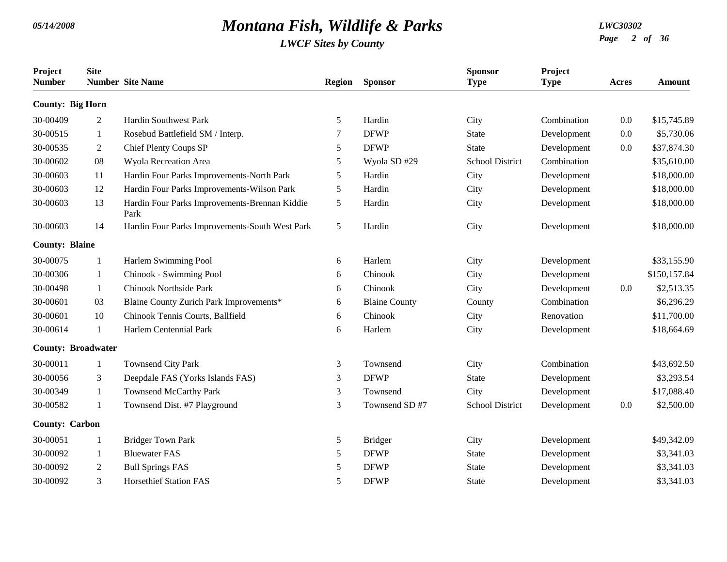# Montana Fish, Wildlife & Parks

*LWCF Sites by County*

| Project Number | Site Number | Site Name | Region | Sponsor | Sponsor Type | Project Type | Acres | Amount |
|---|---|---|---|---|---|---|---|---|
| **County: Big Horn** | | | | | | | | |
| 30-00409 | 2 | Hardin Southwest Park | 5 | Hardin | City | Combination | 0.0 | $15,745.89 |
| 30-00515 | 1 | Rosebud Battlefield SM / Interp. | 7 | DFWP | State | Development | 0.0 | $5,730.06 |
| 30-00535 | 2 | Chief Plenty Coups SP | 5 | DFWP | State | Development | 0.0 | $37,874.30 |
| 30-00602 | 08 | Wyola Recreation Area | 5 | Wyola SD #29 | School District | Combination | | $35,610.00 |
| 30-00603 | 11 | Hardin Four Parks Improvements-North Park | 5 | Hardin | City | Development | | $18,000.00 |
| 30-00603 | 12 | Hardin Four Parks Improvements-Wilson Park | 5 | Hardin | City | Development | | $18,000.00 |
| 30-00603 | 13 | Hardin Four Parks Improvements-Brennan Kiddie Park | 5 | Hardin | City | Development | | $18,000.00 |
| 30-00603 | 14 | Hardin Four Parks Improvements-South West Park | 5 | Hardin | City | Development | | $18,000.00 |
| **County: Blaine** | | | | | | | | |
| 30-00075 | 1 | Harlem Swimming Pool | 6 | Harlem | City | Development | | $33,155.90 |
| 30-00306 | 1 | Chinook - Swimming Pool | 6 | Chinook | City | Development | | $150,157.84 |
| 30-00498 | 1 | Chinook Northside Park | 6 | Chinook | City | Development | 0.0 | $2,513.35 |
| 30-00601 | 03 | Blaine County Zurich Park Improvements* | 6 | Blaine County | County | Combination | | $6,296.29 |
| 30-00601 | 10 | Chinook Tennis Courts, Ballfield | 6 | Chinook | City | Renovation | | $11,700.00 |
| 30-00614 | 1 | Harlem Centennial Park | 6 | Harlem | City | Development | | $18,664.69 |
| **County: Broadwater** | | | | | | | | |
| 30-00011 | 1 | Townsend City Park | 3 | Townsend | City | Combination | | $43,692.50 |
| 30-00056 | 3 | Deepdale FAS (Yorks Islands FAS) | 3 | DFWP | State | Development | | $3,293.54 |
| 30-00349 | 1 | Townsend McCarthy Park | 3 | Townsend | City | Development | | $17,088.40 |
| 30-00582 | 1 | Townsend Dist. #7 Playground | 3 | Townsend SD #7 | School District | Development | 0.0 | $2,500.00 |
| **County: Carbon** | | | | | | | | |
| 30-00051 | 1 | Bridger Town Park | 5 | Bridger | City | Development | | $49,342.09 |
| 30-00092 | 1 | Bluewater FAS | 5 | DFWP | State | Development | | $3,341.03 |
| 30-00092 | 2 | Bull Springs FAS | 5 | DFWP | State | Development | | $3,341.03 |
| 30-00092 | 3 | Horsethief Station FAS | 5 | DFWP | State | Development | | $3,341.03 |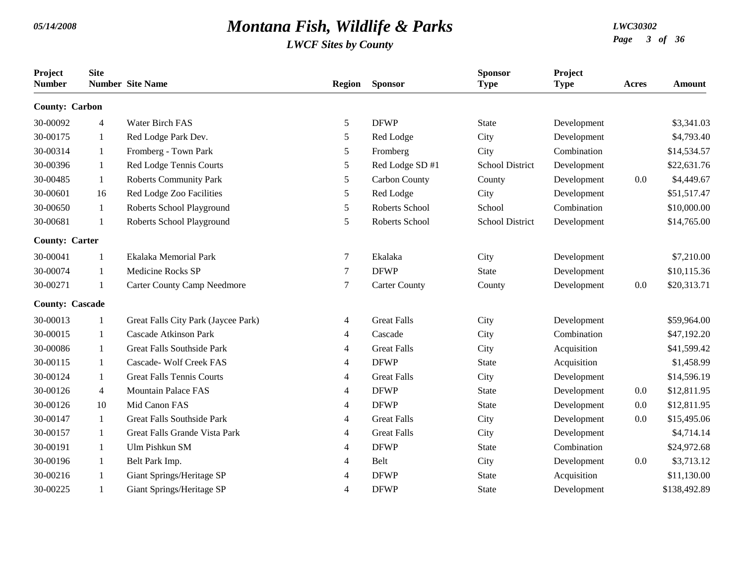# Montana Fish, Wildlife & Parks

## LWCF Sites by County

| Project Number | Site Number | Site Name | Region | Sponsor | Sponsor Type | Project Type | Acres | Amount |
|---|---|---|---|---|---|---|---|---|
| **County: Carbon** | | | | | | | | |
| 30-00092 | 4 | Water Birch FAS | 5 | DFWP | State | Development | | $3,341.03 |
| 30-00175 | 1 | Red Lodge Park Dev. | 5 | Red Lodge | City | Development | | $4,793.40 |
| 30-00314 | 1 | Fromberg - Town Park | 5 | Fromberg | City | Combination | | $14,534.57 |
| 30-00396 | 1 | Red Lodge Tennis Courts | 5 | Red Lodge SD #1 | School District | Development | | $22,631.76 |
| 30-00485 | 1 | Roberts Community Park | 5 | Carbon County | County | Development | 0.0 | $4,449.67 |
| 30-00601 | 16 | Red Lodge Zoo Facilities | 5 | Red Lodge | City | Development | | $51,517.47 |
| 30-00650 | 1 | Roberts School Playground | 5 | Roberts School | School | Combination | | $10,000.00 |
| 30-00681 | 1 | Roberts School Playground | 5 | Roberts School | School District | Development | | $14,765.00 |
| **County: Carter** | | | | | | | | |
| 30-00041 | 1 | Ekalaka Memorial Park | 7 | Ekalaka | City | Development | | $7,210.00 |
| 30-00074 | 1 | Medicine Rocks SP | 7 | DFWP | State | Development | | $10,115.36 |
| 30-00271 | 1 | Carter County Camp Needmore | 7 | Carter County | County | Development | 0.0 | $20,313.71 |
| **County: Cascade** | | | | | | | | |
| 30-00013 | 1 | Great Falls City Park (Jaycee Park) | 4 | Great Falls | City | Development | | $59,964.00 |
| 30-00015 | 1 | Cascade Atkinson Park | 4 | Cascade | City | Combination | | $47,192.20 |
| 30-00086 | 1 | Great Falls Southside Park | 4 | Great Falls | City | Acquisition | | $41,599.42 |
| 30-00115 | 1 | Cascade- Wolf Creek FAS | 4 | DFWP | State | Acquisition | | $1,458.99 |
| 30-00124 | 1 | Great Falls Tennis Courts | 4 | Great Falls | City | Development | | $14,596.19 |
| 30-00126 | 4 | Mountain Palace FAS | 4 | DFWP | State | Development | 0.0 | $12,811.95 |
| 30-00126 | 10 | Mid Canon FAS | 4 | DFWP | State | Development | 0.0 | $12,811.95 |
| 30-00147 | 1 | Great Falls Southside Park | 4 | Great Falls | City | Development | 0.0 | $15,495.06 |
| 30-00157 | 1 | Great Falls Grande Vista Park | 4 | Great Falls | City | Development | | $4,714.14 |
| 30-00191 | 1 | Ulm Pishkun SM | 4 | DFWP | State | Combination | | $24,972.68 |
| 30-00196 | 1 | Belt Park Imp. | 4 | Belt | City | Development | 0.0 | $3,713.12 |
| 30-00216 | 1 | Giant Springs/Heritage SP | 4 | DFWP | State | Acquisition | | $11,130.00 |
| 30-00225 | 1 | Giant Springs/Heritage SP | 4 | DFWP | State | Development | | $138,492.89 |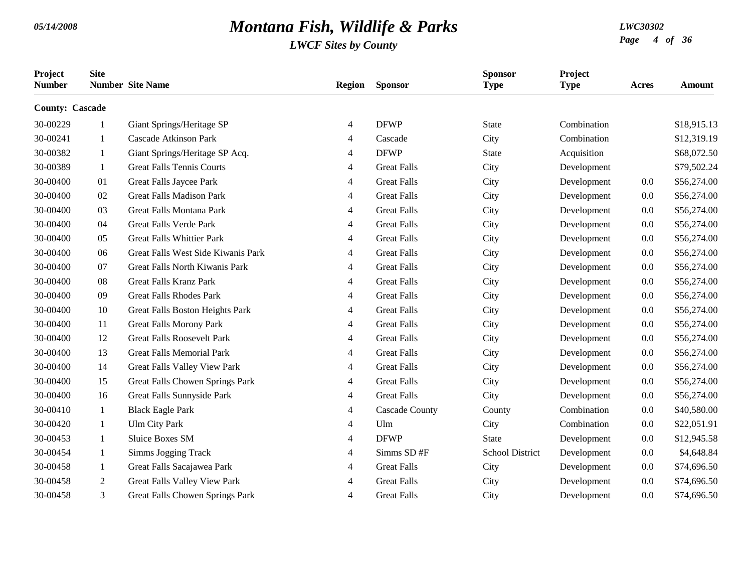# Montana Fish, Wildlife & Parks

*LWCF Sites by County*

| Project Number | Site Number | Site Name | Region | Sponsor | Sponsor Type | Project Type | Acres | Amount |
|---|---|---|---|---|---|---|---|---|
| **County: Cascade** | | | | | | | | |
| 30-00229 | 1 | Giant Springs/Heritage SP | 4 | DFWP | State | Combination | | $18,915.13 |
| 30-00241 | 1 | Cascade Atkinson Park | 4 | Cascade | City | Combination | | $12,319.19 |
| 30-00382 | 1 | Giant Springs/Heritage SP Acq. | 4 | DFWP | State | Acquisition | | $68,072.50 |
| 30-00389 | 1 | Great Falls Tennis Courts | 4 | Great Falls | City | Development | | $79,502.24 |
| 30-00400 | 01 | Great Falls Jaycee Park | 4 | Great Falls | City | Development | 0.0 | $56,274.00 |
| 30-00400 | 02 | Great Falls Madison Park | 4 | Great Falls | City | Development | 0.0 | $56,274.00 |
| 30-00400 | 03 | Great Falls Montana Park | 4 | Great Falls | City | Development | 0.0 | $56,274.00 |
| 30-00400 | 04 | Great Falls Verde Park | 4 | Great Falls | City | Development | 0.0 | $56,274.00 |
| 30-00400 | 05 | Great Falls Whittier Park | 4 | Great Falls | City | Development | 0.0 | $56,274.00 |
| 30-00400 | 06 | Great Falls West Side Kiwanis Park | 4 | Great Falls | City | Development | 0.0 | $56,274.00 |
| 30-00400 | 07 | Great Falls North Kiwanis Park | 4 | Great Falls | City | Development | 0.0 | $56,274.00 |
| 30-00400 | 08 | Great Falls Kranz Park | 4 | Great Falls | City | Development | 0.0 | $56,274.00 |
| 30-00400 | 09 | Great Falls Rhodes Park | 4 | Great Falls | City | Development | 0.0 | $56,274.00 |
| 30-00400 | 10 | Great Falls Boston Heights Park | 4 | Great Falls | City | Development | 0.0 | $56,274.00 |
| 30-00400 | 11 | Great Falls Morony Park | 4 | Great Falls | City | Development | 0.0 | $56,274.00 |
| 30-00400 | 12 | Great Falls Roosevelt Park | 4 | Great Falls | City | Development | 0.0 | $56,274.00 |
| 30-00400 | 13 | Great Falls Memorial Park | 4 | Great Falls | City | Development | 0.0 | $56,274.00 |
| 30-00400 | 14 | Great Falls Valley View Park | 4 | Great Falls | City | Development | 0.0 | $56,274.00 |
| 30-00400 | 15 | Great Falls Chowen Springs Park | 4 | Great Falls | City | Development | 0.0 | $56,274.00 |
| 30-00400 | 16 | Great Falls Sunnyside Park | 4 | Great Falls | City | Development | 0.0 | $56,274.00 |
| 30-00410 | 1 | Black Eagle Park | 4 | Cascade County | County | Combination | 0.0 | $40,580.00 |
| 30-00420 | 1 | Ulm City Park | 4 | Ulm | City | Combination | 0.0 | $22,051.91 |
| 30-00453 | 1 | Sluice Boxes SM | 4 | DFWP | State | Development | 0.0 | $12,945.58 |
| 30-00454 | 1 | Simms Jogging Track | 4 | Simms SD #F | School District | Development | 0.0 | $4,648.84 |
| 30-00458 | 1 | Great Falls Sacajawea Park | 4 | Great Falls | City | Development | 0.0 | $74,696.50 |
| 30-00458 | 2 | Great Falls Valley View Park | 4 | Great Falls | City | Development | 0.0 | $74,696.50 |
| 30-00458 | 3 | Great Falls Chowen Springs Park | 4 | Great Falls | City | Development | 0.0 | $74,696.50 |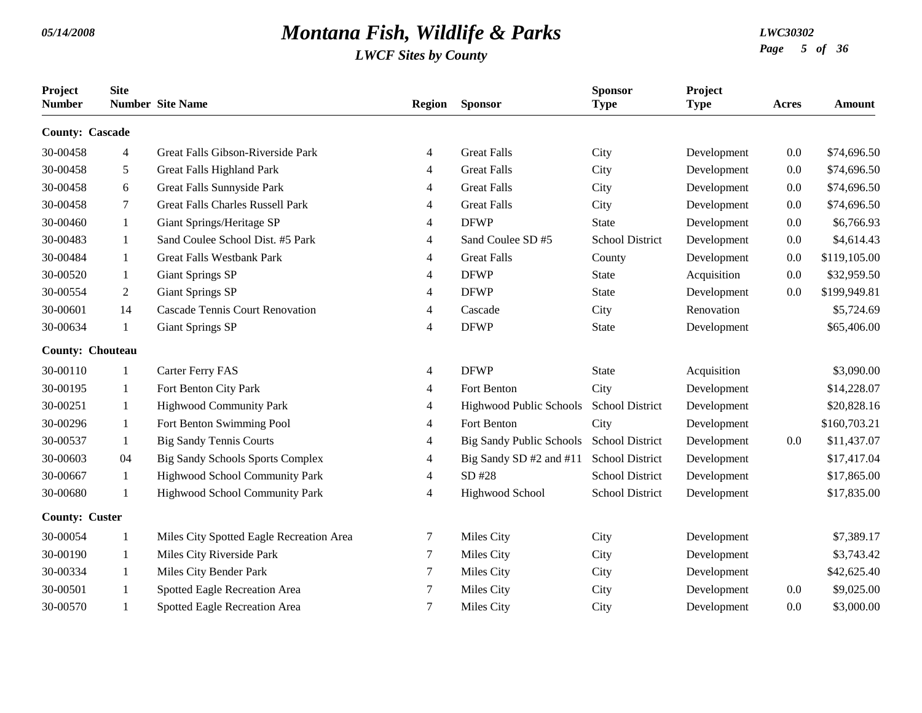# Montana Fish, Wildlife & Parks

*LWCF Sites by County*

| Project Number | Site Number | Site Name | Region | Sponsor | Sponsor Type | Project Type | Acres | Amount |
|---|---|---|---|---|---|---|---|---|
| **County: Cascade** | | | | | | | | |
| 30-00458 | 4 | Great Falls Gibson-Riverside Park | 4 | Great Falls | City | Development | 0.0 | $74,696.50 |
| 30-00458 | 5 | Great Falls Highland Park | 4 | Great Falls | City | Development | 0.0 | $74,696.50 |
| 30-00458 | 6 | Great Falls Sunnyside Park | 4 | Great Falls | City | Development | 0.0 | $74,696.50 |
| 30-00458 | 7 | Great Falls Charles Russell Park | 4 | Great Falls | City | Development | 0.0 | $74,696.50 |
| 30-00460 | 1 | Giant Springs/Heritage SP | 4 | DFWP | State | Development | 0.0 | $6,766.93 |
| 30-00483 | 1 | Sand Coulee School Dist. #5 Park | 4 | Sand Coulee SD #5 | School District | Development | 0.0 | $4,614.43 |
| 30-00484 | 1 | Great Falls Westbank Park | 4 | Great Falls | County | Development | 0.0 | $119,105.00 |
| 30-00520 | 1 | Giant Springs SP | 4 | DFWP | State | Acquisition | 0.0 | $32,959.50 |
| 30-00554 | 2 | Giant Springs SP | 4 | DFWP | State | Development | 0.0 | $199,949.81 |
| 30-00601 | 14 | Cascade Tennis Court Renovation | 4 | Cascade | City | Renovation | | $5,724.69 |
| 30-00634 | 1 | Giant Springs SP | 4 | DFWP | State | Development | | $65,406.00 |
| **County: Chouteau** | | | | | | | | |
| 30-00110 | 1 | Carter Ferry FAS | 4 | DFWP | State | Acquisition | | $3,090.00 |
| 30-00195 | 1 | Fort Benton City Park | 4 | Fort Benton | City | Development | | $14,228.07 |
| 30-00251 | 1 | Highwood Community Park | 4 | Highwood Public Schools | School District | Development | | $20,828.16 |
| 30-00296 | 1 | Fort Benton Swimming Pool | 4 | Fort Benton | City | Development | | $160,703.21 |
| 30-00537 | 1 | Big Sandy Tennis Courts | 4 | Big Sandy Public Schools | School District | Development | 0.0 | $11,437.07 |
| 30-00603 | 04 | Big Sandy Schools Sports Complex | 4 | Big Sandy SD #2 and #11 | School District | Development | | $17,417.04 |
| 30-00667 | 1 | Highwood School Community Park | 4 | SD #28 | School District | Development | | $17,865.00 |
| 30-00680 | 1 | Highwood School Community Park | 4 | Highwood School | School District | Development | | $17,835.00 |
| **County: Custer** | | | | | | | | |
| 30-00054 | 1 | Miles City Spotted Eagle Recreation Area | 7 | Miles City | City | Development | | $7,389.17 |
| 30-00190 | 1 | Miles City Riverside Park | 7 | Miles City | City | Development | | $3,743.42 |
| 30-00334 | 1 | Miles City Bender Park | 7 | Miles City | City | Development | | $42,625.40 |
| 30-00501 | 1 | Spotted Eagle Recreation Area | 7 | Miles City | City | Development | 0.0 | $9,025.00 |
| 30-00570 | 1 | Spotted Eagle Recreation Area | 7 | Miles City | City | Development | 0.0 | $3,000.00 |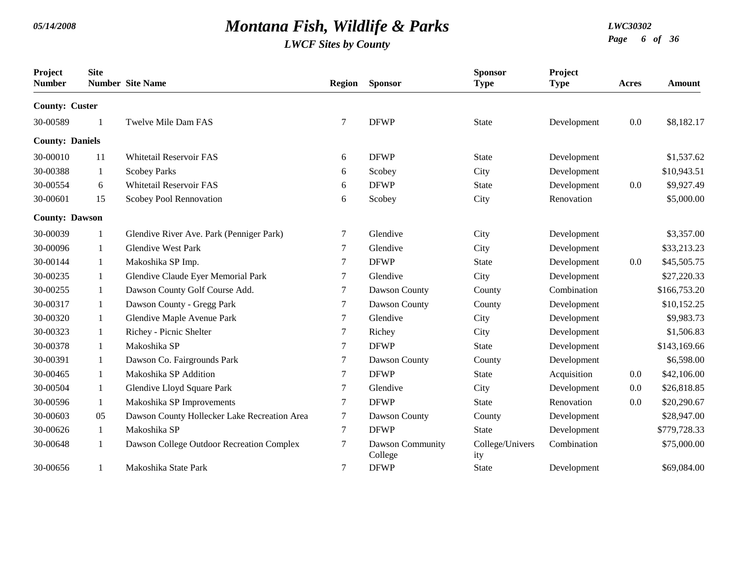# Montana Fish, Wildlife & Parks

*LWCF Sites by County*

| Project Number | Site Number | Site Name | Region | Sponsor | Sponsor Type | Project Type | Acres | Amount |
|---|---|---|---|---|---|---|---|---|
| **County: Custer** | | | | | | | | |
| 30-00589 | 1 | Twelve Mile Dam FAS | 7 | DFWP | State | Development | 0.0 | $8,182.17 |
| **County: Daniels** | | | | | | | | |
| 30-00010 | 11 | Whitetail Reservoir FAS | 6 | DFWP | State | Development | | $1,537.62 |
| 30-00388 | 1 | Scobey Parks | 6 | Scobey | City | Development | | $10,943.51 |
| 30-00554 | 6 | Whitetail Reservoir FAS | 6 | DFWP | State | Development | 0.0 | $9,927.49 |
| 30-00601 | 15 | Scobey Pool Rennovation | 6 | Scobey | City | Renovation | | $5,000.00 |
| **County: Dawson** | | | | | | | | |
| 30-00039 | 1 | Glendive River Ave. Park (Penniger Park) | 7 | Glendive | City | Development | | $3,357.00 |
| 30-00096 | 1 | Glendive West Park | 7 | Glendive | City | Development | | $33,213.23 |
| 30-00144 | 1 | Makoshika SP Imp. | 7 | DFWP | State | Development | 0.0 | $45,505.75 |
| 30-00235 | 1 | Glendive Claude Eyer Memorial Park | 7 | Glendive | City | Development | | $27,220.33 |
| 30-00255 | 1 | Dawson County Golf Course Add. | 7 | Dawson County | County | Combination | | $166,753.20 |
| 30-00317 | 1 | Dawson County - Gregg Park | 7 | Dawson County | County | Development | | $10,152.25 |
| 30-00320 | 1 | Glendive Maple Avenue Park | 7 | Glendive | City | Development | | $9,983.73 |
| 30-00323 | 1 | Richey - Picnic Shelter | 7 | Richey | City | Development | | $1,506.83 |
| 30-00378 | 1 | Makoshika SP | 7 | DFWP | State | Development | | $143,169.66 |
| 30-00391 | 1 | Dawson Co. Fairgrounds Park | 7 | Dawson County | County | Development | | $6,598.00 |
| 30-00465 | 1 | Makoshika SP Addition | 7 | DFWP | State | Acquisition | 0.0 | $42,106.00 |
| 30-00504 | 1 | Glendive Lloyd Square Park | 7 | Glendive | City | Development | 0.0 | $26,818.85 |
| 30-00596 | 1 | Makoshika SP Improvements | 7 | DFWP | State | Renovation | 0.0 | $20,290.67 |
| 30-00603 | 05 | Dawson County Hollecker Lake Recreation Area | 7 | Dawson County | County | Development | | $28,947.00 |
| 30-00626 | 1 | Makoshika SP | 7 | DFWP | State | Development | | $779,728.33 |
| 30-00648 | 1 | Dawson College Outdoor Recreation Complex | 7 | Dawson Community College | College/University | Combination | | $75,000.00 |
| 30-00656 | 1 | Makoshika State Park | 7 | DFWP | State | Development | | $69,084.00 |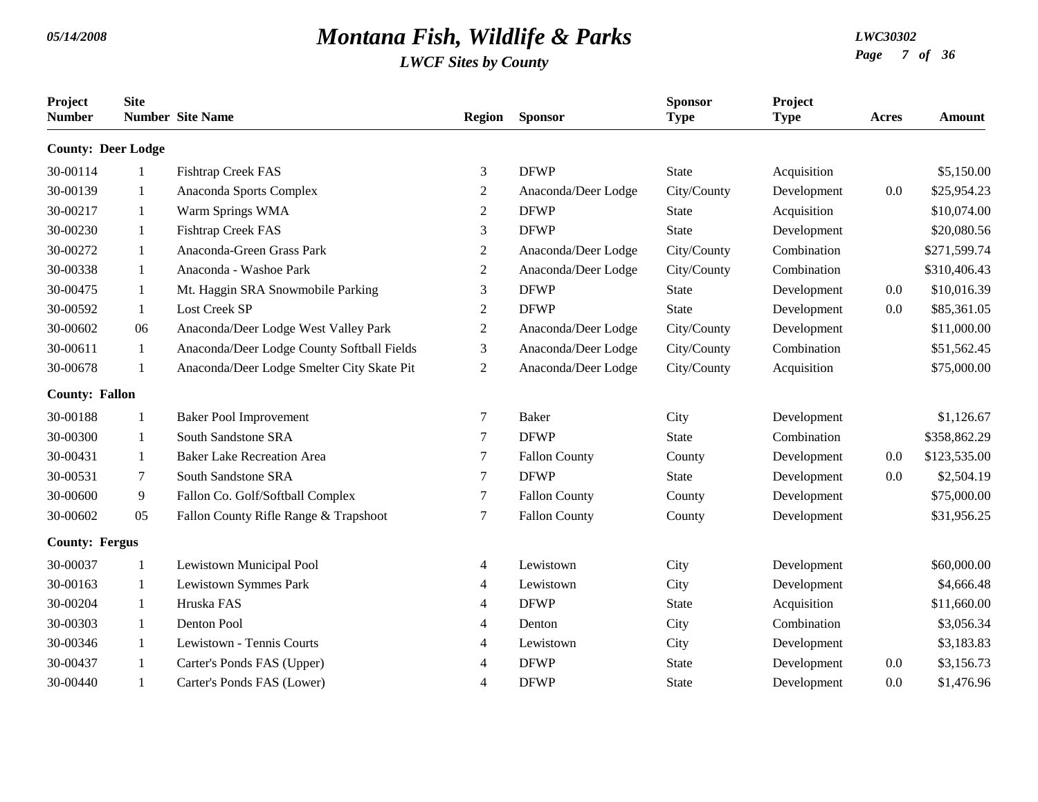# Montana Fish, Wildlife & Parks

*LWCF Sites by County*

| Project Number | Site Number | Site Name | Region | Sponsor | Sponsor Type | Project Type | Acres | Amount |
|---|---|---|---|---|---|---|---|---|
| **County: Deer Lodge** | | | | | | | | |
| 30-00114 | 1 | Fishtrap Creek FAS | 3 | DFWP | State | Acquisition | | $5,150.00 |
| 30-00139 | 1 | Anaconda Sports Complex | 2 | Anaconda/Deer Lodge | City/County | Development | 0.0 | $25,954.23 |
| 30-00217 | 1 | Warm Springs WMA | 2 | DFWP | State | Acquisition | | $10,074.00 |
| 30-00230 | 1 | Fishtrap Creek FAS | 3 | DFWP | State | Development | | $20,080.56 |
| 30-00272 | 1 | Anaconda-Green Grass Park | 2 | Anaconda/Deer Lodge | City/County | Combination | | $271,599.74 |
| 30-00338 | 1 | Anaconda - Washoe Park | 2 | Anaconda/Deer Lodge | City/County | Combination | | $310,406.43 |
| 30-00475 | 1 | Mt. Haggin SRA Snowmobile Parking | 3 | DFWP | State | Development | 0.0 | $10,016.39 |
| 30-00592 | 1 | Lost Creek SP | 2 | DFWP | State | Development | 0.0 | $85,361.05 |
| 30-00602 | 06 | Anaconda/Deer Lodge West Valley Park | 2 | Anaconda/Deer Lodge | City/County | Development | | $11,000.00 |
| 30-00611 | 1 | Anaconda/Deer Lodge County Softball Fields | 3 | Anaconda/Deer Lodge | City/County | Combination | | $51,562.45 |
| 30-00678 | 1 | Anaconda/Deer Lodge Smelter City Skate Pit | 2 | Anaconda/Deer Lodge | City/County | Acquisition | | $75,000.00 |
| **County: Fallon** | | | | | | | | |
| 30-00188 | 1 | Baker Pool Improvement | 7 | Baker | City | Development | | $1,126.67 |
| 30-00300 | 1 | South Sandstone SRA | 7 | DFWP | State | Combination | | $358,862.29 |
| 30-00431 | 1 | Baker Lake Recreation Area | 7 | Fallon County | County | Development | 0.0 | $123,535.00 |
| 30-00531 | 7 | South Sandstone SRA | 7 | DFWP | State | Development | 0.0 | $2,504.19 |
| 30-00600 | 9 | Fallon Co. Golf/Softball Complex | 7 | Fallon County | County | Development | | $75,000.00 |
| 30-00602 | 05 | Fallon County Rifle Range & Trapshoot | 7 | Fallon County | County | Development | | $31,956.25 |
| **County: Fergus** | | | | | | | | |
| 30-00037 | 1 | Lewistown Municipal Pool | 4 | Lewistown | City | Development | | $60,000.00 |
| 30-00163 | 1 | Lewistown Symmes Park | 4 | Lewistown | City | Development | | $4,666.48 |
| 30-00204 | 1 | Hruska FAS | 4 | DFWP | State | Acquisition | | $11,660.00 |
| 30-00303 | 1 | Denton Pool | 4 | Denton | City | Combination | | $3,056.34 |
| 30-00346 | 1 | Lewistown - Tennis Courts | 4 | Lewistown | City | Development | | $3,183.83 |
| 30-00437 | 1 | Carter's Ponds FAS (Upper) | 4 | DFWP | State | Development | 0.0 | $3,156.73 |
| 30-00440 | 1 | Carter's Ponds FAS (Lower) | 4 | DFWP | State | Development | 0.0 | $1,476.96 |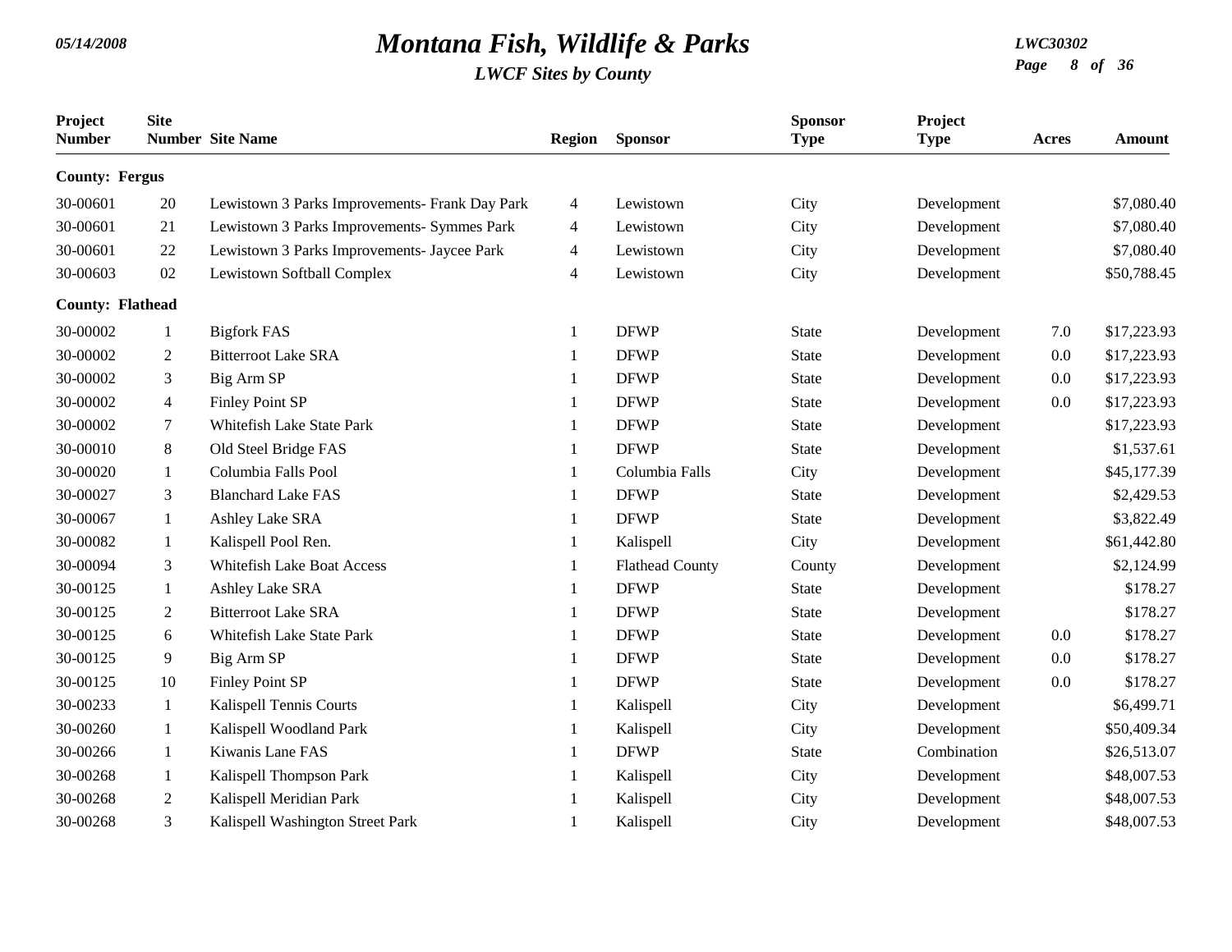# Montana Fish, Wildlife & Parks

*LWCF Sites by County*

| Project Number | Site Number | Site Name | Region | Sponsor | Sponsor Type | Project Type | Acres | Amount |
|---|---|---|---|---|---|---|---|---|
| **County: Fergus** | | | | | | | | |
| 30-00601 | 20 | Lewistown 3 Parks Improvements- Frank Day Park | 4 | Lewistown | City | Development | | $7,080.40 |
| 30-00601 | 21 | Lewistown 3 Parks Improvements- Symmes Park | 4 | Lewistown | City | Development | | $7,080.40 |
| 30-00601 | 22 | Lewistown 3 Parks Improvements- Jaycee Park | 4 | Lewistown | City | Development | | $7,080.40 |
| 30-00603 | 02 | Lewistown Softball Complex | 4 | Lewistown | City | Development | | $50,788.45 |
| **County: Flathead** | | | | | | | | |
| 30-00002 | 1 | Bigfork FAS | 1 | DFWP | State | Development | 7.0 | $17,223.93 |
| 30-00002 | 2 | Bitterroot Lake SRA | 1 | DFWP | State | Development | 0.0 | $17,223.93 |
| 30-00002 | 3 | Big Arm SP | 1 | DFWP | State | Development | 0.0 | $17,223.93 |
| 30-00002 | 4 | Finley Point SP | 1 | DFWP | State | Development | 0.0 | $17,223.93 |
| 30-00002 | 7 | Whitefish Lake State Park | 1 | DFWP | State | Development | | $17,223.93 |
| 30-00010 | 8 | Old Steel Bridge FAS | 1 | DFWP | State | Development | | $1,537.61 |
| 30-00020 | 1 | Columbia Falls Pool | 1 | Columbia Falls | City | Development | | $45,177.39 |
| 30-00027 | 3 | Blanchard Lake FAS | 1 | DFWP | State | Development | | $2,429.53 |
| 30-00067 | 1 | Ashley Lake SRA | 1 | DFWP | State | Development | | $3,822.49 |
| 30-00082 | 1 | Kalispell Pool Ren. | 1 | Kalispell | City | Development | | $61,442.80 |
| 30-00094 | 3 | Whitefish Lake Boat Access | 1 | Flathead County | County | Development | | $2,124.99 |
| 30-00125 | 1 | Ashley Lake SRA | 1 | DFWP | State | Development | | $178.27 |
| 30-00125 | 2 | Bitterroot Lake SRA | 1 | DFWP | State | Development | | $178.27 |
| 30-00125 | 6 | Whitefish Lake State Park | 1 | DFWP | State | Development | 0.0 | $178.27 |
| 30-00125 | 9 | Big Arm SP | 1 | DFWP | State | Development | 0.0 | $178.27 |
| 30-00125 | 10 | Finley Point SP | 1 | DFWP | State | Development | 0.0 | $178.27 |
| 30-00233 | 1 | Kalispell Tennis Courts | 1 | Kalispell | City | Development | | $6,499.71 |
| 30-00260 | 1 | Kalispell Woodland Park | 1 | Kalispell | City | Development | | $50,409.34 |
| 30-00266 | 1 | Kiwanis Lane FAS | 1 | DFWP | State | Combination | | $26,513.07 |
| 30-00268 | 1 | Kalispell Thompson Park | 1 | Kalispell | City | Development | | $48,007.53 |
| 30-00268 | 2 | Kalispell Meridian Park | 1 | Kalispell | City | Development | | $48,007.53 |
| 30-00268 | 3 | Kalispell Washington Street Park | 1 | Kalispell | City | Development | | $48,007.53 |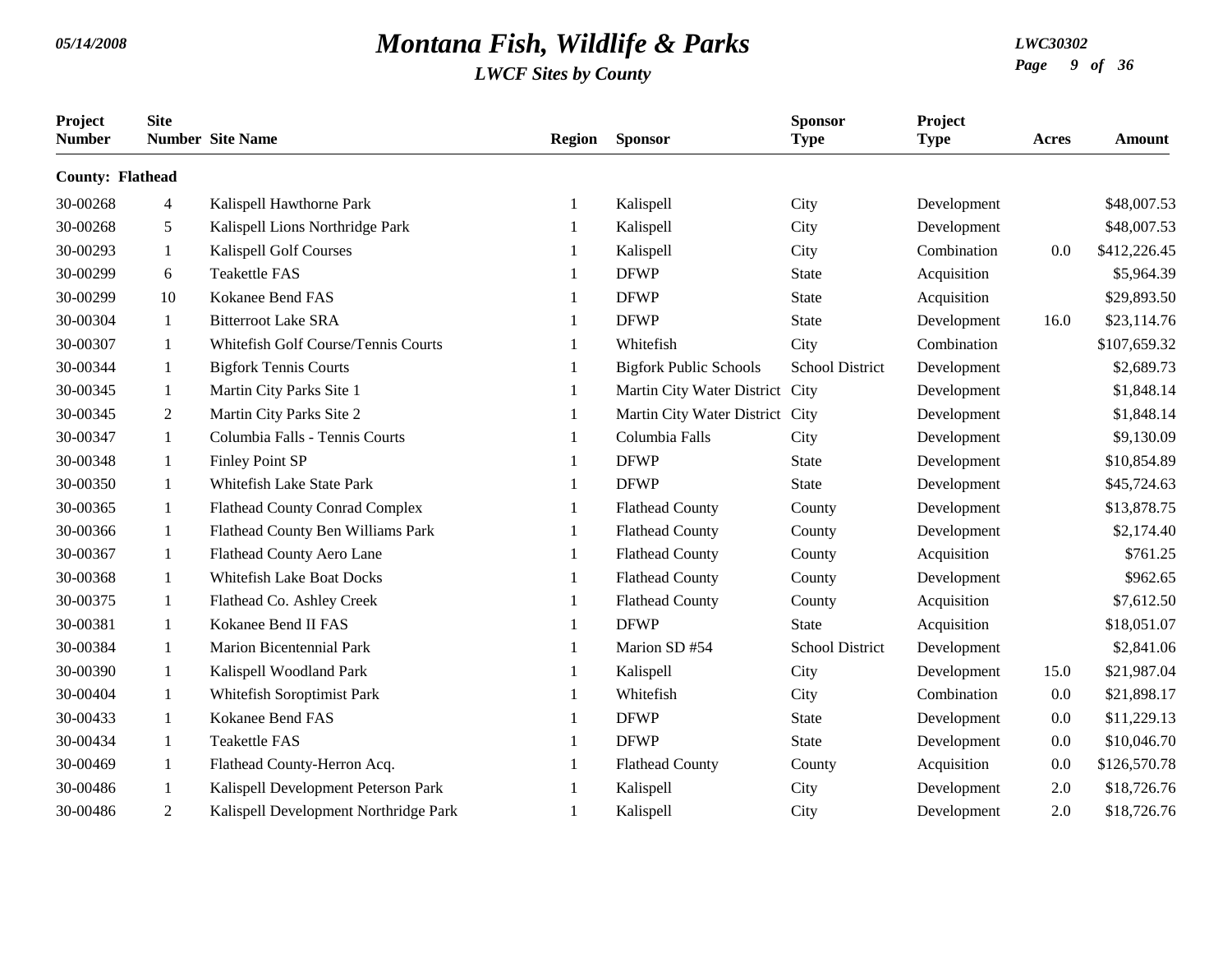# Montana Fish, Wildlife & Parks

*LWCF Sites by County*

| Project Number | Site Number | Site Name | Region | Sponsor | Sponsor Type | Project Type | Acres | Amount |
|---|---|---|---|---|---|---|---|---|
| **County: Flathead** | | | | | | | | |
| 30-00268 | 4 | Kalispell Hawthorne Park | 1 | Kalispell | City | Development | | $48,007.53 |
| 30-00268 | 5 | Kalispell Lions Northridge Park | 1 | Kalispell | City | Development | | $48,007.53 |
| 30-00293 | 1 | Kalispell Golf Courses | 1 | Kalispell | City | Combination | 0.0 | $412,226.45 |
| 30-00299 | 6 | Teakettle FAS | 1 | DFWP | State | Acquisition | | $5,964.39 |
| 30-00299 | 10 | Kokanee Bend FAS | 1 | DFWP | State | Acquisition | | $29,893.50 |
| 30-00304 | 1 | Bitterroot Lake SRA | 1 | DFWP | State | Development | 16.0 | $23,114.76 |
| 30-00307 | 1 | Whitefish Golf Course/Tennis Courts | 1 | Whitefish | City | Combination | | $107,659.32 |
| 30-00344 | 1 | Bigfork Tennis Courts | 1 | Bigfork Public Schools | School District | Development | | $2,689.73 |
| 30-00345 | 1 | Martin City Parks Site 1 | 1 | Martin City Water District | City | Development | | $1,848.14 |
| 30-00345 | 2 | Martin City Parks Site 2 | 1 | Martin City Water District | City | Development | | $1,848.14 |
| 30-00347 | 1 | Columbia Falls - Tennis Courts | 1 | Columbia Falls | City | Development | | $9,130.09 |
| 30-00348 | 1 | Finley Point SP | 1 | DFWP | State | Development | | $10,854.89 |
| 30-00350 | 1 | Whitefish Lake State Park | 1 | DFWP | State | Development | | $45,724.63 |
| 30-00365 | 1 | Flathead County Conrad Complex | 1 | Flathead County | County | Development | | $13,878.75 |
| 30-00366 | 1 | Flathead County Ben Williams Park | 1 | Flathead County | County | Development | | $2,174.40 |
| 30-00367 | 1 | Flathead County Aero Lane | 1 | Flathead County | County | Acquisition | | $761.25 |
| 30-00368 | 1 | Whitefish Lake Boat Docks | 1 | Flathead County | County | Development | | $962.65 |
| 30-00375 | 1 | Flathead Co. Ashley Creek | 1 | Flathead County | County | Acquisition | | $7,612.50 |
| 30-00381 | 1 | Kokanee Bend II FAS | 1 | DFWP | State | Acquisition | | $18,051.07 |
| 30-00384 | 1 | Marion Bicentennial Park | 1 | Marion SD #54 | School District | Development | | $2,841.06 |
| 30-00390 | 1 | Kalispell Woodland Park | 1 | Kalispell | City | Development | 15.0 | $21,987.04 |
| 30-00404 | 1 | Whitefish Soroptimist Park | 1 | Whitefish | City | Combination | 0.0 | $21,898.17 |
| 30-00433 | 1 | Kokanee Bend FAS | 1 | DFWP | State | Development | 0.0 | $11,229.13 |
| 30-00434 | 1 | Teakettle FAS | 1 | DFWP | State | Development | 0.0 | $10,046.70 |
| 30-00469 | 1 | Flathead County-Herron Acq. | 1 | Flathead County | County | Acquisition | 0.0 | $126,570.78 |
| 30-00486 | 1 | Kalispell Development Peterson Park | 1 | Kalispell | City | Development | 2.0 | $18,726.76 |
| 30-00486 | 2 | Kalispell Development Northridge Park | 1 | Kalispell | City | Development | 2.0 | $18,726.76 |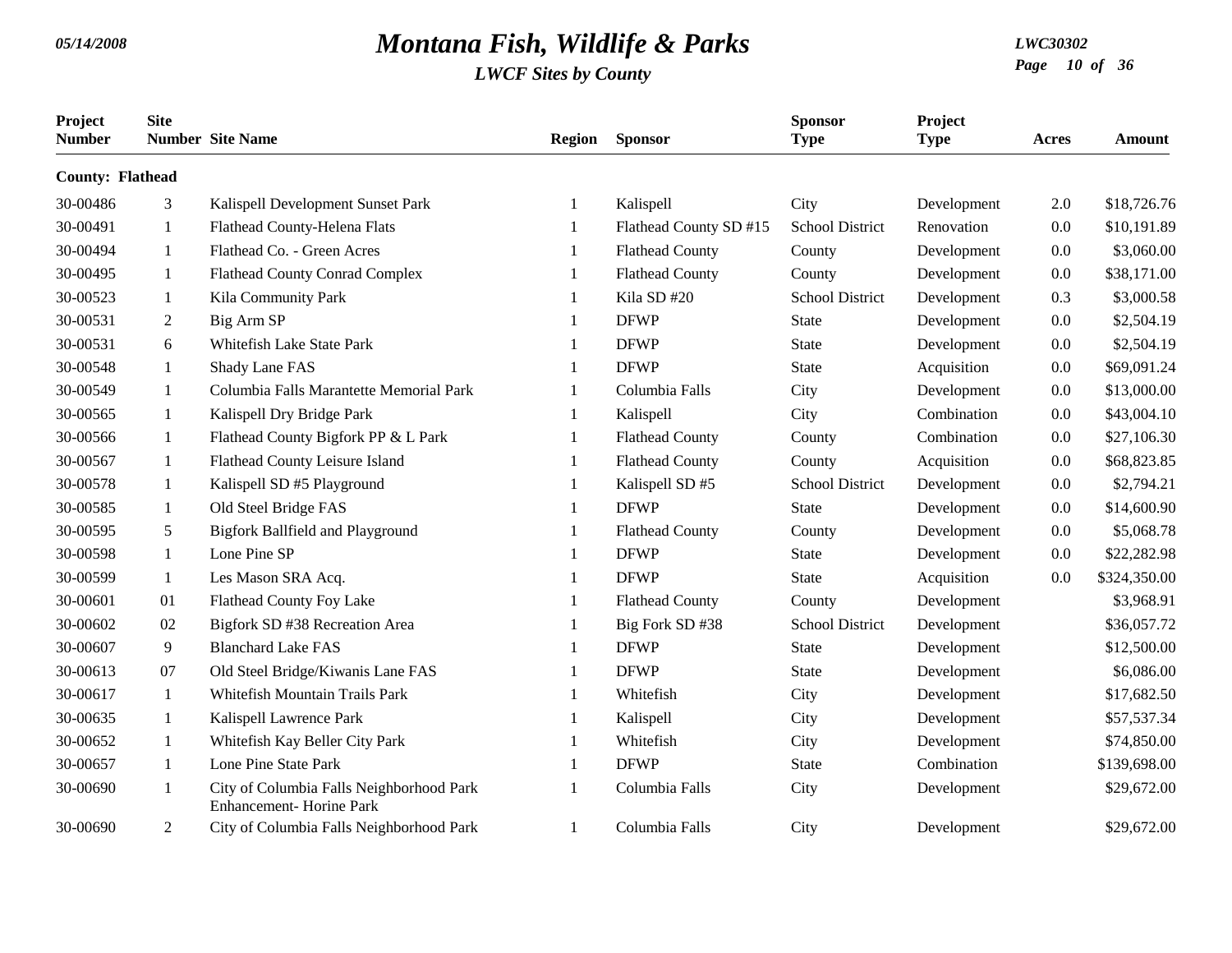| Project Number | Site Number | Site Name | Region | Sponsor | Sponsor Type | Project Type | Acres | Amount |
|---|---|---|---|---|---|---|---|---|
| **County: Flathead** | | | | | | | | |
| 30-00486 | 3 | Kalispell Development Sunset Park | 1 | Kalispell | City | Development | 2.0 | $18,726.76 |
| 30-00491 | 1 | Flathead County-Helena Flats | 1 | Flathead County SD #15 | School District | Renovation | 0.0 | $10,191.89 |
| 30-00494 | 1 | Flathead Co. - Green Acres | 1 | Flathead County | County | Development | 0.0 | $3,060.00 |
| 30-00495 | 1 | Flathead County Conrad Complex | 1 | Flathead County | County | Development | 0.0 | $38,171.00 |
| 30-00523 | 1 | Kila Community Park | 1 | Kila SD #20 | School District | Development | 0.3 | $3,000.58 |
| 30-00531 | 2 | Big Arm SP | 1 | DFWP | State | Development | 0.0 | $2,504.19 |
| 30-00531 | 6 | Whitefish Lake State Park | 1 | DFWP | State | Development | 0.0 | $2,504.19 |
| 30-00548 | 1 | Shady Lane FAS | 1 | DFWP | State | Acquisition | 0.0 | $69,091.24 |
| 30-00549 | 1 | Columbia Falls Marantette Memorial Park | 1 | Columbia Falls | City | Development | 0.0 | $13,000.00 |
| 30-00565 | 1 | Kalispell Dry Bridge Park | 1 | Kalispell | City | Combination | 0.0 | $43,004.10 |
| 30-00566 | 1 | Flathead County Bigfork PP & L Park | 1 | Flathead County | County | Combination | 0.0 | $27,106.30 |
| 30-00567 | 1 | Flathead County Leisure Island | 1 | Flathead County | County | Acquisition | 0.0 | $68,823.85 |
| 30-00578 | 1 | Kalispell SD #5 Playground | 1 | Kalispell SD #5 | School District | Development | 0.0 | $2,794.21 |
| 30-00585 | 1 | Old Steel Bridge FAS | 1 | DFWP | State | Development | 0.0 | $14,600.90 |
| 30-00595 | 5 | Bigfork Ballfield and Playground | 1 | Flathead County | County | Development | 0.0 | $5,068.78 |
| 30-00598 | 1 | Lone Pine SP | 1 | DFWP | State | Development | 0.0 | $22,282.98 |
| 30-00599 | 1 | Les Mason SRA Acq. | 1 | DFWP | State | Acquisition | 0.0 | $324,350.00 |
| 30-00601 | 01 | Flathead County Foy Lake | 1 | Flathead County | County | Development | | $3,968.91 |
| 30-00602 | 02 | Bigfork SD #38 Recreation Area | 1 | Big Fork SD #38 | School District | Development | | $36,057.72 |
| 30-00607 | 9 | Blanchard Lake FAS | 1 | DFWP | State | Development | | $12,500.00 |
| 30-00613 | 07 | Old Steel Bridge/Kiwanis Lane FAS | 1 | DFWP | State | Development | | $6,086.00 |
| 30-00617 | 1 | Whitefish Mountain Trails Park | 1 | Whitefish | City | Development | | $17,682.50 |
| 30-00635 | 1 | Kalispell Lawrence Park | 1 | Kalispell | City | Development | | $57,537.34 |
| 30-00652 | 1 | Whitefish Kay Beller City Park | 1 | Whitefish | City | Development | | $74,850.00 |
| 30-00657 | 1 | Lone Pine State Park | 1 | DFWP | State | Combination | | $139,698.00 |
| 30-00690 | 1 | City of Columbia Falls Neighborhood Park Enhancement- Horine Park | 1 | Columbia Falls | City | Development | | $29,672.00 |
| 30-00690 | 2 | City of Columbia Falls Neighborhood Park | 1 | Columbia Falls | City | Development | | $29,672.00 |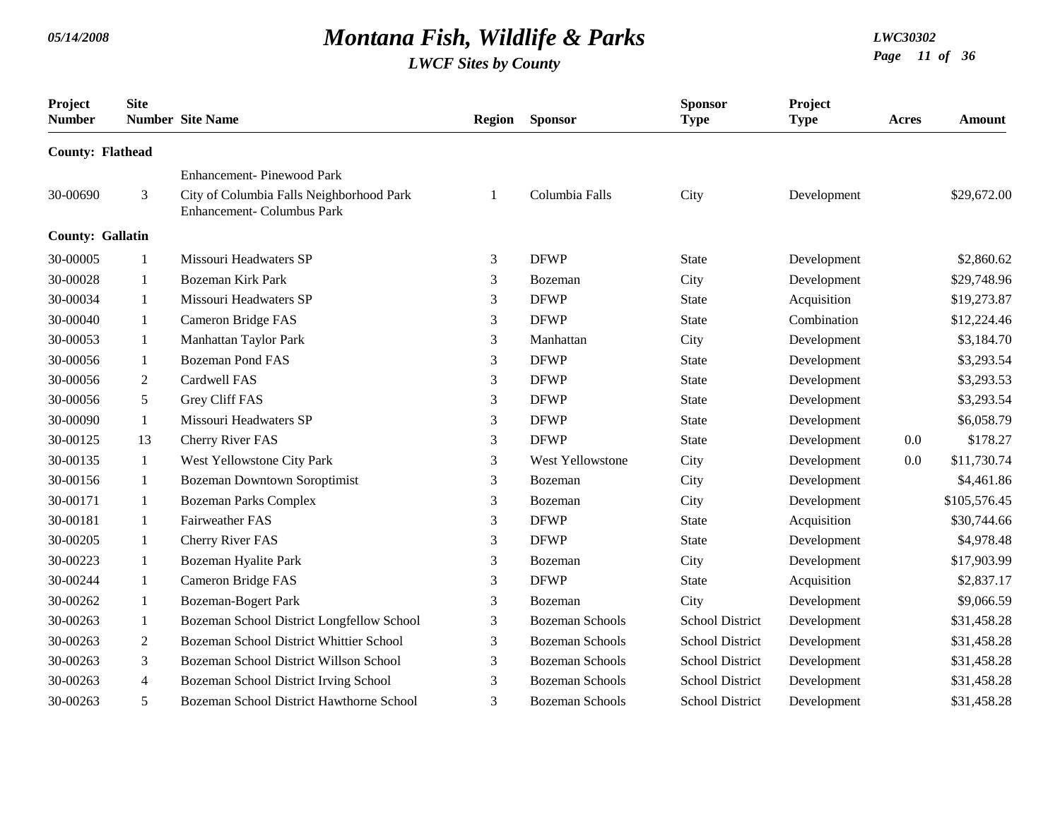| Project Number | Site Number | Site Name | Region | Sponsor | Sponsor Type | Project Type | Acres | Amount |
|---|---|---|---|---|---|---|---|---|
| **County: Flathead** | | | | | | | | |
| | | Enhancement- Pinewood Park | | | | | | |
| 30-00690 | 3 | City of Columbia Falls Neighborhood Park Enhancement- Columbus Park | 1 | Columbia Falls | City | Development | | $29,672.00 |
| **County: Gallatin** | | | | | | | | |
| 30-00005 | 1 | Missouri Headwaters SP | 3 | DFWP | State | Development | | $2,860.62 |
| 30-00028 | 1 | Bozeman Kirk Park | 3 | Bozeman | City | Development | | $29,748.96 |
| 30-00034 | 1 | Missouri Headwaters SP | 3 | DFWP | State | Acquisition | | $19,273.87 |
| 30-00040 | 1 | Cameron Bridge FAS | 3 | DFWP | State | Combination | | $12,224.46 |
| 30-00053 | 1 | Manhattan Taylor Park | 3 | Manhattan | City | Development | | $3,184.70 |
| 30-00056 | 1 | Bozeman Pond FAS | 3 | DFWP | State | Development | | $3,293.54 |
| 30-00056 | 2 | Cardwell FAS | 3 | DFWP | State | Development | | $3,293.53 |
| 30-00056 | 5 | Grey Cliff FAS | 3 | DFWP | State | Development | | $3,293.54 |
| 30-00090 | 1 | Missouri Headwaters SP | 3 | DFWP | State | Development | | $6,058.79 |
| 30-00125 | 13 | Cherry River FAS | 3 | DFWP | State | Development | 0.0 | $178.27 |
| 30-00135 | 1 | West Yellowstone City Park | 3 | West Yellowstone | City | Development | 0.0 | $11,730.74 |
| 30-00156 | 1 | Bozeman Downtown Soroptimist | 3 | Bozeman | City | Development | | $4,461.86 |
| 30-00171 | 1 | Bozeman Parks Complex | 3 | Bozeman | City | Development | | $105,576.45 |
| 30-00181 | 1 | Fairweather FAS | 3 | DFWP | State | Acquisition | | $30,744.66 |
| 30-00205 | 1 | Cherry River FAS | 3 | DFWP | State | Development | | $4,978.48 |
| 30-00223 | 1 | Bozeman Hyalite Park | 3 | Bozeman | City | Development | | $17,903.99 |
| 30-00244 | 1 | Cameron Bridge FAS | 3 | DFWP | State | Acquisition | | $2,837.17 |
| 30-00262 | 1 | Bozeman-Bogert Park | 3 | Bozeman | City | Development | | $9,066.59 |
| 30-00263 | 1 | Bozeman School District Longfellow School | 3 | Bozeman Schools | School District | Development | | $31,458.28 |
| 30-00263 | 2 | Bozeman School District Whittier School | 3 | Bozeman Schools | School District | Development | | $31,458.28 |
| 30-00263 | 3 | Bozeman School District Willson School | 3 | Bozeman Schools | School District | Development | | $31,458.28 |
| 30-00263 | 4 | Bozeman School District Irving School | 3 | Bozeman Schools | School District | Development | | $31,458.28 |
| 30-00263 | 5 | Bozeman School District Hawthorne School | 3 | Bozeman Schools | School District | Development | | $31,458.28 |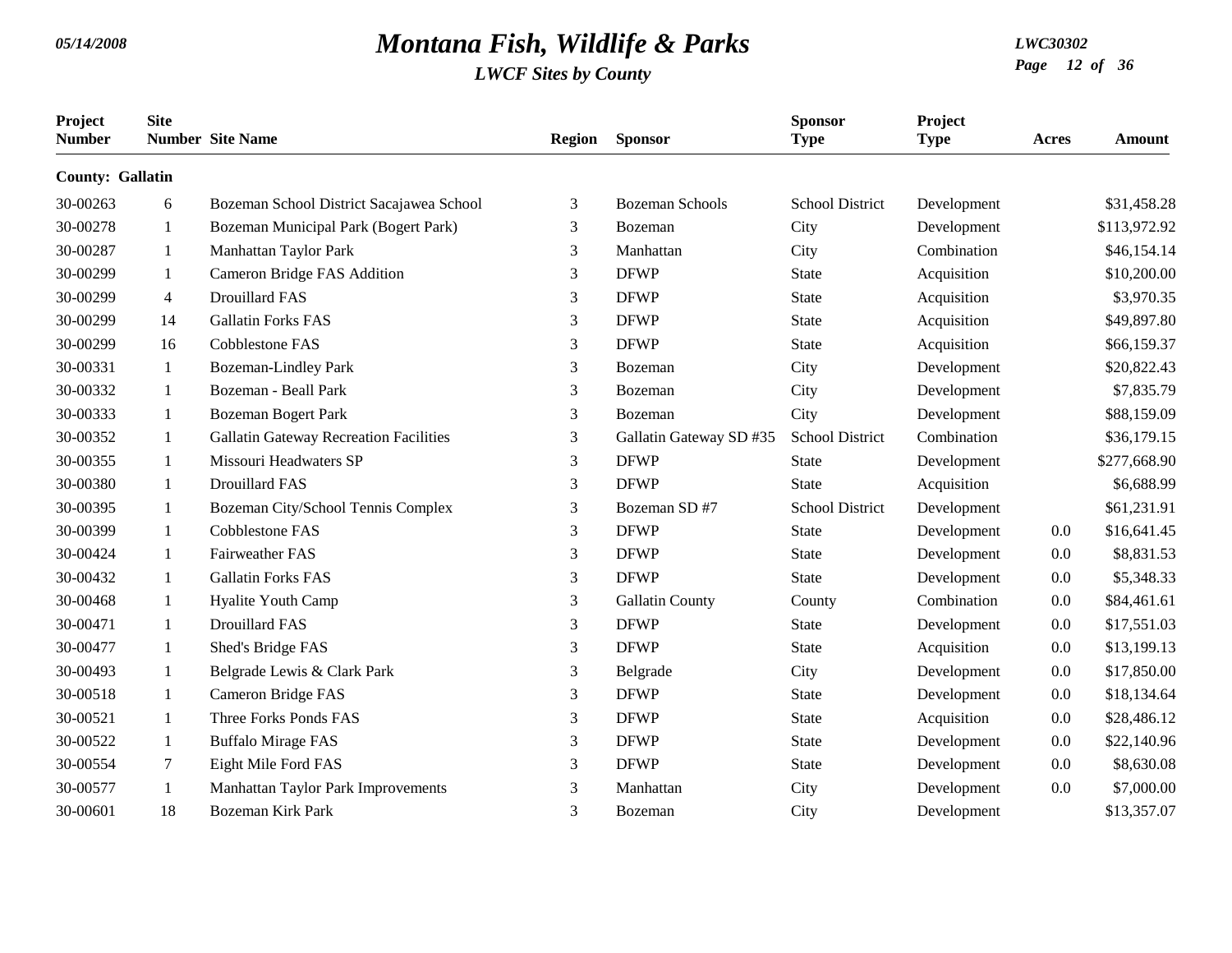# Montana Fish, Wildlife & Parks

*LWCF Sites by County*

| Project Number | Site Number | Site Name | Region | Sponsor | Sponsor Type | Project Type | Acres | Amount |
|---|---|---|---|---|---|---|---|---|
| **County: Gallatin** | | | | | | | | |
| 30-00263 | 6 | Bozeman School District Sacajawea School | 3 | Bozeman Schools | School District | Development | | $31,458.28 |
| 30-00278 | 1 | Bozeman Municipal Park (Bogert Park) | 3 | Bozeman | City | Development | | $113,972.92 |
| 30-00287 | 1 | Manhattan Taylor Park | 3 | Manhattan | City | Combination | | $46,154.14 |
| 30-00299 | 1 | Cameron Bridge FAS Addition | 3 | DFWP | State | Acquisition | | $10,200.00 |
| 30-00299 | 4 | Drouillard FAS | 3 | DFWP | State | Acquisition | | $3,970.35 |
| 30-00299 | 14 | Gallatin Forks FAS | 3 | DFWP | State | Acquisition | | $49,897.80 |
| 30-00299 | 16 | Cobblestone FAS | 3 | DFWP | State | Acquisition | | $66,159.37 |
| 30-00331 | 1 | Bozeman-Lindley Park | 3 | Bozeman | City | Development | | $20,822.43 |
| 30-00332 | 1 | Bozeman - Beall Park | 3 | Bozeman | City | Development | | $7,835.79 |
| 30-00333 | 1 | Bozeman Bogert Park | 3 | Bozeman | City | Development | | $88,159.09 |
| 30-00352 | 1 | Gallatin Gateway Recreation Facilities | 3 | Gallatin Gateway SD #35 | School District | Combination | | $36,179.15 |
| 30-00355 | 1 | Missouri Headwaters SP | 3 | DFWP | State | Development | | $277,668.90 |
| 30-00380 | 1 | Drouillard FAS | 3 | DFWP | State | Acquisition | | $6,688.99 |
| 30-00395 | 1 | Bozeman City/School Tennis Complex | 3 | Bozeman SD #7 | School District | Development | | $61,231.91 |
| 30-00399 | 1 | Cobblestone FAS | 3 | DFWP | State | Development | 0.0 | $16,641.45 |
| 30-00424 | 1 | Fairweather FAS | 3 | DFWP | State | Development | 0.0 | $8,831.53 |
| 30-00432 | 1 | Gallatin Forks FAS | 3 | DFWP | State | Development | 0.0 | $5,348.33 |
| 30-00468 | 1 | Hyalite Youth Camp | 3 | Gallatin County | County | Combination | 0.0 | $84,461.61 |
| 30-00471 | 1 | Drouillard FAS | 3 | DFWP | State | Development | 0.0 | $17,551.03 |
| 30-00477 | 1 | Shed's Bridge FAS | 3 | DFWP | State | Acquisition | 0.0 | $13,199.13 |
| 30-00493 | 1 | Belgrade Lewis & Clark Park | 3 | Belgrade | City | Development | 0.0 | $17,850.00 |
| 30-00518 | 1 | Cameron Bridge FAS | 3 | DFWP | State | Development | 0.0 | $18,134.64 |
| 30-00521 | 1 | Three Forks Ponds FAS | 3 | DFWP | State | Acquisition | 0.0 | $28,486.12 |
| 30-00522 | 1 | Buffalo Mirage FAS | 3 | DFWP | State | Development | 0.0 | $22,140.96 |
| 30-00554 | 7 | Eight Mile Ford FAS | 3 | DFWP | State | Development | 0.0 | $8,630.08 |
| 30-00577 | 1 | Manhattan Taylor Park Improvements | 3 | Manhattan | City | Development | 0.0 | $7,000.00 |
| 30-00601 | 18 | Bozeman Kirk Park | 3 | Bozeman | City | Development | | $13,357.07 |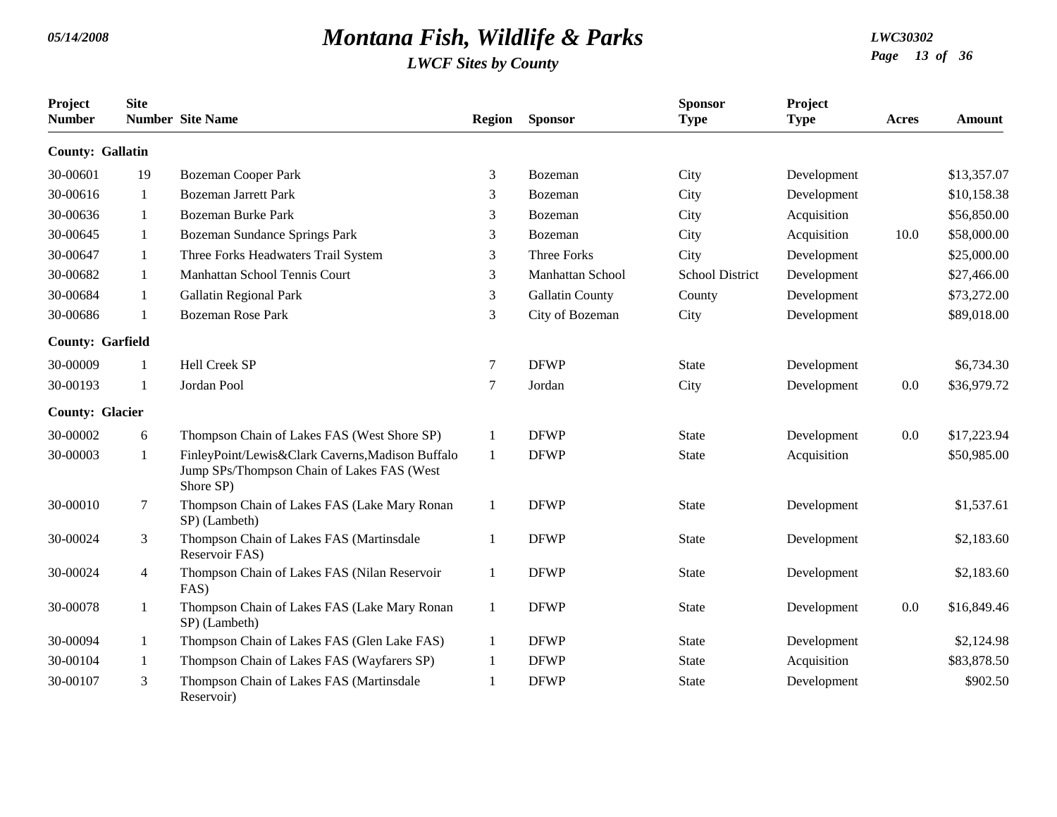# Montana Fish, Wildlife & Parks

*LWCF Sites by County*

| Project Number | Site Number | Site Name | Region | Sponsor | Sponsor Type | Project Type | Acres | Amount |
|---|---|---|---|---|---|---|---|---|
| **County: Gallatin** | | | | | | | | |
| 30-00601 | 19 | Bozeman Cooper Park | 3 | Bozeman | City | Development | | $13,357.07 |
| 30-00616 | 1 | Bozeman Jarrett Park | 3 | Bozeman | City | Development | | $10,158.38 |
| 30-00636 | 1 | Bozeman Burke Park | 3 | Bozeman | City | Acquisition | | $56,850.00 |
| 30-00645 | 1 | Bozeman Sundance Springs Park | 3 | Bozeman | City | Acquisition | 10.0 | $58,000.00 |
| 30-00647 | 1 | Three Forks Headwaters Trail System | 3 | Three Forks | City | Development | | $25,000.00 |
| 30-00682 | 1 | Manhattan School Tennis Court | 3 | Manhattan School | School District | Development | | $27,466.00 |
| 30-00684 | 1 | Gallatin Regional Park | 3 | Gallatin County | County | Development | | $73,272.00 |
| 30-00686 | 1 | Bozeman Rose Park | 3 | City of Bozeman | City | Development | | $89,018.00 |
| **County: Garfield** | | | | | | | | |
| 30-00009 | 1 | Hell Creek SP | 7 | DFWP | State | Development | | $6,734.30 |
| 30-00193 | 1 | Jordan Pool | 7 | Jordan | City | Development | 0.0 | $36,979.72 |
| **County: Glacier** | | | | | | | | |
| 30-00002 | 6 | Thompson Chain of Lakes FAS (West Shore SP) | 1 | DFWP | State | Development | 0.0 | $17,223.94 |
| 30-00003 | 1 | FinleyPoint/Lewis&Clark Caverns,Madison Buffalo Jump SPs/Thompson Chain of Lakes FAS (West Shore SP) | 1 | DFWP | State | Acquisition | | $50,985.00 |
| 30-00010 | 7 | Thompson Chain of Lakes FAS (Lake Mary Ronan SP) (Lambeth) | 1 | DFWP | State | Development | | $1,537.61 |
| 30-00024 | 3 | Thompson Chain of Lakes FAS (Martinsdale Reservoir FAS) | 1 | DFWP | State | Development | | $2,183.60 |
| 30-00024 | 4 | Thompson Chain of Lakes FAS (Nilan Reservoir FAS) | 1 | DFWP | State | Development | | $2,183.60 |
| 30-00078 | 1 | Thompson Chain of Lakes FAS (Lake Mary Ronan SP) (Lambeth) | 1 | DFWP | State | Development | 0.0 | $16,849.46 |
| 30-00094 | 1 | Thompson Chain of Lakes FAS (Glen Lake FAS) | 1 | DFWP | State | Development | | $2,124.98 |
| 30-00104 | 1 | Thompson Chain of Lakes FAS (Wayfarers SP) | 1 | DFWP | State | Acquisition | | $83,878.50 |
| 30-00107 | 3 | Thompson Chain of Lakes FAS (Martinsdale Reservoir) | 1 | DFWP | State | Development | | $902.50 |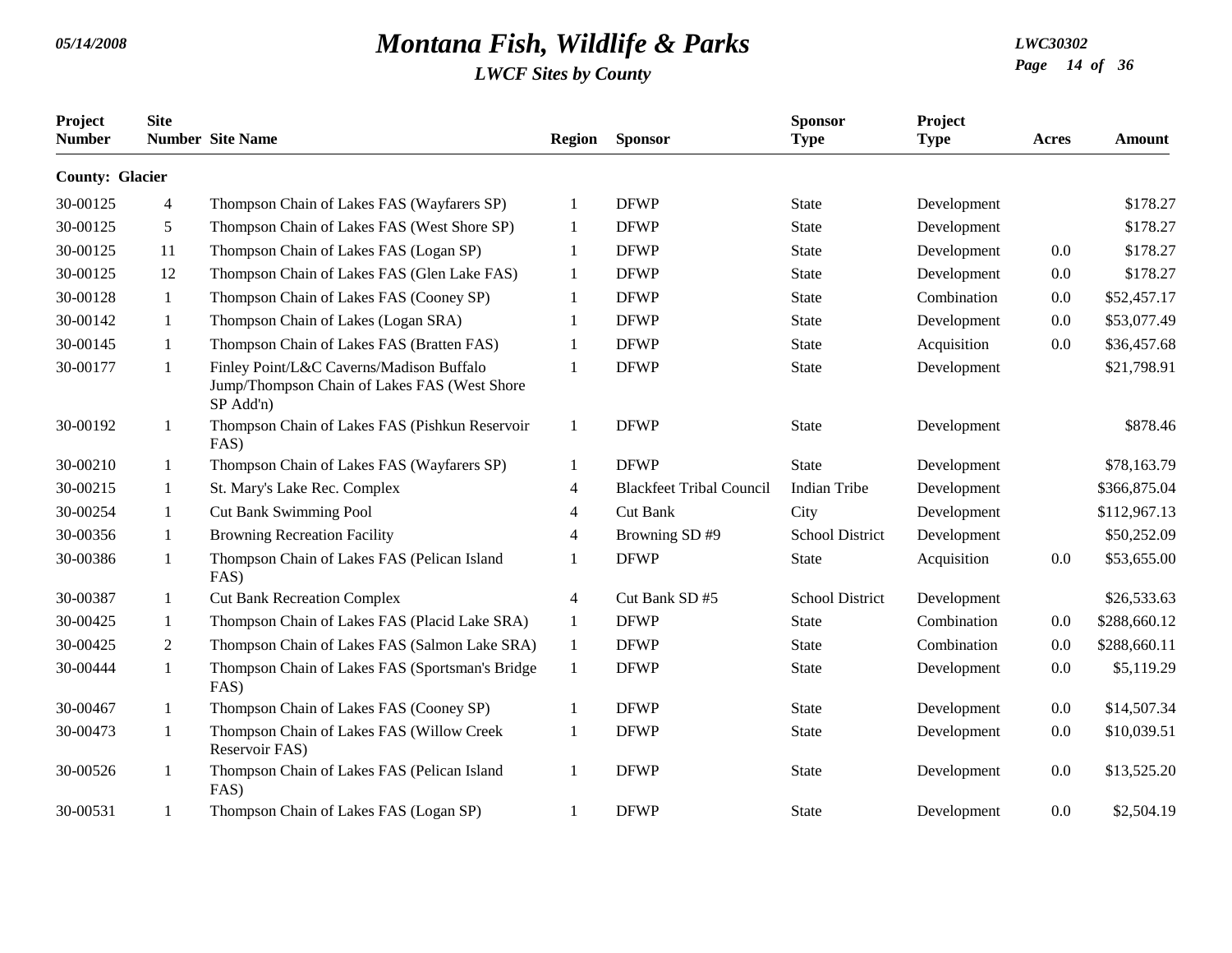# Montana Fish, Wildlife & Parks

*LWCF Sites by County*

| Project Number | Site Number | Site Name | Region | Sponsor | Sponsor Type | Project Type | Acres | Amount |
|---|---|---|---|---|---|---|---|---|
| **County: Glacier** | | | | | | | | |
| 30-00125 | 4 | Thompson Chain of Lakes FAS (Wayfarers SP) | 1 | DFWP | State | Development | | $178.27 |
| 30-00125 | 5 | Thompson Chain of Lakes FAS (West Shore SP) | 1 | DFWP | State | Development | | $178.27 |
| 30-00125 | 11 | Thompson Chain of Lakes FAS (Logan SP) | 1 | DFWP | State | Development | 0.0 | $178.27 |
| 30-00125 | 12 | Thompson Chain of Lakes FAS (Glen Lake FAS) | 1 | DFWP | State | Development | 0.0 | $178.27 |
| 30-00128 | 1 | Thompson Chain of Lakes FAS (Cooney SP) | 1 | DFWP | State | Combination | 0.0 | $52,457.17 |
| 30-00142 | 1 | Thompson Chain of Lakes (Logan SRA) | 1 | DFWP | State | Development | 0.0 | $53,077.49 |
| 30-00145 | 1 | Thompson Chain of Lakes FAS (Bratten FAS) | 1 | DFWP | State | Acquisition | 0.0 | $36,457.68 |
| 30-00177 | 1 | Finley Point/L&C Caverns/Madison Buffalo Jump/Thompson Chain of Lakes FAS (West Shore SP Add'n) | 1 | DFWP | State | Development | | $21,798.91 |
| 30-00192 | 1 | Thompson Chain of Lakes FAS (Pishkun Reservoir FAS) | 1 | DFWP | State | Development | | $878.46 |
| 30-00210 | 1 | Thompson Chain of Lakes FAS (Wayfarers SP) | 1 | DFWP | State | Development | | $78,163.79 |
| 30-00215 | 1 | St. Mary's Lake Rec. Complex | 4 | Blackfeet Tribal Council | Indian Tribe | Development | | $366,875.04 |
| 30-00254 | 1 | Cut Bank Swimming Pool | 4 | Cut Bank | City | Development | | $112,967.13 |
| 30-00356 | 1 | Browning Recreation Facility | 4 | Browning SD #9 | School District | Development | | $50,252.09 |
| 30-00386 | 1 | Thompson Chain of Lakes FAS (Pelican Island FAS) | 1 | DFWP | State | Acquisition | 0.0 | $53,655.00 |
| 30-00387 | 1 | Cut Bank Recreation Complex | 4 | Cut Bank SD #5 | School District | Development | | $26,533.63 |
| 30-00425 | 1 | Thompson Chain of Lakes FAS (Placid Lake SRA) | 1 | DFWP | State | Combination | 0.0 | $288,660.12 |
| 30-00425 | 2 | Thompson Chain of Lakes FAS (Salmon Lake SRA) | 1 | DFWP | State | Combination | 0.0 | $288,660.11 |
| 30-00444 | 1 | Thompson Chain of Lakes FAS (Sportsman's Bridge FAS) | 1 | DFWP | State | Development | 0.0 | $5,119.29 |
| 30-00467 | 1 | Thompson Chain of Lakes FAS (Cooney SP) | 1 | DFWP | State | Development | 0.0 | $14,507.34 |
| 30-00473 | 1 | Thompson Chain of Lakes FAS (Willow Creek Reservoir FAS) | 1 | DFWP | State | Development | 0.0 | $10,039.51 |
| 30-00526 | 1 | Thompson Chain of Lakes FAS (Pelican Island FAS) | 1 | DFWP | State | Development | 0.0 | $13,525.20 |
| 30-00531 | 1 | Thompson Chain of Lakes FAS (Logan SP) | 1 | DFWP | State | Development | 0.0 | $2,504.19 |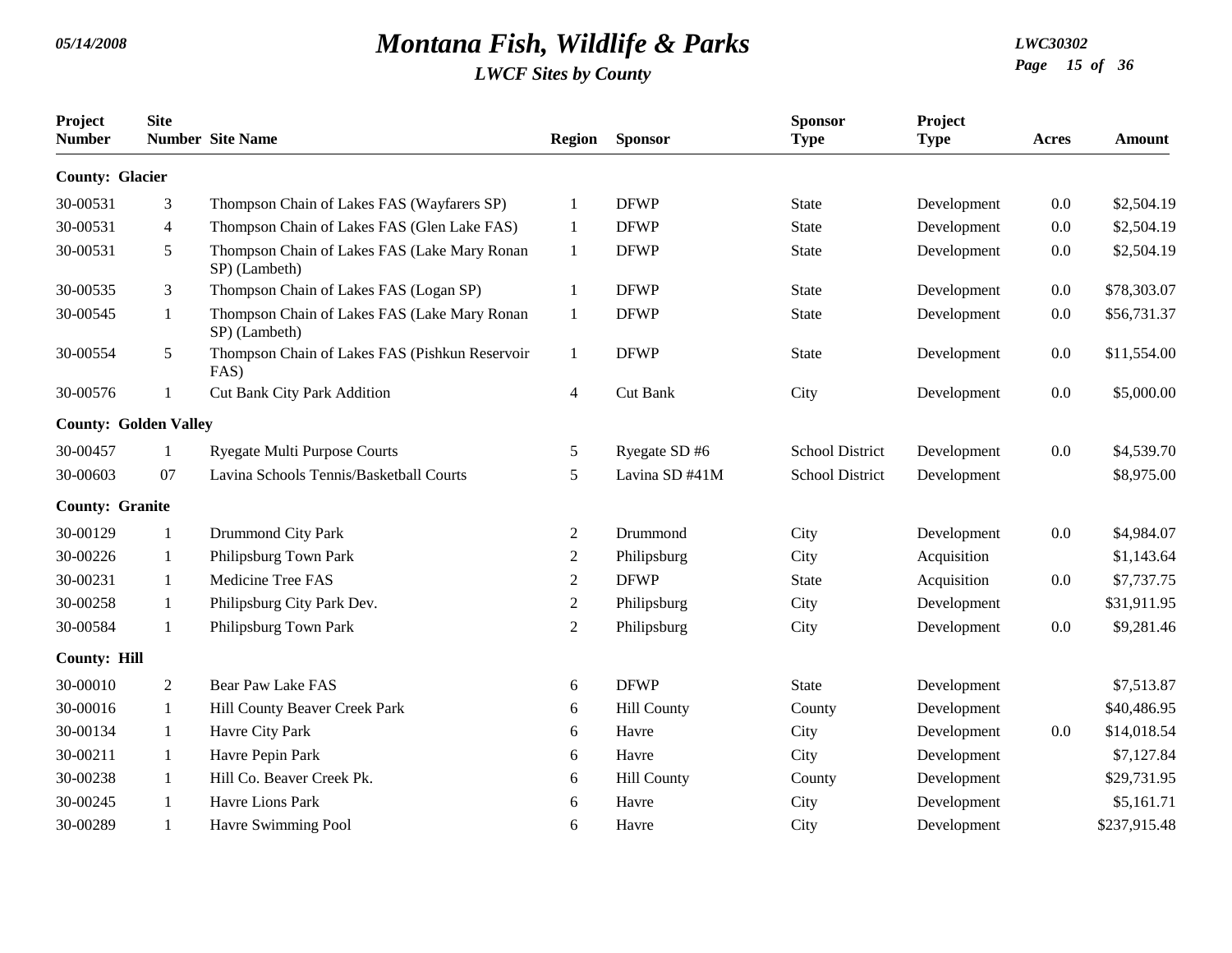# Montana Fish, Wildlife & Parks

*LWCF Sites by County*

| Project Number | Site Number | Site Name | Region | Sponsor | Sponsor Type | Project Type | Acres | Amount |
|---|---|---|---|---|---|---|---|---|
| **County: Glacier** | | | | | | | | |
| 30-00531 | 3 | Thompson Chain of Lakes FAS (Wayfarers SP) | 1 | DFWP | State | Development | 0.0 | $2,504.19 |
| 30-00531 | 4 | Thompson Chain of Lakes FAS (Glen Lake FAS) | 1 | DFWP | State | Development | 0.0 | $2,504.19 |
| 30-00531 | 5 | Thompson Chain of Lakes FAS (Lake Mary Ronan SP) (Lambeth) | 1 | DFWP | State | Development | 0.0 | $2,504.19 |
| 30-00535 | 3 | Thompson Chain of Lakes FAS (Logan SP) | 1 | DFWP | State | Development | 0.0 | $78,303.07 |
| 30-00545 | 1 | Thompson Chain of Lakes FAS (Lake Mary Ronan SP) (Lambeth) | 1 | DFWP | State | Development | 0.0 | $56,731.37 |
| 30-00554 | 5 | Thompson Chain of Lakes FAS (Pishkun Reservoir FAS) | 1 | DFWP | State | Development | 0.0 | $11,554.00 |
| 30-00576 | 1 | Cut Bank City Park Addition | 4 | Cut Bank | City | Development | 0.0 | $5,000.00 |
| **County: Golden Valley** | | | | | | | | |
| 30-00457 | 1 | Ryegate Multi Purpose Courts | 5 | Ryegate SD #6 | School District | Development | 0.0 | $4,539.70 |
| 30-00603 | 07 | Lavina Schools Tennis/Basketball Courts | 5 | Lavina SD #41M | School District | Development | | $8,975.00 |
| **County: Granite** | | | | | | | | |
| 30-00129 | 1 | Drummond City Park | 2 | Drummond | City | Development | 0.0 | $4,984.07 |
| 30-00226 | 1 | Philipsburg Town Park | 2 | Philipsburg | City | Acquisition | | $1,143.64 |
| 30-00231 | 1 | Medicine Tree FAS | 2 | DFWP | State | Acquisition | 0.0 | $7,737.75 |
| 30-00258 | 1 | Philipsburg City Park Dev. | 2 | Philipsburg | City | Development | | $31,911.95 |
| 30-00584 | 1 | Philipsburg Town Park | 2 | Philipsburg | City | Development | 0.0 | $9,281.46 |
| **County: Hill** | | | | | | | | |
| 30-00010 | 2 | Bear Paw Lake FAS | 6 | DFWP | State | Development | | $7,513.87 |
| 30-00016 | 1 | Hill County Beaver Creek Park | 6 | Hill County | County | Development | | $40,486.95 |
| 30-00134 | 1 | Havre City Park | 6 | Havre | City | Development | 0.0 | $14,018.54 |
| 30-00211 | 1 | Havre Pepin Park | 6 | Havre | City | Development | | $7,127.84 |
| 30-00238 | 1 | Hill Co. Beaver Creek Pk. | 6 | Hill County | County | Development | | $29,731.95 |
| 30-00245 | 1 | Havre Lions Park | 6 | Havre | City | Development | | $5,161.71 |
| 30-00289 | 1 | Havre Swimming Pool | 6 | Havre | City | Development | | $237,915.48 |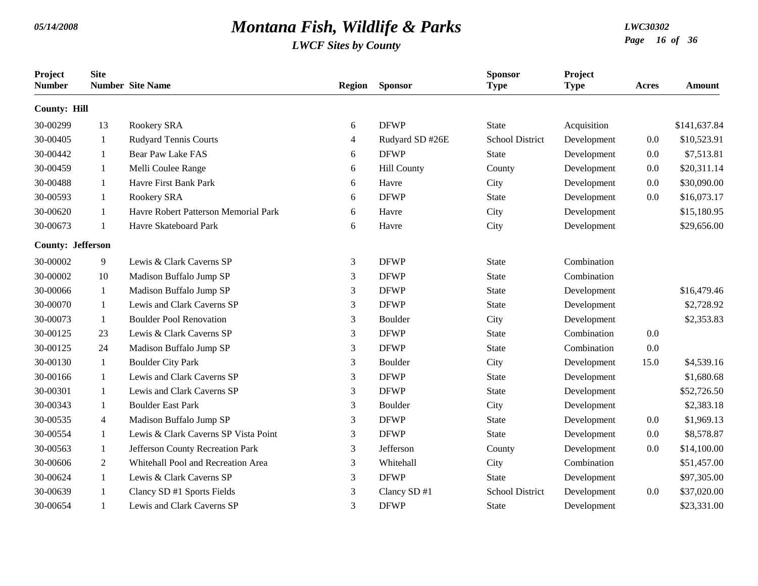# Montana Fish, Wildlife & Parks

## LWCF Sites by County

| Project Number | Site Number | Site Name | Region | Sponsor | Sponsor Type | Project Type | Acres | Amount |
|---|---|---|---|---|---|---|---|---|
| **County: Hill** | | | | | | | | |
| 30-00299 | 13 | Rookery SRA | 6 | DFWP | State | Acquisition | | $141,637.84 |
| 30-00405 | 1 | Rudyard Tennis Courts | 4 | Rudyard SD #26E | School District | Development | 0.0 | $10,523.91 |
| 30-00442 | 1 | Bear Paw Lake FAS | 6 | DFWP | State | Development | 0.0 | $7,513.81 |
| 30-00459 | 1 | Melli Coulee Range | 6 | Hill County | County | Development | 0.0 | $20,311.14 |
| 30-00488 | 1 | Havre First Bank Park | 6 | Havre | City | Development | 0.0 | $30,090.00 |
| 30-00593 | 1 | Rookery SRA | 6 | DFWP | State | Development | 0.0 | $16,073.17 |
| 30-00620 | 1 | Havre Robert Patterson Memorial Park | 6 | Havre | City | Development | | $15,180.95 |
| 30-00673 | 1 | Havre Skateboard Park | 6 | Havre | City | Development | | $29,656.00 |
| **County: Jefferson** | | | | | | | | |
| 30-00002 | 9 | Lewis & Clark Caverns SP | 3 | DFWP | State | Combination | | |
| 30-00002 | 10 | Madison Buffalo Jump SP | 3 | DFWP | State | Combination | | |
| 30-00066 | 1 | Madison Buffalo Jump SP | 3 | DFWP | State | Development | | $16,479.46 |
| 30-00070 | 1 | Lewis and Clark Caverns SP | 3 | DFWP | State | Development | | $2,728.92 |
| 30-00073 | 1 | Boulder Pool Renovation | 3 | Boulder | City | Development | | $2,353.83 |
| 30-00125 | 23 | Lewis & Clark Caverns SP | 3 | DFWP | State | Combination | 0.0 | |
| 30-00125 | 24 | Madison Buffalo Jump SP | 3 | DFWP | State | Combination | 0.0 | |
| 30-00130 | 1 | Boulder City Park | 3 | Boulder | City | Development | 15.0 | $4,539.16 |
| 30-00166 | 1 | Lewis and Clark Caverns SP | 3 | DFWP | State | Development | | $1,680.68 |
| 30-00301 | 1 | Lewis and Clark Caverns SP | 3 | DFWP | State | Development | | $52,726.50 |
| 30-00343 | 1 | Boulder East Park | 3 | Boulder | City | Development | | $2,383.18 |
| 30-00535 | 4 | Madison Buffalo Jump SP | 3 | DFWP | State | Development | 0.0 | $1,969.13 |
| 30-00554 | 1 | Lewis & Clark Caverns SP Vista Point | 3 | DFWP | State | Development | 0.0 | $8,578.87 |
| 30-00563 | 1 | Jefferson County Recreation Park | 3 | Jefferson | County | Development | 0.0 | $14,100.00 |
| 30-00606 | 2 | Whitehall Pool and Recreation Area | 3 | Whitehall | City | Combination | | $51,457.00 |
| 30-00624 | 1 | Lewis & Clark Caverns SP | 3 | DFWP | State | Development | | $97,305.00 |
| 30-00639 | 1 | Clancy SD #1 Sports Fields | 3 | Clancy SD #1 | School District | Development | 0.0 | $37,020.00 |
| 30-00654 | 1 | Lewis and Clark Caverns SP | 3 | DFWP | State | Development | | $23,331.00 |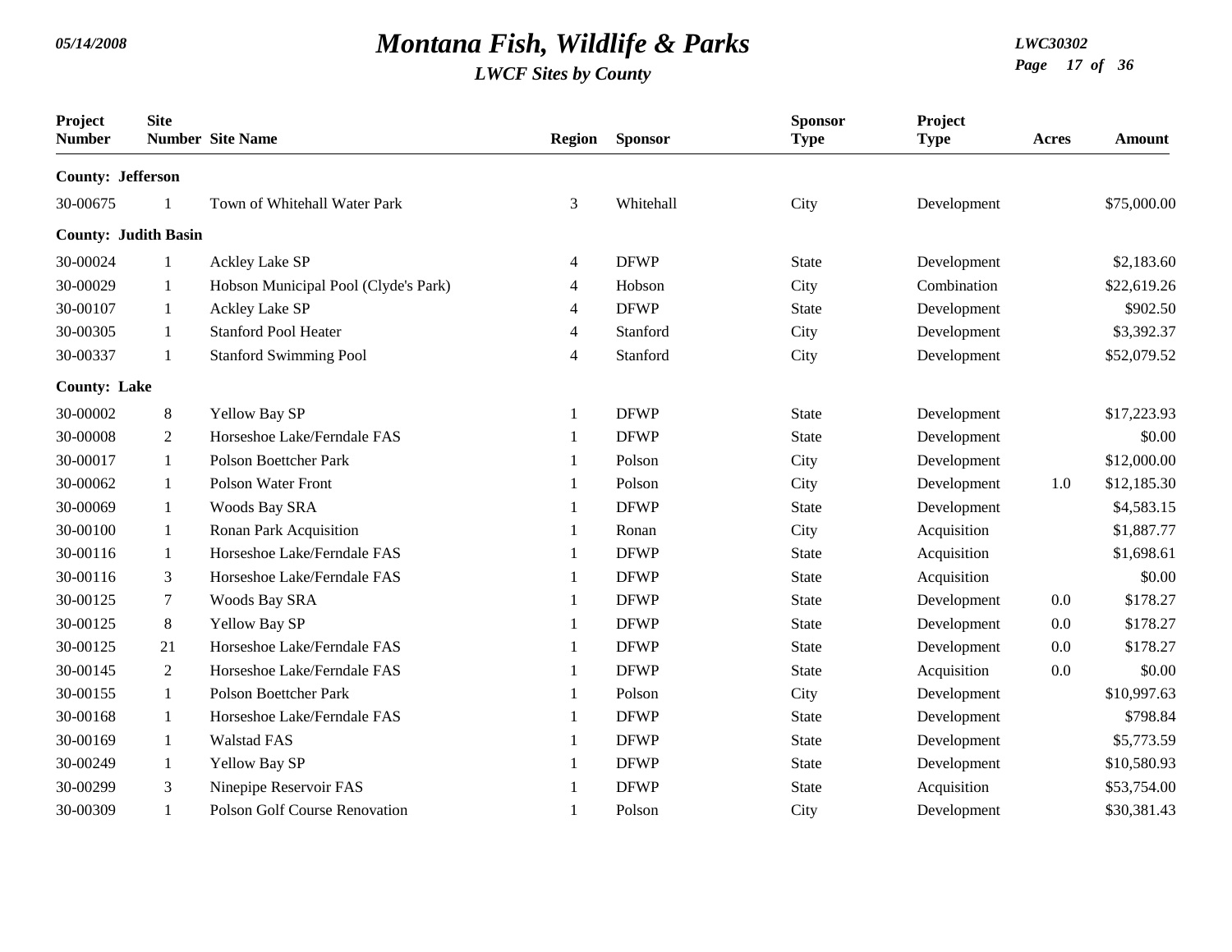# Montana Fish, Wildlife & Parks

*LWCF Sites by County*

05/14/2008 LWC30302

| Project Number | Site Number | Site Name | Region | Sponsor | Sponsor Type | Project Type | Acres | Amount |
|---|---|---|---|---|---|---|---|---|
| **County: Jefferson** | | | | | | | | |
| 30-00675 | 1 | Town of Whitehall Water Park | 3 | Whitehall | City | Development | | $75,000.00 |
| **County: Judith Basin** | | | | | | | | |
| 30-00024 | 1 | Ackley Lake SP | 4 | DFWP | State | Development | | $2,183.60 |
| 30-00029 | 1 | Hobson Municipal Pool (Clyde's Park) | 4 | Hobson | City | Combination | | $22,619.26 |
| 30-00107 | 1 | Ackley Lake SP | 4 | DFWP | State | Development | | $902.50 |
| 30-00305 | 1 | Stanford Pool Heater | 4 | Stanford | City | Development | | $3,392.37 |
| 30-00337 | 1 | Stanford Swimming Pool | 4 | Stanford | City | Development | | $52,079.52 |
| **County: Lake** | | | | | | | | |
| 30-00002 | 8 | Yellow Bay SP | 1 | DFWP | State | Development | | $17,223.93 |
| 30-00008 | 2 | Horseshoe Lake/Ferndale FAS | 1 | DFWP | State | Development | | $0.00 |
| 30-00017 | 1 | Polson Boettcher Park | 1 | Polson | City | Development | | $12,000.00 |
| 30-00062 | 1 | Polson Water Front | 1 | Polson | City | Development | 1.0 | $12,185.30 |
| 30-00069 | 1 | Woods Bay SRA | 1 | DFWP | State | Development | | $4,583.15 |
| 30-00100 | 1 | Ronan Park Acquisition | 1 | Ronan | City | Acquisition | | $1,887.77 |
| 30-00116 | 1 | Horseshoe Lake/Ferndale FAS | 1 | DFWP | State | Acquisition | | $1,698.61 |
| 30-00116 | 3 | Horseshoe Lake/Ferndale FAS | 1 | DFWP | State | Acquisition | | $0.00 |
| 30-00125 | 7 | Woods Bay SRA | 1 | DFWP | State | Development | 0.0 | $178.27 |
| 30-00125 | 8 | Yellow Bay SP | 1 | DFWP | State | Development | 0.0 | $178.27 |
| 30-00125 | 21 | Horseshoe Lake/Ferndale FAS | 1 | DFWP | State | Development | 0.0 | $178.27 |
| 30-00145 | 2 | Horseshoe Lake/Ferndale FAS | 1 | DFWP | State | Acquisition | 0.0 | $0.00 |
| 30-00155 | 1 | Polson Boettcher Park | 1 | Polson | City | Development | | $10,997.63 |
| 30-00168 | 1 | Horseshoe Lake/Ferndale FAS | 1 | DFWP | State | Development | | $798.84 |
| 30-00169 | 1 | Walstad FAS | 1 | DFWP | State | Development | | $5,773.59 |
| 30-00249 | 1 | Yellow Bay SP | 1 | DFWP | State | Development | | $10,580.93 |
| 30-00299 | 3 | Ninepipe Reservoir FAS | 1 | DFWP | State | Acquisition | | $53,754.00 |
| 30-00309 | 1 | Polson Golf Course Renovation | 1 | Polson | City | Development | | $30,381.43 |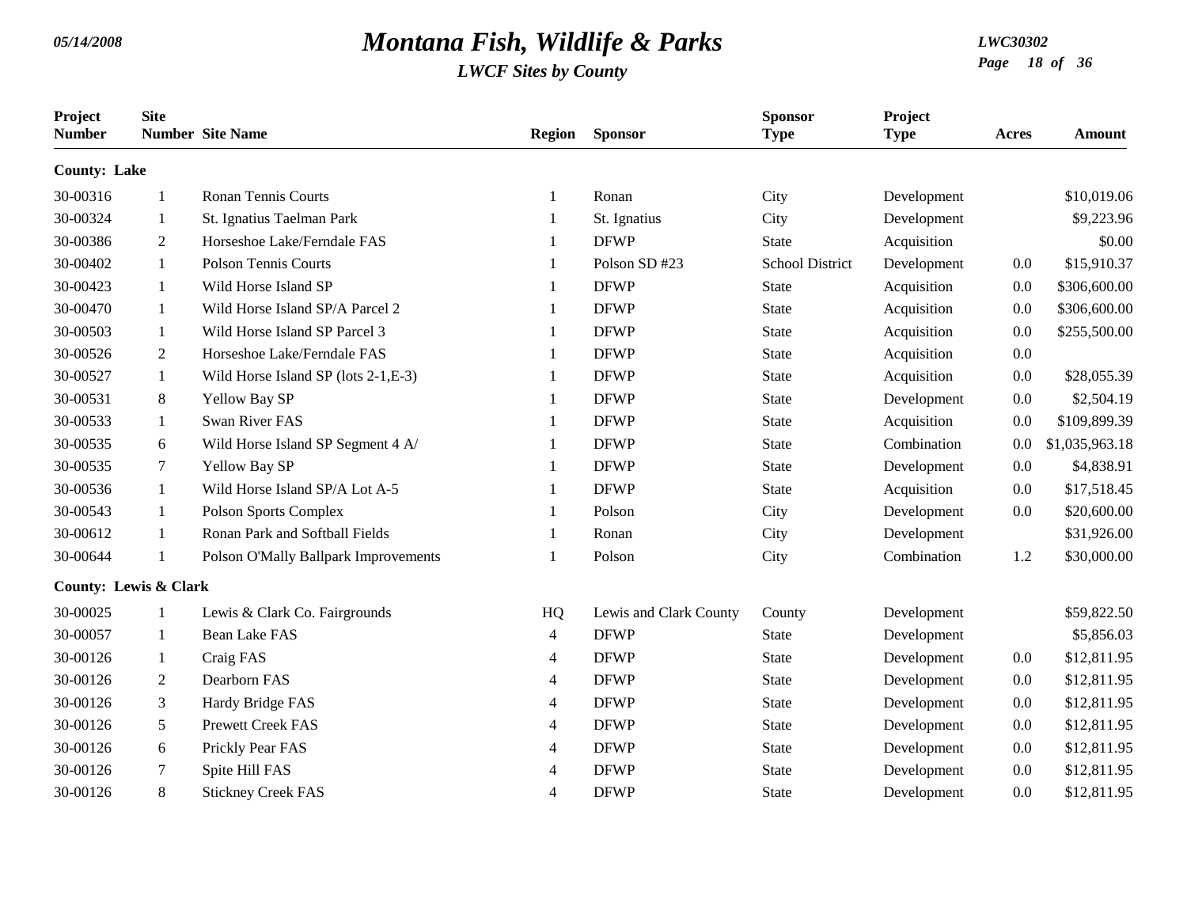# Montana Fish, Wildlife & Parks

*LWCF Sites by County*

| Project Number | Site Number | Site Name | Region | Sponsor | Sponsor Type | Project Type | Acres | Amount |
|---|---|---|---|---|---|---|---|---|
| **County: Lake** | | | | | | | | |
| 30-00316 | 1 | Ronan Tennis Courts | 1 | Ronan | City | Development | | $10,019.06 |
| 30-00324 | 1 | St. Ignatius Taelman Park | 1 | St. Ignatius | City | Development | | $9,223.96 |
| 30-00386 | 2 | Horseshoe Lake/Ferndale FAS | 1 | DFWP | State | Acquisition | | $0.00 |
| 30-00402 | 1 | Polson Tennis Courts | 1 | Polson SD #23 | School District | Development | 0.0 | $15,910.37 |
| 30-00423 | 1 | Wild Horse Island SP | 1 | DFWP | State | Acquisition | 0.0 | $306,600.00 |
| 30-00470 | 1 | Wild Horse Island SP/A Parcel 2 | 1 | DFWP | State | Acquisition | 0.0 | $306,600.00 |
| 30-00503 | 1 | Wild Horse Island SP Parcel 3 | 1 | DFWP | State | Acquisition | 0.0 | $255,500.00 |
| 30-00526 | 2 | Horseshoe Lake/Ferndale FAS | 1 | DFWP | State | Acquisition | 0.0 | |
| 30-00527 | 1 | Wild Horse Island SP (lots 2-1,E-3) | 1 | DFWP | State | Acquisition | 0.0 | $28,055.39 |
| 30-00531 | 8 | Yellow Bay SP | 1 | DFWP | State | Development | 0.0 | $2,504.19 |
| 30-00533 | 1 | Swan River FAS | 1 | DFWP | State | Acquisition | 0.0 | $109,899.39 |
| 30-00535 | 6 | Wild Horse Island SP Segment 4 A/ | 1 | DFWP | State | Combination | 0.0 | $1,035,963.18 |
| 30-00535 | 7 | Yellow Bay SP | 1 | DFWP | State | Development | 0.0 | $4,838.91 |
| 30-00536 | 1 | Wild Horse Island SP/A Lot A-5 | 1 | DFWP | State | Acquisition | 0.0 | $17,518.45 |
| 30-00543 | 1 | Polson Sports Complex | 1 | Polson | City | Development | 0.0 | $20,600.00 |
| 30-00612 | 1 | Ronan Park and Softball Fields | 1 | Ronan | City | Development | | $31,926.00 |
| 30-00644 | 1 | Polson O'Mally Ballpark Improvements | 1 | Polson | City | Combination | 1.2 | $30,000.00 |
| **County: Lewis & Clark** | | | | | | | | |
| 30-00025 | 1 | Lewis & Clark Co. Fairgrounds | HQ | Lewis and Clark County | County | Development | | $59,822.50 |
| 30-00057 | 1 | Bean Lake FAS | 4 | DFWP | State | Development | | $5,856.03 |
| 30-00126 | 1 | Craig FAS | 4 | DFWP | State | Development | 0.0 | $12,811.95 |
| 30-00126 | 2 | Dearborn FAS | 4 | DFWP | State | Development | 0.0 | $12,811.95 |
| 30-00126 | 3 | Hardy Bridge FAS | 4 | DFWP | State | Development | 0.0 | $12,811.95 |
| 30-00126 | 5 | Prewett Creek FAS | 4 | DFWP | State | Development | 0.0 | $12,811.95 |
| 30-00126 | 6 | Prickly Pear FAS | 4 | DFWP | State | Development | 0.0 | $12,811.95 |
| 30-00126 | 7 | Spite Hill FAS | 4 | DFWP | State | Development | 0.0 | $12,811.95 |
| 30-00126 | 8 | Stickney Creek FAS | 4 | DFWP | State | Development | 0.0 | $12,811.95 |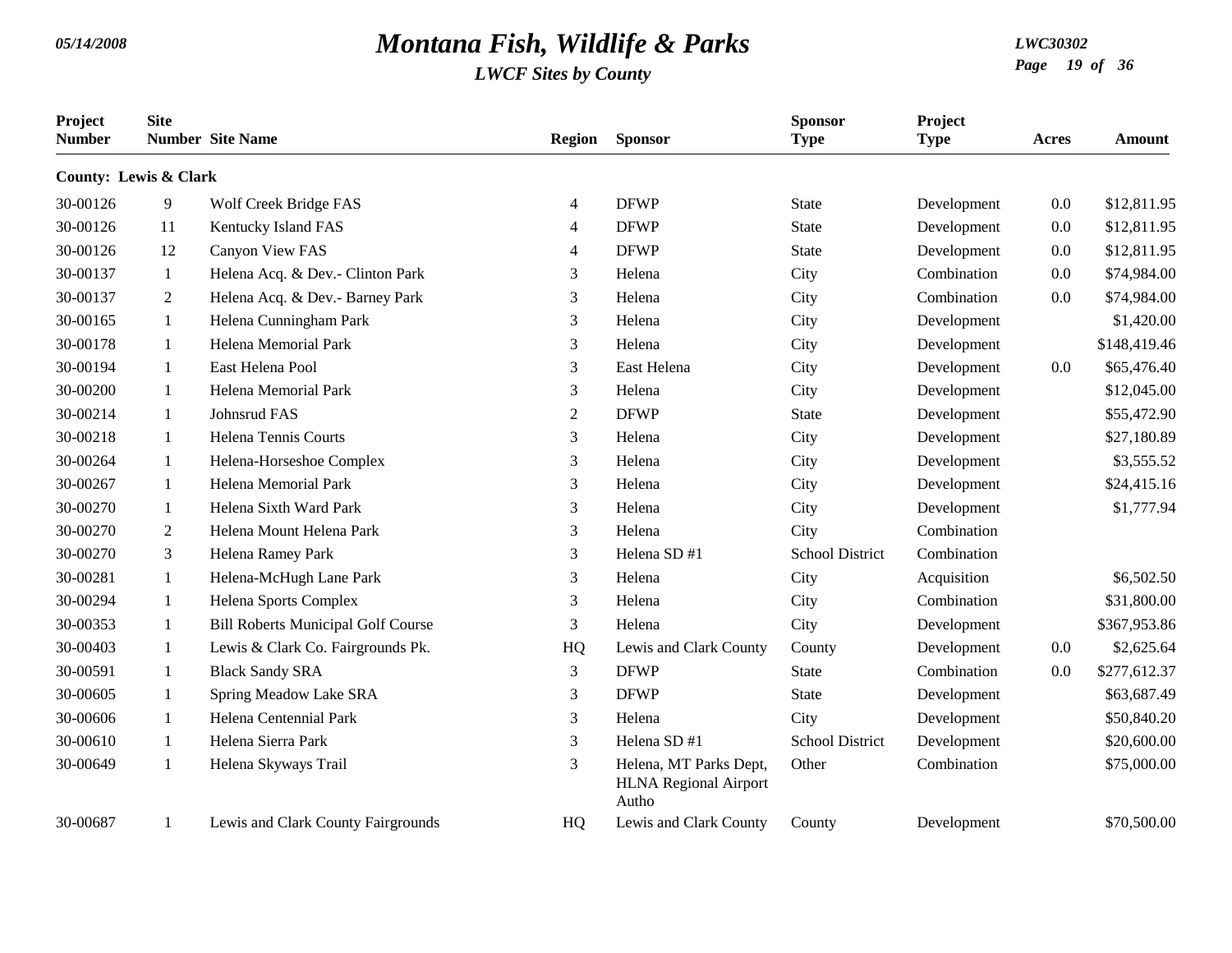# Montana Fish, Wildlife & Parks

*LWCF Sites by County*

| Project Number | Site Number | Site Name | Region | Sponsor | Sponsor Type | Project Type | Acres | Amount |
|---|---|---|---|---|---|---|---|---|
| **County: Lewis & Clark** | | | | | | | | |
| 30-00126 | 9 | Wolf Creek Bridge FAS | 4 | DFWP | State | Development | 0.0 | $12,811.95 |
| 30-00126 | 11 | Kentucky Island FAS | 4 | DFWP | State | Development | 0.0 | $12,811.95 |
| 30-00126 | 12 | Canyon View FAS | 4 | DFWP | State | Development | 0.0 | $12,811.95 |
| 30-00137 | 1 | Helena Acq. & Dev.- Clinton Park | 3 | Helena | City | Combination | 0.0 | $74,984.00 |
| 30-00137 | 2 | Helena Acq. & Dev.- Barney Park | 3 | Helena | City | Combination | 0.0 | $74,984.00 |
| 30-00165 | 1 | Helena Cunningham Park | 3 | Helena | City | Development | | $1,420.00 |
| 30-00178 | 1 | Helena Memorial Park | 3 | Helena | City | Development | | $148,419.46 |
| 30-00194 | 1 | East Helena Pool | 3 | East Helena | City | Development | 0.0 | $65,476.40 |
| 30-00200 | 1 | Helena Memorial Park | 3 | Helena | City | Development | | $12,045.00 |
| 30-00214 | 1 | Johnsrud FAS | 2 | DFWP | State | Development | | $55,472.90 |
| 30-00218 | 1 | Helena Tennis Courts | 3 | Helena | City | Development | | $27,180.89 |
| 30-00264 | 1 | Helena-Horseshoe Complex | 3 | Helena | City | Development | | $3,555.52 |
| 30-00267 | 1 | Helena Memorial Park | 3 | Helena | City | Development | | $24,415.16 |
| 30-00270 | 1 | Helena Sixth Ward Park | 3 | Helena | City | Development | | $1,777.94 |
| 30-00270 | 2 | Helena Mount Helena Park | 3 | Helena | City | Combination | | |
| 30-00270 | 3 | Helena Ramey Park | 3 | Helena SD #1 | School District | Combination | | |
| 30-00281 | 1 | Helena-McHugh Lane Park | 3 | Helena | City | Acquisition | | $6,502.50 |
| 30-00294 | 1 | Helena Sports Complex | 3 | Helena | City | Combination | | $31,800.00 |
| 30-00353 | 1 | Bill Roberts Municipal Golf Course | 3 | Helena | City | Development | | $367,953.86 |
| 30-00403 | 1 | Lewis & Clark Co. Fairgrounds Pk. | HQ | Lewis and Clark County | County | Development | 0.0 | $2,625.64 |
| 30-00591 | 1 | Black Sandy SRA | 3 | DFWP | State | Combination | 0.0 | $277,612.37 |
| 30-00605 | 1 | Spring Meadow Lake SRA | 3 | DFWP | State | Development | | $63,687.49 |
| 30-00606 | 1 | Helena Centennial Park | 3 | Helena | City | Development | | $50,840.20 |
| 30-00610 | 1 | Helena Sierra Park | 3 | Helena SD #1 | School District | Development | | $20,600.00 |
| 30-00649 | 1 | Helena Skyways Trail | 3 | Helena, MT Parks Dept, HLNA Regional Airport Autho | Other | Combination | | $75,000.00 |
| 30-00687 | 1 | Lewis and Clark County Fairgrounds | HQ | Lewis and Clark County | County | Development | | $70,500.00 |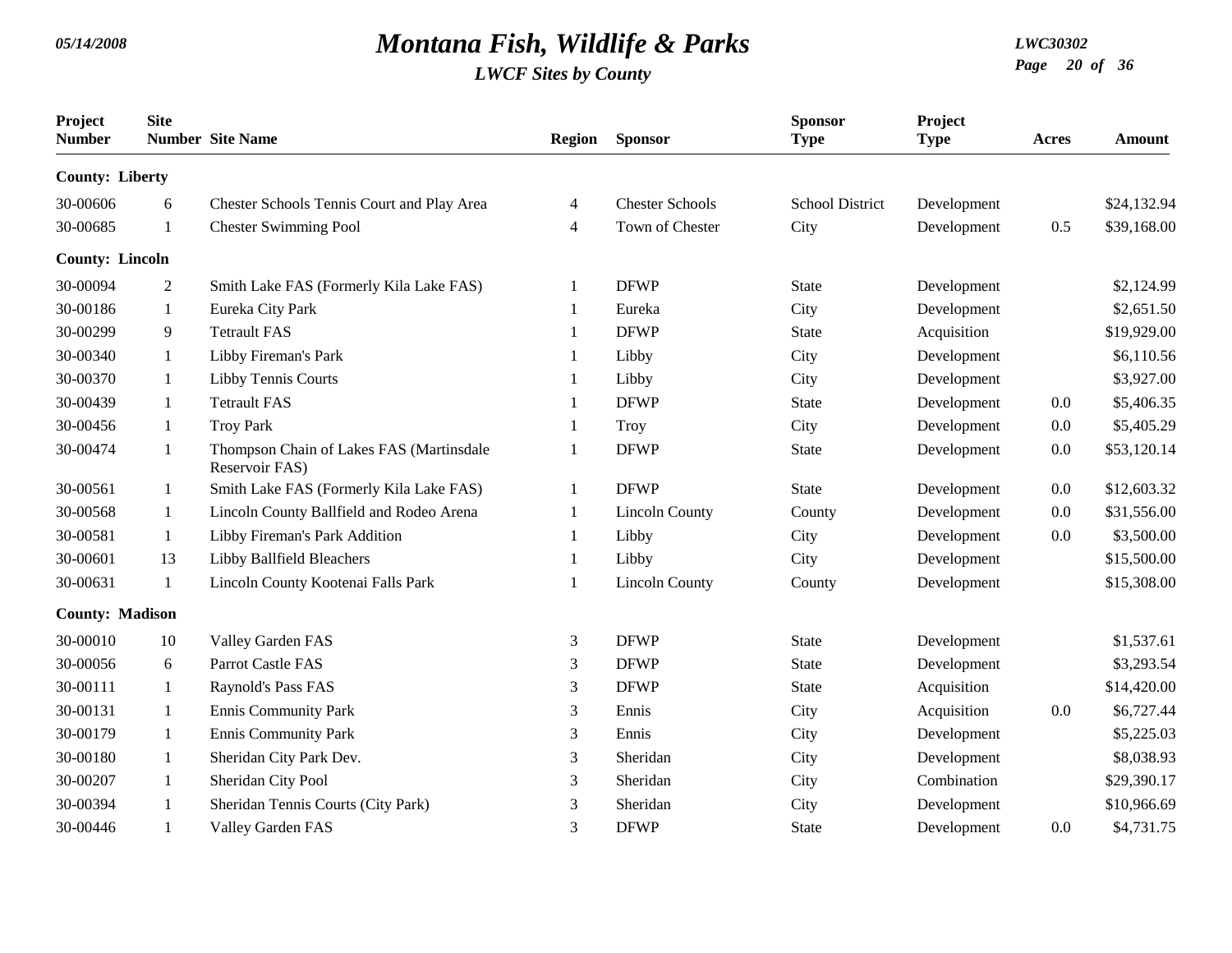# Montana Fish, Wildlife & Parks

*LWCF Sites by County*

| Project Number | Site Number | Site Name | Region | Sponsor | Sponsor Type | Project Type | Acres | Amount |
|---|---|---|---|---|---|---|---|---|
| **County: Liberty** | | | | | | | | |
| 30-00606 | 6 | Chester Schools Tennis Court and Play Area | 4 | Chester Schools | School District | Development | | $24,132.94 |
| 30-00685 | 1 | Chester Swimming Pool | 4 | Town of Chester | City | Development | 0.5 | $39,168.00 |
| **County: Lincoln** | | | | | | | | |
| 30-00094 | 2 | Smith Lake FAS (Formerly Kila Lake FAS) | 1 | DFWP | State | Development | | $2,124.99 |
| 30-00186 | 1 | Eureka City Park | 1 | Eureka | City | Development | | $2,651.50 |
| 30-00299 | 9 | Tetrault FAS | 1 | DFWP | State | Acquisition | | $19,929.00 |
| 30-00340 | 1 | Libby Fireman's Park | 1 | Libby | City | Development | | $6,110.56 |
| 30-00370 | 1 | Libby Tennis Courts | 1 | Libby | City | Development | | $3,927.00 |
| 30-00439 | 1 | Tetrault FAS | 1 | DFWP | State | Development | 0.0 | $5,406.35 |
| 30-00456 | 1 | Troy Park | 1 | Troy | City | Development | 0.0 | $5,405.29 |
| 30-00474 | 1 | Thompson Chain of Lakes FAS (Martinsdale Reservoir FAS) | 1 | DFWP | State | Development | 0.0 | $53,120.14 |
| 30-00561 | 1 | Smith Lake FAS (Formerly Kila Lake FAS) | 1 | DFWP | State | Development | 0.0 | $12,603.32 |
| 30-00568 | 1 | Lincoln County Ballfield and Rodeo Arena | 1 | Lincoln County | County | Development | 0.0 | $31,556.00 |
| 30-00581 | 1 | Libby Fireman's Park Addition | 1 | Libby | City | Development | 0.0 | $3,500.00 |
| 30-00601 | 13 | Libby Ballfield Bleachers | 1 | Libby | City | Development | | $15,500.00 |
| 30-00631 | 1 | Lincoln County Kootenai Falls Park | 1 | Lincoln County | County | Development | | $15,308.00 |
| **County: Madison** | | | | | | | | |
| 30-00010 | 10 | Valley Garden FAS | 3 | DFWP | State | Development | | $1,537.61 |
| 30-00056 | 6 | Parrot Castle FAS | 3 | DFWP | State | Development | | $3,293.54 |
| 30-00111 | 1 | Raynold's Pass FAS | 3 | DFWP | State | Acquisition | | $14,420.00 |
| 30-00131 | 1 | Ennis Community Park | 3 | Ennis | City | Acquisition | 0.0 | $6,727.44 |
| 30-00179 | 1 | Ennis Community Park | 3 | Ennis | City | Development | | $5,225.03 |
| 30-00180 | 1 | Sheridan City Park Dev. | 3 | Sheridan | City | Development | | $8,038.93 |
| 30-00207 | 1 | Sheridan City Pool | 3 | Sheridan | City | Combination | | $29,390.17 |
| 30-00394 | 1 | Sheridan Tennis Courts (City Park) | 3 | Sheridan | City | Development | | $10,966.69 |
| 30-00446 | 1 | Valley Garden FAS | 3 | DFWP | State | Development | 0.0 | $4,731.75 |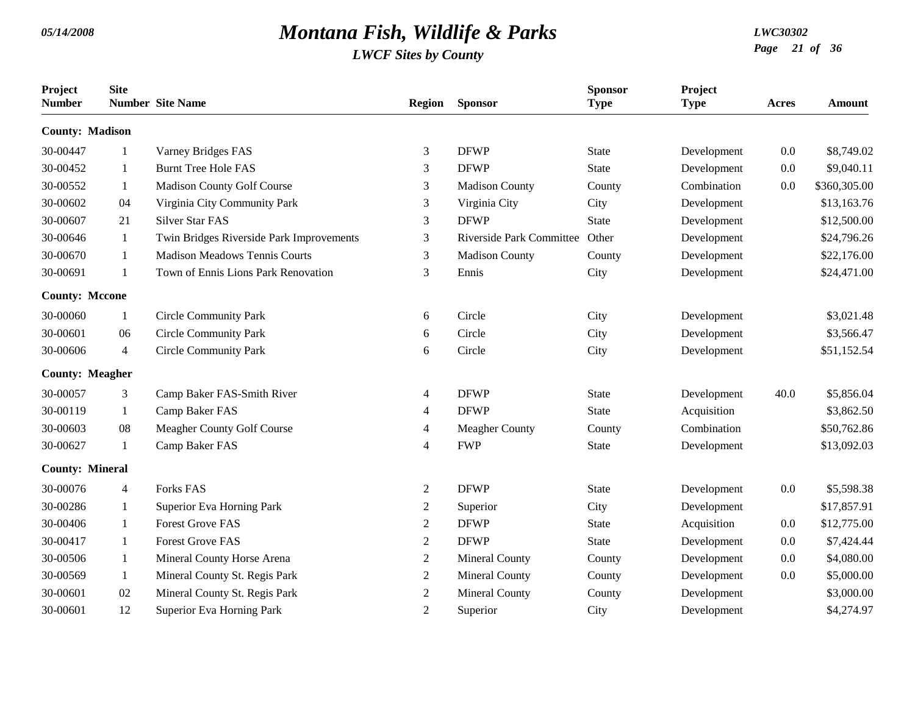# Montana Fish, Wildlife & Parks

*LWCF Sites by County*

| Project Number | Site Number | Site Name | Region | Sponsor | Sponsor Type | Project Type | Acres | Amount |
|---|---|---|---|---|---|---|---|---|
| **County: Madison** | | | | | | | | |
| 30-00447 | 1 | Varney Bridges FAS | 3 | DFWP | State | Development | 0.0 | $8,749.02 |
| 30-00452 | 1 | Burnt Tree Hole FAS | 3 | DFWP | State | Development | 0.0 | $9,040.11 |
| 30-00552 | 1 | Madison County Golf Course | 3 | Madison County | County | Combination | 0.0 | $360,305.00 |
| 30-00602 | 04 | Virginia City Community Park | 3 | Virginia City | City | Development | | $13,163.76 |
| 30-00607 | 21 | Silver Star FAS | 3 | DFWP | State | Development | | $12,500.00 |
| 30-00646 | 1 | Twin Bridges Riverside Park Improvements | 3 | Riverside Park Committee | Other | Development | | $24,796.26 |
| 30-00670 | 1 | Madison Meadows Tennis Courts | 3 | Madison County | County | Development | | $22,176.00 |
| 30-00691 | 1 | Town of Ennis Lions Park Renovation | 3 | Ennis | City | Development | | $24,471.00 |
| **County: Mccone** | | | | | | | | |
| 30-00060 | 1 | Circle Community Park | 6 | Circle | City | Development | | $3,021.48 |
| 30-00601 | 06 | Circle Community Park | 6 | Circle | City | Development | | $3,566.47 |
| 30-00606 | 4 | Circle Community Park | 6 | Circle | City | Development | | $51,152.54 |
| **County: Meagher** | | | | | | | | |
| 30-00057 | 3 | Camp Baker FAS-Smith River | 4 | DFWP | State | Development | 40.0 | $5,856.04 |
| 30-00119 | 1 | Camp Baker FAS | 4 | DFWP | State | Acquisition | | $3,862.50 |
| 30-00603 | 08 | Meagher County Golf Course | 4 | Meagher County | County | Combination | | $50,762.86 |
| 30-00627 | 1 | Camp Baker FAS | 4 | FWP | State | Development | | $13,092.03 |
| **County: Mineral** | | | | | | | | |
| 30-00076 | 4 | Forks FAS | 2 | DFWP | State | Development | 0.0 | $5,598.38 |
| 30-00286 | 1 | Superior Eva Horning Park | 2 | Superior | City | Development | | $17,857.91 |
| 30-00406 | 1 | Forest Grove FAS | 2 | DFWP | State | Acquisition | 0.0 | $12,775.00 |
| 30-00417 | 1 | Forest Grove FAS | 2 | DFWP | State | Development | 0.0 | $7,424.44 |
| 30-00506 | 1 | Mineral County Horse Arena | 2 | Mineral County | County | Development | 0.0 | $4,080.00 |
| 30-00569 | 1 | Mineral County St. Regis Park | 2 | Mineral County | County | Development | 0.0 | $5,000.00 |
| 30-00601 | 02 | Mineral County St. Regis Park | 2 | Mineral County | County | Development | | $3,000.00 |
| 30-00601 | 12 | Superior Eva Horning Park | 2 | Superior | City | Development | | $4,274.97 |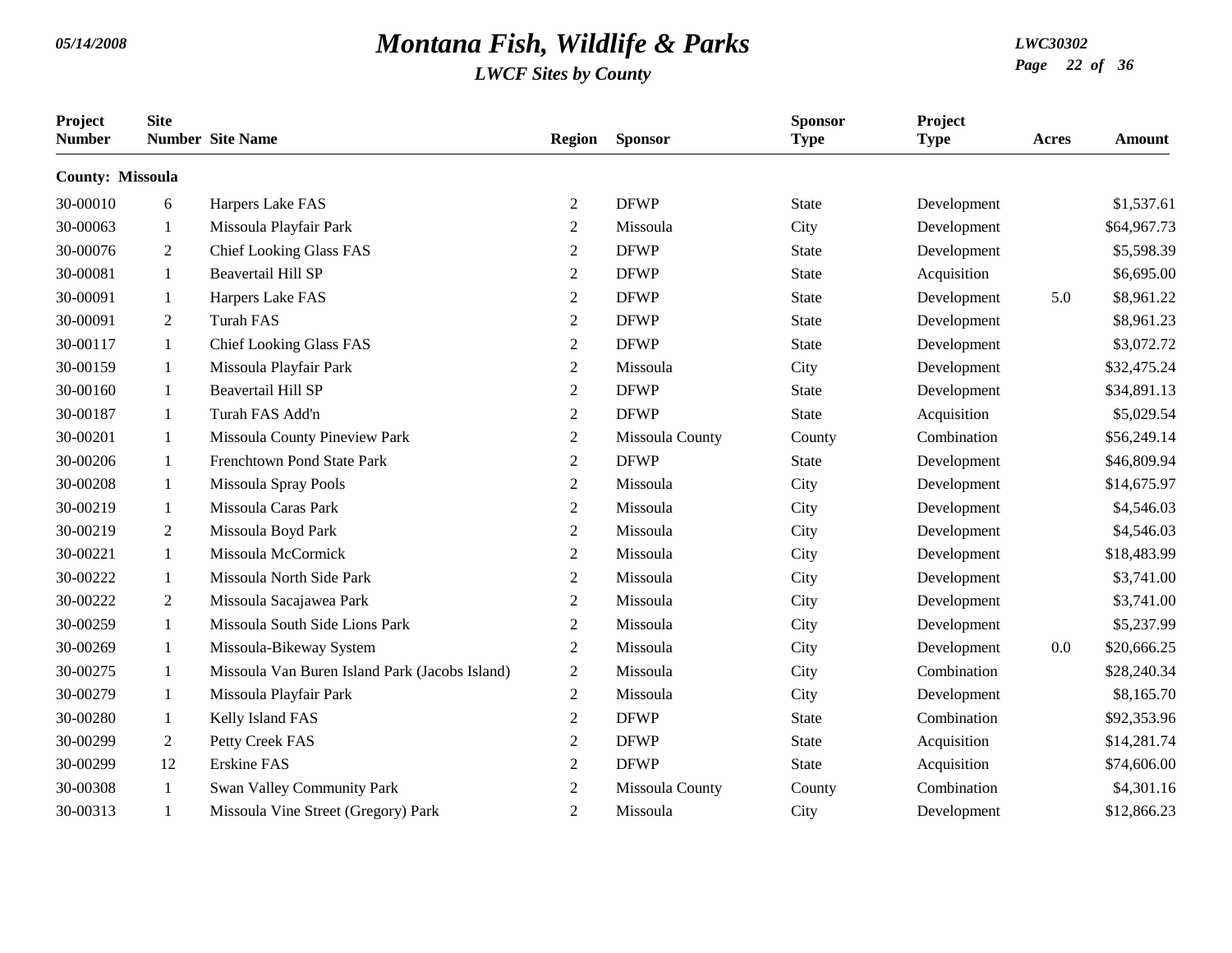# Montana Fish, Wildlife & Parks

## LWCF Sites by County

| Project Number | Site Number | Site Name | Region | Sponsor | Sponsor Type | Project Type | Acres | Amount |
|---|---|---|---|---|---|---|---|---|
| **County: Missoula** | | | | | | | | |
| 30-00010 | 6 | Harpers Lake FAS | 2 | DFWP | State | Development | | $1,537.61 |
| 30-00063 | 1 | Missoula Playfair Park | 2 | Missoula | City | Development | | $64,967.73 |
| 30-00076 | 2 | Chief Looking Glass FAS | 2 | DFWP | State | Development | | $5,598.39 |
| 30-00081 | 1 | Beavertail Hill SP | 2 | DFWP | State | Acquisition | | $6,695.00 |
| 30-00091 | 1 | Harpers Lake FAS | 2 | DFWP | State | Development | 5.0 | $8,961.22 |
| 30-00091 | 2 | Turah FAS | 2 | DFWP | State | Development | | $8,961.23 |
| 30-00117 | 1 | Chief Looking Glass FAS | 2 | DFWP | State | Development | | $3,072.72 |
| 30-00159 | 1 | Missoula Playfair Park | 2 | Missoula | City | Development | | $32,475.24 |
| 30-00160 | 1 | Beavertail Hill SP | 2 | DFWP | State | Development | | $34,891.13 |
| 30-00187 | 1 | Turah FAS Add'n | 2 | DFWP | State | Acquisition | | $5,029.54 |
| 30-00201 | 1 | Missoula County Pineview Park | 2 | Missoula County | County | Combination | | $56,249.14 |
| 30-00206 | 1 | Frenchtown Pond State Park | 2 | DFWP | State | Development | | $46,809.94 |
| 30-00208 | 1 | Missoula Spray Pools | 2 | Missoula | City | Development | | $14,675.97 |
| 30-00219 | 1 | Missoula Caras Park | 2 | Missoula | City | Development | | $4,546.03 |
| 30-00219 | 2 | Missoula Boyd Park | 2 | Missoula | City | Development | | $4,546.03 |
| 30-00221 | 1 | Missoula McCormick | 2 | Missoula | City | Development | | $18,483.99 |
| 30-00222 | 1 | Missoula North Side Park | 2 | Missoula | City | Development | | $3,741.00 |
| 30-00222 | 2 | Missoula Sacajawea Park | 2 | Missoula | City | Development | | $3,741.00 |
| 30-00259 | 1 | Missoula South Side Lions Park | 2 | Missoula | City | Development | | $5,237.99 |
| 30-00269 | 1 | Missoula-Bikeway System | 2 | Missoula | City | Development | 0.0 | $20,666.25 |
| 30-00275 | 1 | Missoula Van Buren Island Park (Jacobs Island) | 2 | Missoula | City | Combination | | $28,240.34 |
| 30-00279 | 1 | Missoula Playfair Park | 2 | Missoula | City | Development | | $8,165.70 |
| 30-00280 | 1 | Kelly Island FAS | 2 | DFWP | State | Combination | | $92,353.96 |
| 30-00299 | 2 | Petty Creek FAS | 2 | DFWP | State | Acquisition | | $14,281.74 |
| 30-00299 | 12 | Erskine FAS | 2 | DFWP | State | Acquisition | | $74,606.00 |
| 30-00308 | 1 | Swan Valley Community Park | 2 | Missoula County | County | Combination | | $4,301.16 |
| 30-00313 | 1 | Missoula Vine Street (Gregory) Park | 2 | Missoula | City | Development | | $12,866.23 |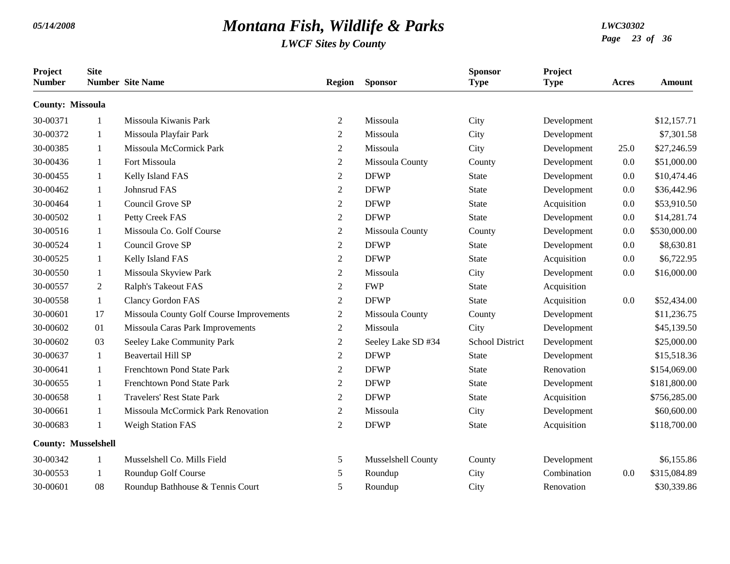# Montana Fish, Wildlife & Parks

*LWCF Sites by County*

| Project Number | Site Number | Site Name | Region | Sponsor | Sponsor Type | Project Type | Acres | Amount |
|---|---|---|---|---|---|---|---|---|
| **County: Missoula** | | | | | | | | |
| 30-00371 | 1 | Missoula Kiwanis Park | 2 | Missoula | City | Development | | $12,157.71 |
| 30-00372 | 1 | Missoula Playfair Park | 2 | Missoula | City | Development | | $7,301.58 |
| 30-00385 | 1 | Missoula McCormick Park | 2 | Missoula | City | Development | 25.0 | $27,246.59 |
| 30-00436 | 1 | Fort Missoula | 2 | Missoula County | County | Development | 0.0 | $51,000.00 |
| 30-00455 | 1 | Kelly Island FAS | 2 | DFWP | State | Development | 0.0 | $10,474.46 |
| 30-00462 | 1 | Johnsrud FAS | 2 | DFWP | State | Development | 0.0 | $36,442.96 |
| 30-00464 | 1 | Council Grove SP | 2 | DFWP | State | Acquisition | 0.0 | $53,910.50 |
| 30-00502 | 1 | Petty Creek FAS | 2 | DFWP | State | Development | 0.0 | $14,281.74 |
| 30-00516 | 1 | Missoula Co. Golf Course | 2 | Missoula County | County | Development | 0.0 | $530,000.00 |
| 30-00524 | 1 | Council Grove SP | 2 | DFWP | State | Development | 0.0 | $8,630.81 |
| 30-00525 | 1 | Kelly Island FAS | 2 | DFWP | State | Acquisition | 0.0 | $6,722.95 |
| 30-00550 | 1 | Missoula Skyview Park | 2 | Missoula | City | Development | 0.0 | $16,000.00 |
| 30-00557 | 2 | Ralph's Takeout FAS | 2 | FWP | State | Acquisition | | |
| 30-00558 | 1 | Clancy Gordon FAS | 2 | DFWP | State | Acquisition | 0.0 | $52,434.00 |
| 30-00601 | 17 | Missoula County Golf Course Improvements | 2 | Missoula County | County | Development | | $11,236.75 |
| 30-00602 | 01 | Missoula Caras Park Improvements | 2 | Missoula | City | Development | | $45,139.50 |
| 30-00602 | 03 | Seeley Lake Community Park | 2 | Seeley Lake SD #34 | School District | Development | | $25,000.00 |
| 30-00637 | 1 | Beavertail Hill SP | 2 | DFWP | State | Development | | $15,518.36 |
| 30-00641 | 1 | Frenchtown Pond State Park | 2 | DFWP | State | Renovation | | $154,069.00 |
| 30-00655 | 1 | Frenchtown Pond State Park | 2 | DFWP | State | Development | | $181,800.00 |
| 30-00658 | 1 | Travelers' Rest State Park | 2 | DFWP | State | Acquisition | | $756,285.00 |
| 30-00661 | 1 | Missoula McCormick Park Renovation | 2 | Missoula | City | Development | | $60,600.00 |
| 30-00683 | 1 | Weigh Station FAS | 2 | DFWP | State | Acquisition | | $118,700.00 |
| **County: Musselshell** | | | | | | | | |
| 30-00342 | 1 | Musselshell Co. Mills Field | 5 | Musselshell County | County | Development | | $6,155.86 |
| 30-00553 | 1 | Roundup Golf Course | 5 | Roundup | City | Combination | 0.0 | $315,084.89 |
| 30-00601 | 08 | Roundup Bathhouse & Tennis Court | 5 | Roundup | City | Renovation | | $30,339.86 |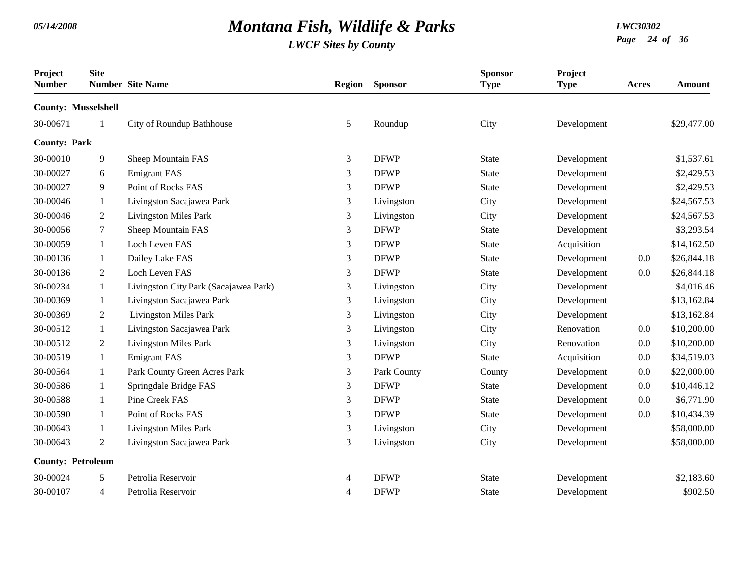# Montana Fish, Wildlife & Parks

*LWCF Sites by County*

| Project Number | Site Number | Site Name | Region | Sponsor | Sponsor Type | Project Type | Acres | Amount |
|---|---|---|---|---|---|---|---|---|
| **County: Musselshell** | | | | | | | | |
| 30-00671 | 1 | City of Roundup Bathhouse | 5 | Roundup | City | Development | | $29,477.00 |
| **County: Park** | | | | | | | | |
| 30-00010 | 9 | Sheep Mountain FAS | 3 | DFWP | State | Development | | $1,537.61 |
| 30-00027 | 6 | Emigrant FAS | 3 | DFWP | State | Development | | $2,429.53 |
| 30-00027 | 9 | Point of Rocks FAS | 3 | DFWP | State | Development | | $2,429.53 |
| 30-00046 | 1 | Livingston Sacajawea Park | 3 | Livingston | City | Development | | $24,567.53 |
| 30-00046 | 2 | Livingston Miles Park | 3 | Livingston | City | Development | | $24,567.53 |
| 30-00056 | 7 | Sheep Mountain FAS | 3 | DFWP | State | Development | | $3,293.54 |
| 30-00059 | 1 | Loch Leven FAS | 3 | DFWP | State | Acquisition | | $14,162.50 |
| 30-00136 | 1 | Dailey Lake FAS | 3 | DFWP | State | Development | 0.0 | $26,844.18 |
| 30-00136 | 2 | Loch Leven FAS | 3 | DFWP | State | Development | 0.0 | $26,844.18 |
| 30-00234 | 1 | Livingston City Park (Sacajawea Park) | 3 | Livingston | City | Development | | $4,016.46 |
| 30-00369 | 1 | Livingston Sacajawea Park | 3 | Livingston | City | Development | | $13,162.84 |
| 30-00369 | 2 | Livingston Miles Park | 3 | Livingston | City | Development | | $13,162.84 |
| 30-00512 | 1 | Livingston Sacajawea Park | 3 | Livingston | City | Renovation | 0.0 | $10,200.00 |
| 30-00512 | 2 | Livingston Miles Park | 3 | Livingston | City | Renovation | 0.0 | $10,200.00 |
| 30-00519 | 1 | Emigrant FAS | 3 | DFWP | State | Acquisition | 0.0 | $34,519.03 |
| 30-00564 | 1 | Park County Green Acres Park | 3 | Park County | County | Development | 0.0 | $22,000.00 |
| 30-00586 | 1 | Springdale Bridge FAS | 3 | DFWP | State | Development | 0.0 | $10,446.12 |
| 30-00588 | 1 | Pine Creek FAS | 3 | DFWP | State | Development | 0.0 | $6,771.90 |
| 30-00590 | 1 | Point of Rocks FAS | 3 | DFWP | State | Development | 0.0 | $10,434.39 |
| 30-00643 | 1 | Livingston Miles Park | 3 | Livingston | City | Development | | $58,000.00 |
| 30-00643 | 2 | Livingston Sacajawea Park | 3 | Livingston | City | Development | | $58,000.00 |
| **County: Petroleum** | | | | | | | | |
| 30-00024 | 5 | Petrolia Reservoir | 4 | DFWP | State | Development | | $2,183.60 |
| 30-00107 | 4 | Petrolia Reservoir | 4 | DFWP | State | Development | | $902.50 |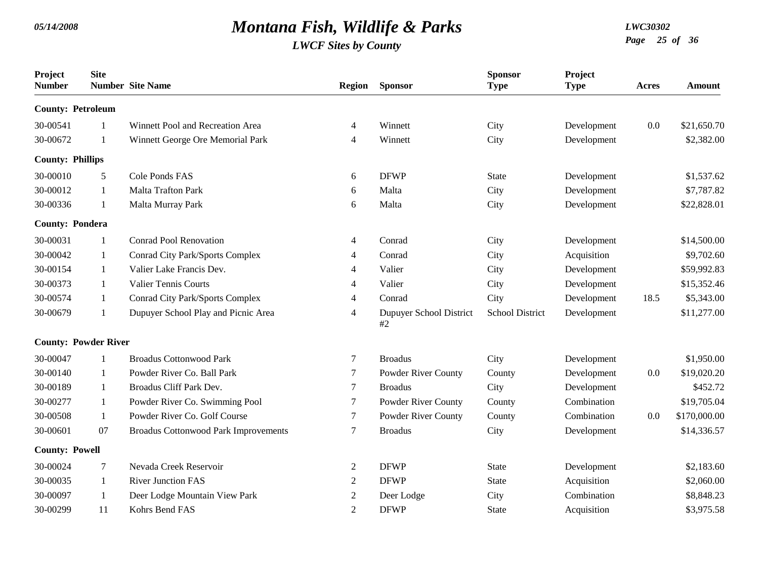# Montana Fish, Wildlife & Parks

*LWCF Sites by County*

| Project Number | Site Number | Site Name | Region | Sponsor | Sponsor Type | Project Type | Acres | Amount |
|---|---|---|---|---|---|---|---|---|
| **County: Petroleum** | | | | | | | | |
| 30-00541 | 1 | Winnett Pool and Recreation Area | 4 | Winnett | City | Development | 0.0 | $21,650.70 |
| 30-00672 | 1 | Winnett George Ore Memorial Park | 4 | Winnett | City | Development | | $2,382.00 |
| **County: Phillips** | | | | | | | | |
| 30-00010 | 5 | Cole Ponds FAS | 6 | DFWP | State | Development | | $1,537.62 |
| 30-00012 | 1 | Malta Trafton Park | 6 | Malta | City | Development | | $7,787.82 |
| 30-00336 | 1 | Malta Murray Park | 6 | Malta | City | Development | | $22,828.01 |
| **County: Pondera** | | | | | | | | |
| 30-00031 | 1 | Conrad Pool Renovation | 4 | Conrad | City | Development | | $14,500.00 |
| 30-00042 | 1 | Conrad City Park/Sports Complex | 4 | Conrad | City | Acquisition | | $9,702.60 |
| 30-00154 | 1 | Valier Lake Francis Dev. | 4 | Valier | City | Development | | $59,992.83 |
| 30-00373 | 1 | Valier Tennis Courts | 4 | Valier | City | Development | | $15,352.46 |
| 30-00574 | 1 | Conrad City Park/Sports Complex | 4 | Conrad | City | Development | 18.5 | $5,343.00 |
| 30-00679 | 1 | Dupuyer School Play and Picnic Area | 4 | Dupuyer School District #2 | School District | Development | | $11,277.00 |
| **County: Powder River** | | | | | | | | |
| 30-00047 | 1 | Broadus Cottonwood Park | 7 | Broadus | City | Development | | $1,950.00 |
| 30-00140 | 1 | Powder River Co. Ball Park | 7 | Powder River County | County | Development | 0.0 | $19,020.20 |
| 30-00189 | 1 | Broadus Cliff Park Dev. | 7 | Broadus | City | Development | | $452.72 |
| 30-00277 | 1 | Powder River Co. Swimming Pool | 7 | Powder River County | County | Combination | | $19,705.04 |
| 30-00508 | 1 | Powder River Co. Golf Course | 7 | Powder River County | County | Combination | 0.0 | $170,000.00 |
| 30-00601 | 07 | Broadus Cottonwood Park Improvements | 7 | Broadus | City | Development | | $14,336.57 |
| **County: Powell** | | | | | | | | |
| 30-00024 | 7 | Nevada Creek Reservoir | 2 | DFWP | State | Development | | $2,183.60 |
| 30-00035 | 1 | River Junction FAS | 2 | DFWP | State | Acquisition | | $2,060.00 |
| 30-00097 | 1 | Deer Lodge Mountain View Park | 2 | Deer Lodge | City | Combination | | $8,848.23 |
| 30-00299 | 11 | Kohrs Bend FAS | 2 | DFWP | State | Acquisition | | $3,975.58 |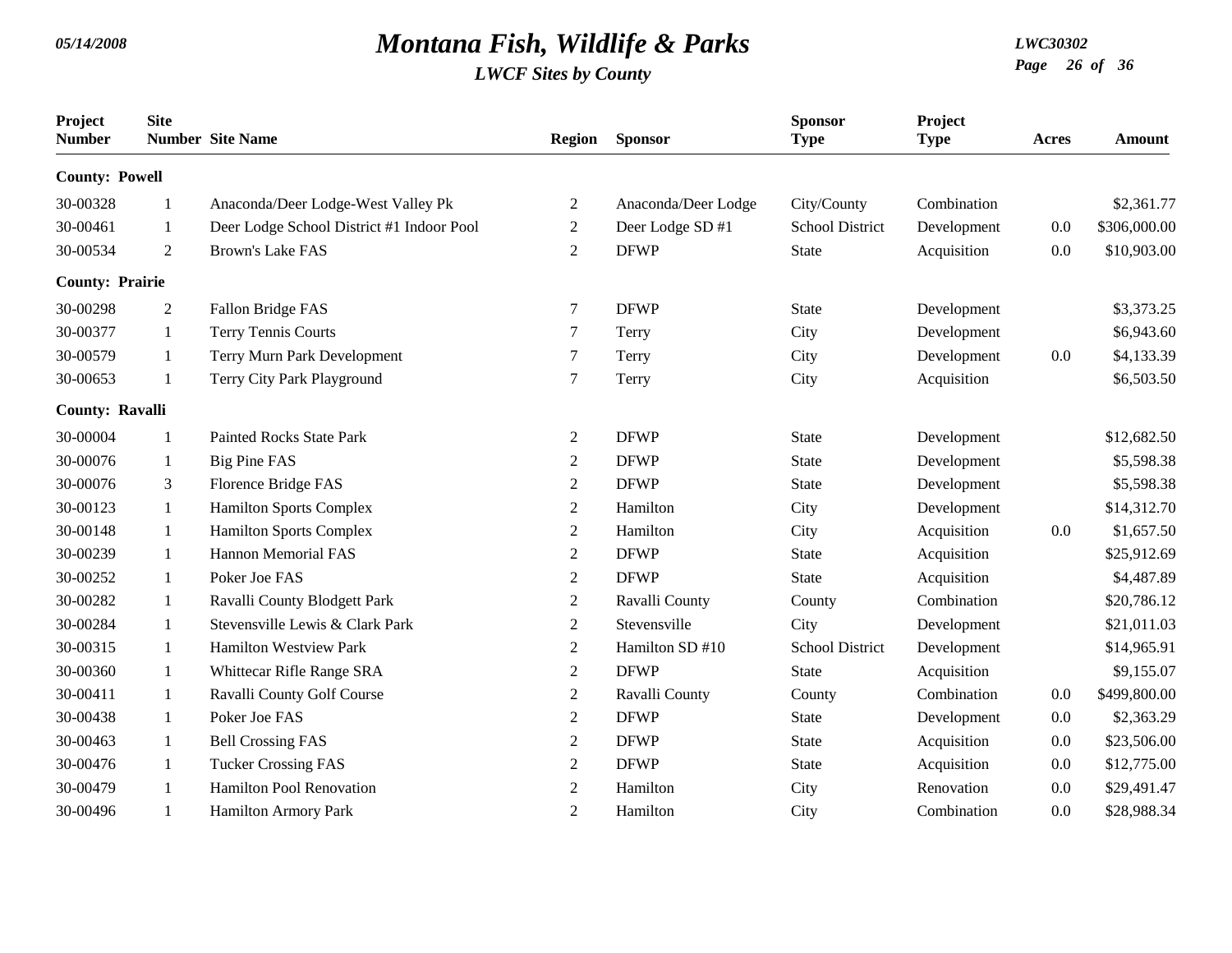# Montana Fish, Wildlife & Parks

*LWCF Sites by County*

| Project Number | Site Number | Site Name | Region | Sponsor | Sponsor Type | Project Type | Acres | Amount |
|---|---|---|---|---|---|---|---|---|
| **County: Powell** | | | | | | | | |
| 30-00328 | 1 | Anaconda/Deer Lodge-West Valley Pk | 2 | Anaconda/Deer Lodge | City/County | Combination | | $2,361.77 |
| 30-00461 | 1 | Deer Lodge School District #1 Indoor Pool | 2 | Deer Lodge SD #1 | School District | Development | 0.0 | $306,000.00 |
| 30-00534 | 2 | Brown's Lake FAS | 2 | DFWP | State | Acquisition | 0.0 | $10,903.00 |
| **County: Prairie** | | | | | | | | |
| 30-00298 | 2 | Fallon Bridge FAS | 7 | DFWP | State | Development | | $3,373.25 |
| 30-00377 | 1 | Terry Tennis Courts | 7 | Terry | City | Development | | $6,943.60 |
| 30-00579 | 1 | Terry Murn Park Development | 7 | Terry | City | Development | 0.0 | $4,133.39 |
| 30-00653 | 1 | Terry City Park Playground | 7 | Terry | City | Acquisition | | $6,503.50 |
| **County: Ravalli** | | | | | | | | |
| 30-00004 | 1 | Painted Rocks State Park | 2 | DFWP | State | Development | | $12,682.50 |
| 30-00076 | 1 | Big Pine FAS | 2 | DFWP | State | Development | | $5,598.38 |
| 30-00076 | 3 | Florence Bridge FAS | 2 | DFWP | State | Development | | $5,598.38 |
| 30-00123 | 1 | Hamilton Sports Complex | 2 | Hamilton | City | Development | | $14,312.70 |
| 30-00148 | 1 | Hamilton Sports Complex | 2 | Hamilton | City | Acquisition | 0.0 | $1,657.50 |
| 30-00239 | 1 | Hannon Memorial FAS | 2 | DFWP | State | Acquisition | | $25,912.69 |
| 30-00252 | 1 | Poker Joe FAS | 2 | DFWP | State | Acquisition | | $4,487.89 |
| 30-00282 | 1 | Ravalli County Blodgett Park | 2 | Ravalli County | County | Combination | | $20,786.12 |
| 30-00284 | 1 | Stevensville Lewis & Clark Park | 2 | Stevensville | City | Development | | $21,011.03 |
| 30-00315 | 1 | Hamilton Westview Park | 2 | Hamilton SD #10 | School District | Development | | $14,965.91 |
| 30-00360 | 1 | Whittecar Rifle Range SRA | 2 | DFWP | State | Acquisition | | $9,155.07 |
| 30-00411 | 1 | Ravalli County Golf Course | 2 | Ravalli County | County | Combination | 0.0 | $499,800.00 |
| 30-00438 | 1 | Poker Joe FAS | 2 | DFWP | State | Development | 0.0 | $2,363.29 |
| 30-00463 | 1 | Bell Crossing FAS | 2 | DFWP | State | Acquisition | 0.0 | $23,506.00 |
| 30-00476 | 1 | Tucker Crossing FAS | 2 | DFWP | State | Acquisition | 0.0 | $12,775.00 |
| 30-00479 | 1 | Hamilton Pool Renovation | 2 | Hamilton | City | Renovation | 0.0 | $29,491.47 |
| 30-00496 | 1 | Hamilton Armory Park | 2 | Hamilton | City | Combination | 0.0 | $28,988.34 |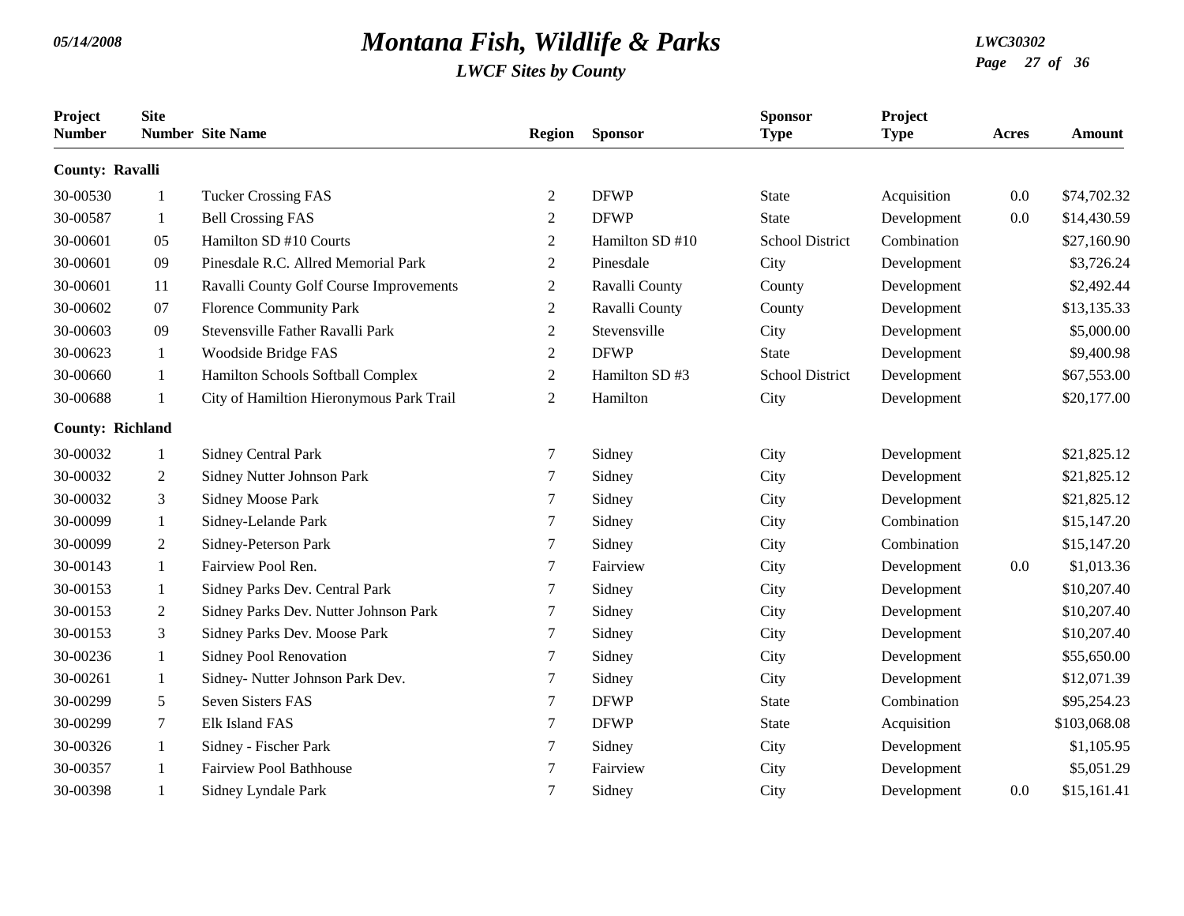# Montana Fish, Wildlife & Parks

*LWCF Sites by County*

| Project Number | Site Number | Site Name | Region | Sponsor | Sponsor Type | Project Type | Acres | Amount |
|---|---|---|---|---|---|---|---|---|
| **County: Ravalli** | | | | | | | | |
| 30-00530 | 1 | Tucker Crossing FAS | 2 | DFWP | State | Acquisition | 0.0 | $74,702.32 |
| 30-00587 | 1 | Bell Crossing FAS | 2 | DFWP | State | Development | 0.0 | $14,430.59 |
| 30-00601 | 05 | Hamilton SD #10 Courts | 2 | Hamilton SD #10 | School District | Combination | | $27,160.90 |
| 30-00601 | 09 | Pinesdale R.C. Allred Memorial Park | 2 | Pinesdale | City | Development | | $3,726.24 |
| 30-00601 | 11 | Ravalli County Golf Course Improvements | 2 | Ravalli County | County | Development | | $2,492.44 |
| 30-00602 | 07 | Florence Community Park | 2 | Ravalli County | County | Development | | $13,135.33 |
| 30-00603 | 09 | Stevensville Father Ravalli Park | 2 | Stevensville | City | Development | | $5,000.00 |
| 30-00623 | 1 | Woodside Bridge FAS | 2 | DFWP | State | Development | | $9,400.98 |
| 30-00660 | 1 | Hamilton Schools Softball Complex | 2 | Hamilton SD #3 | School District | Development | | $67,553.00 |
| 30-00688 | 1 | City of Hamiltion Hieronymous Park Trail | 2 | Hamilton | City | Development | | $20,177.00 |
| **County: Richland** | | | | | | | | |
| 30-00032 | 1 | Sidney Central Park | 7 | Sidney | City | Development | | $21,825.12 |
| 30-00032 | 2 | Sidney Nutter Johnson Park | 7 | Sidney | City | Development | | $21,825.12 |
| 30-00032 | 3 | Sidney Moose Park | 7 | Sidney | City | Development | | $21,825.12 |
| 30-00099 | 1 | Sidney-Lelande Park | 7 | Sidney | City | Combination | | $15,147.20 |
| 30-00099 | 2 | Sidney-Peterson Park | 7 | Sidney | City | Combination | | $15,147.20 |
| 30-00143 | 1 | Fairview Pool Ren. | 7 | Fairview | City | Development | 0.0 | $1,013.36 |
| 30-00153 | 1 | Sidney Parks Dev. Central Park | 7 | Sidney | City | Development | | $10,207.40 |
| 30-00153 | 2 | Sidney Parks Dev. Nutter Johnson Park | 7 | Sidney | City | Development | | $10,207.40 |
| 30-00153 | 3 | Sidney Parks Dev. Moose Park | 7 | Sidney | City | Development | | $10,207.40 |
| 30-00236 | 1 | Sidney Pool Renovation | 7 | Sidney | City | Development | | $55,650.00 |
| 30-00261 | 1 | Sidney- Nutter Johnson Park Dev. | 7 | Sidney | City | Development | | $12,071.39 |
| 30-00299 | 5 | Seven Sisters FAS | 7 | DFWP | State | Combination | | $95,254.23 |
| 30-00299 | 7 | Elk Island FAS | 7 | DFWP | State | Acquisition | | $103,068.08 |
| 30-00326 | 1 | Sidney - Fischer Park | 7 | Sidney | City | Development | | $1,105.95 |
| 30-00357 | 1 | Fairview Pool Bathhouse | 7 | Fairview | City | Development | | $5,051.29 |
| 30-00398 | 1 | Sidney Lyndale Park | 7 | Sidney | City | Development | 0.0 | $15,161.41 |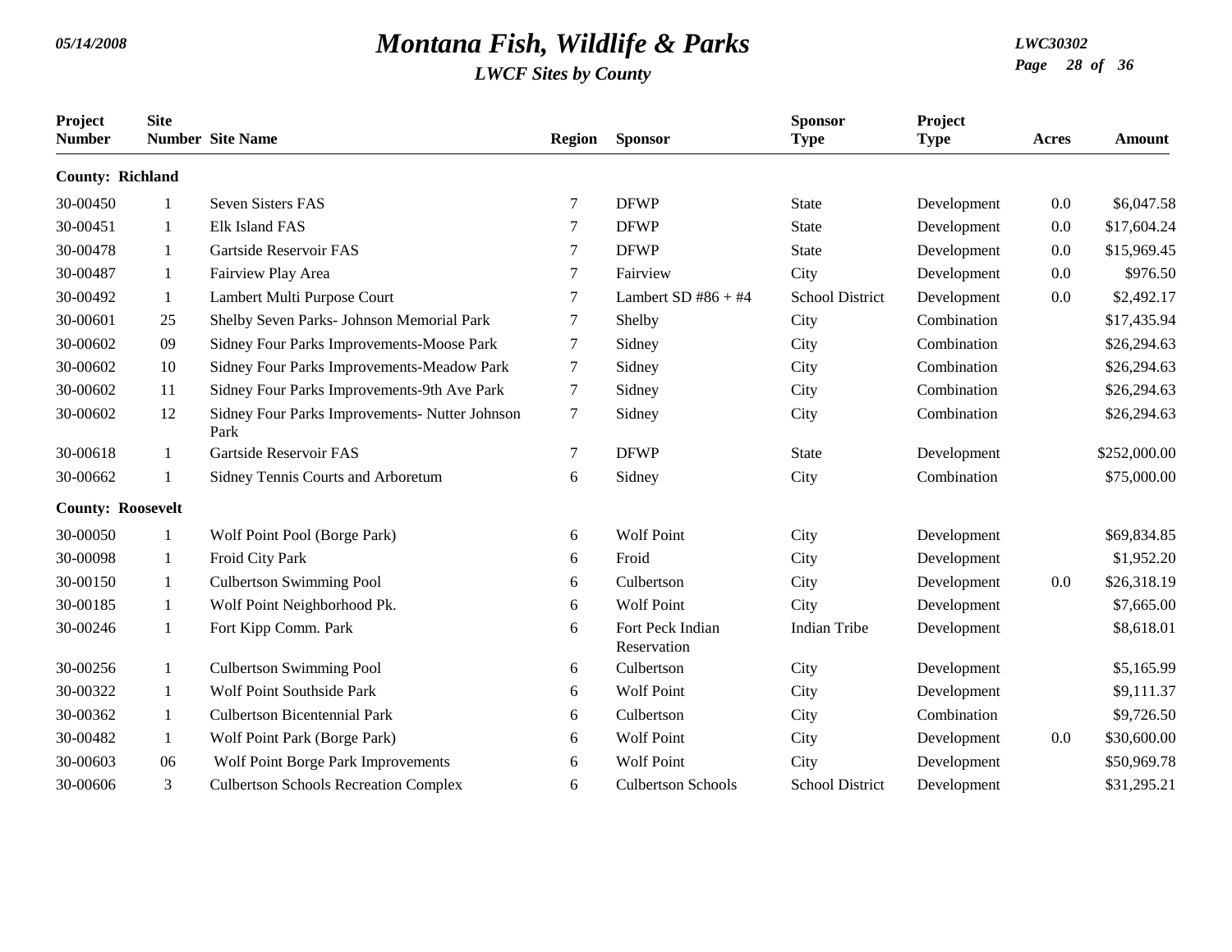# Montana Fish, Wildlife & Parks

*LWCF Sites by County*

| Project Number | Site Number | Site Name | Region | Sponsor | Sponsor Type | Project Type | Acres | Amount |
|---|---|---|---|---|---|---|---|---|
| **County: Richland** | | | | | | | | |
| 30-00450 | 1 | Seven Sisters FAS | 7 | DFWP | State | Development | 0.0 | $6,047.58 |
| 30-00451 | 1 | Elk Island FAS | 7 | DFWP | State | Development | 0.0 | $17,604.24 |
| 30-00478 | 1 | Gartside Reservoir FAS | 7 | DFWP | State | Development | 0.0 | $15,969.45 |
| 30-00487 | 1 | Fairview Play Area | 7 | Fairview | City | Development | 0.0 | $976.50 |
| 30-00492 | 1 | Lambert Multi Purpose Court | 7 | Lambert SD #86 + #4 | School District | Development | 0.0 | $2,492.17 |
| 30-00601 | 25 | Shelby Seven Parks- Johnson Memorial Park | 7 | Shelby | City | Combination | | $17,435.94 |
| 30-00602 | 09 | Sidney Four Parks Improvements-Moose Park | 7 | Sidney | City | Combination | | $26,294.63 |
| 30-00602 | 10 | Sidney Four Parks Improvements-Meadow Park | 7 | Sidney | City | Combination | | $26,294.63 |
| 30-00602 | 11 | Sidney Four Parks Improvements-9th Ave Park | 7 | Sidney | City | Combination | | $26,294.63 |
| 30-00602 | 12 | Sidney Four Parks Improvements- Nutter Johnson Park | 7 | Sidney | City | Combination | | $26,294.63 |
| 30-00618 | 1 | Gartside Reservoir FAS | 7 | DFWP | State | Development | | $252,000.00 |
| 30-00662 | 1 | Sidney Tennis Courts and Arboretum | 6 | Sidney | City | Combination | | $75,000.00 |
| **County: Roosevelt** | | | | | | | | |
| 30-00050 | 1 | Wolf Point Pool (Borge Park) | 6 | Wolf Point | City | Development | | $69,834.85 |
| 30-00098 | 1 | Froid City Park | 6 | Froid | City | Development | | $1,952.20 |
| 30-00150 | 1 | Culbertson Swimming Pool | 6 | Culbertson | City | Development | 0.0 | $26,318.19 |
| 30-00185 | 1 | Wolf Point Neighborhood Pk. | 6 | Wolf Point | City | Development | | $7,665.00 |
| 30-00246 | 1 | Fort Kipp Comm. Park | 6 | Fort Peck Indian Reservation | Indian Tribe | Development | | $8,618.01 |
| 30-00256 | 1 | Culbertson Swimming Pool | 6 | Culbertson | City | Development | | $5,165.99 |
| 30-00322 | 1 | Wolf Point Southside Park | 6 | Wolf Point | City | Development | | $9,111.37 |
| 30-00362 | 1 | Culbertson Bicentennial Park | 6 | Culbertson | City | Combination | | $9,726.50 |
| 30-00482 | 1 | Wolf Point Park (Borge Park) | 6 | Wolf Point | City | Development | 0.0 | $30,600.00 |
| 30-00603 | 06 | Wolf Point Borge Park Improvements | 6 | Wolf Point | City | Development | | $50,969.78 |
| 30-00606 | 3 | Culbertson Schools Recreation Complex | 6 | Culbertson Schools | School District | Development | | $31,295.21 |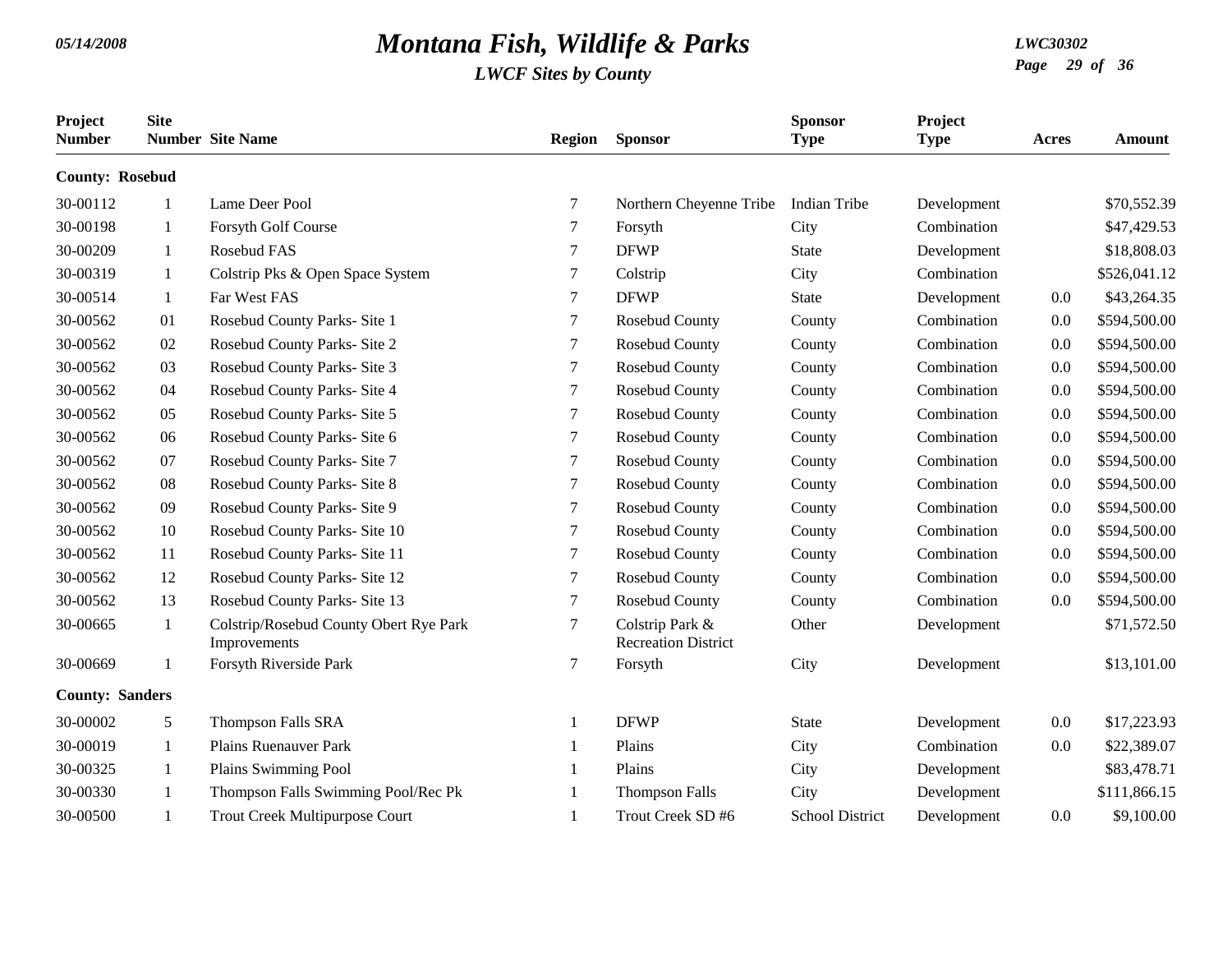# Montana Fish, Wildlife & Parks

*LWCF Sites by County*

| Project Number | Site Number | Site Name | Region | Sponsor | Sponsor Type | Project Type | Acres | Amount |
|---|---|---|---|---|---|---|---|---|
| **County: Rosebud** | | | | | | | | |
| 30-00112 | 1 | Lame Deer Pool | 7 | Northern Cheyenne Tribe | Indian Tribe | Development | | $70,552.39 |
| 30-00198 | 1 | Forsyth Golf Course | 7 | Forsyth | City | Combination | | $47,429.53 |
| 30-00209 | 1 | Rosebud FAS | 7 | DFWP | State | Development | | $18,808.03 |
| 30-00319 | 1 | Colstrip Pks & Open Space System | 7 | Colstrip | City | Combination | | $526,041.12 |
| 30-00514 | 1 | Far West FAS | 7 | DFWP | State | Development | 0.0 | $43,264.35 |
| 30-00562 | 01 | Rosebud County Parks- Site 1 | 7 | Rosebud County | County | Combination | 0.0 | $594,500.00 |
| 30-00562 | 02 | Rosebud County Parks- Site 2 | 7 | Rosebud County | County | Combination | 0.0 | $594,500.00 |
| 30-00562 | 03 | Rosebud County Parks- Site 3 | 7 | Rosebud County | County | Combination | 0.0 | $594,500.00 |
| 30-00562 | 04 | Rosebud County Parks- Site 4 | 7 | Rosebud County | County | Combination | 0.0 | $594,500.00 |
| 30-00562 | 05 | Rosebud County Parks- Site 5 | 7 | Rosebud County | County | Combination | 0.0 | $594,500.00 |
| 30-00562 | 06 | Rosebud County Parks- Site 6 | 7 | Rosebud County | County | Combination | 0.0 | $594,500.00 |
| 30-00562 | 07 | Rosebud County Parks- Site 7 | 7 | Rosebud County | County | Combination | 0.0 | $594,500.00 |
| 30-00562 | 08 | Rosebud County Parks- Site 8 | 7 | Rosebud County | County | Combination | 0.0 | $594,500.00 |
| 30-00562 | 09 | Rosebud County Parks- Site 9 | 7 | Rosebud County | County | Combination | 0.0 | $594,500.00 |
| 30-00562 | 10 | Rosebud County Parks- Site 10 | 7 | Rosebud County | County | Combination | 0.0 | $594,500.00 |
| 30-00562 | 11 | Rosebud County Parks- Site 11 | 7 | Rosebud County | County | Combination | 0.0 | $594,500.00 |
| 30-00562 | 12 | Rosebud County Parks- Site 12 | 7 | Rosebud County | County | Combination | 0.0 | $594,500.00 |
| 30-00562 | 13 | Rosebud County Parks- Site 13 | 7 | Rosebud County | County | Combination | 0.0 | $594,500.00 |
| 30-00665 | 1 | Colstrip/Rosebud County Obert Rye Park Improvements | 7 | Colstrip Park & Recreation District | Other | Development | | $71,572.50 |
| 30-00669 | 1 | Forsyth Riverside Park | 7 | Forsyth | City | Development | | $13,101.00 |
| **County: Sanders** | | | | | | | | |
| 30-00002 | 5 | Thompson Falls SRA | 1 | DFWP | State | Development | 0.0 | $17,223.93 |
| 30-00019 | 1 | Plains Ruenauver Park | 1 | Plains | City | Combination | 0.0 | $22,389.07 |
| 30-00325 | 1 | Plains Swimming Pool | 1 | Plains | City | Development | | $83,478.71 |
| 30-00330 | 1 | Thompson Falls Swimming Pool/Rec Pk | 1 | Thompson Falls | City | Development | | $111,866.15 |
| 30-00500 | 1 | Trout Creek Multipurpose Court | 1 | Trout Creek SD #6 | School District | Development | 0.0 | $9,100.00 |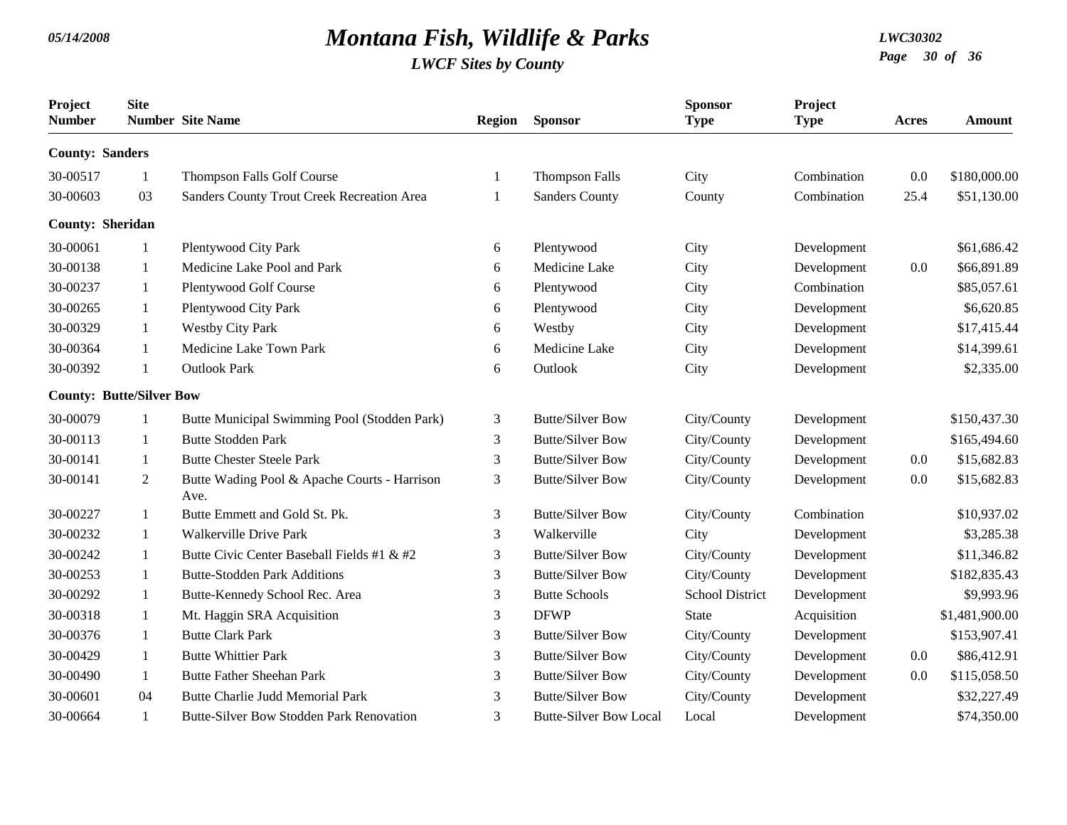# Montana Fish, Wildlife & Parks

*LWCF Sites by County*

| Project Number | Site Number | Site Name | Region | Sponsor | Sponsor Type | Project Type | Acres | Amount |
|---|---|---|---|---|---|---|---|---|
| **County: Sanders** | | | | | | | | |
| 30-00517 | 1 | Thompson Falls Golf Course | 1 | Thompson Falls | City | Combination | 0.0 | $180,000.00 |
| 30-00603 | 03 | Sanders County Trout Creek Recreation Area | 1 | Sanders County | County | Combination | 25.4 | $51,130.00 |
| **County: Sheridan** | | | | | | | | |
| 30-00061 | 1 | Plentywood City Park | 6 | Plentywood | City | Development | | $61,686.42 |
| 30-00138 | 1 | Medicine Lake Pool and Park | 6 | Medicine Lake | City | Development | 0.0 | $66,891.89 |
| 30-00237 | 1 | Plentywood Golf Course | 6 | Plentywood | City | Combination | | $85,057.61 |
| 30-00265 | 1 | Plentywood City Park | 6 | Plentywood | City | Development | | $6,620.85 |
| 30-00329 | 1 | Westby City Park | 6 | Westby | City | Development | | $17,415.44 |
| 30-00364 | 1 | Medicine Lake Town Park | 6 | Medicine Lake | City | Development | | $14,399.61 |
| 30-00392 | 1 | Outlook Park | 6 | Outlook | City | Development | | $2,335.00 |
| **County: Butte/Silver Bow** | | | | | | | | |
| 30-00079 | 1 | Butte Municipal Swimming Pool (Stodden Park) | 3 | Butte/Silver Bow | City/County | Development | | $150,437.30 |
| 30-00113 | 1 | Butte Stodden Park | 3 | Butte/Silver Bow | City/County | Development | | $165,494.60 |
| 30-00141 | 1 | Butte Chester Steele Park | 3 | Butte/Silver Bow | City/County | Development | 0.0 | $15,682.83 |
| 30-00141 | 2 | Butte Wading Pool & Apache Courts - Harrison Ave. | 3 | Butte/Silver Bow | City/County | Development | 0.0 | $15,682.83 |
| 30-00227 | 1 | Butte Emmett and Gold St. Pk. | 3 | Butte/Silver Bow | City/County | Combination | | $10,937.02 |
| 30-00232 | 1 | Walkerville Drive Park | 3 | Walkerville | City | Development | | $3,285.38 |
| 30-00242 | 1 | Butte Civic Center Baseball Fields #1 & #2 | 3 | Butte/Silver Bow | City/County | Development | | $11,346.82 |
| 30-00253 | 1 | Butte-Stodden Park Additions | 3 | Butte/Silver Bow | City/County | Development | | $182,835.43 |
| 30-00292 | 1 | Butte-Kennedy School Rec. Area | 3 | Butte Schools | School District | Development | | $9,993.96 |
| 30-00318 | 1 | Mt. Haggin SRA Acquisition | 3 | DFWP | State | Acquisition | | $1,481,900.00 |
| 30-00376 | 1 | Butte Clark Park | 3 | Butte/Silver Bow | City/County | Development | | $153,907.41 |
| 30-00429 | 1 | Butte Whittier Park | 3 | Butte/Silver Bow | City/County | Development | 0.0 | $86,412.91 |
| 30-00490 | 1 | Butte Father Sheehan Park | 3 | Butte/Silver Bow | City/County | Development | 0.0 | $115,058.50 |
| 30-00601 | 04 | Butte Charlie Judd Memorial Park | 3 | Butte/Silver Bow | City/County | Development | | $32,227.49 |
| 30-00664 | 1 | Butte-Silver Bow Stodden Park Renovation | 3 | Butte-Silver Bow Local | Local | Development | | $74,350.00 |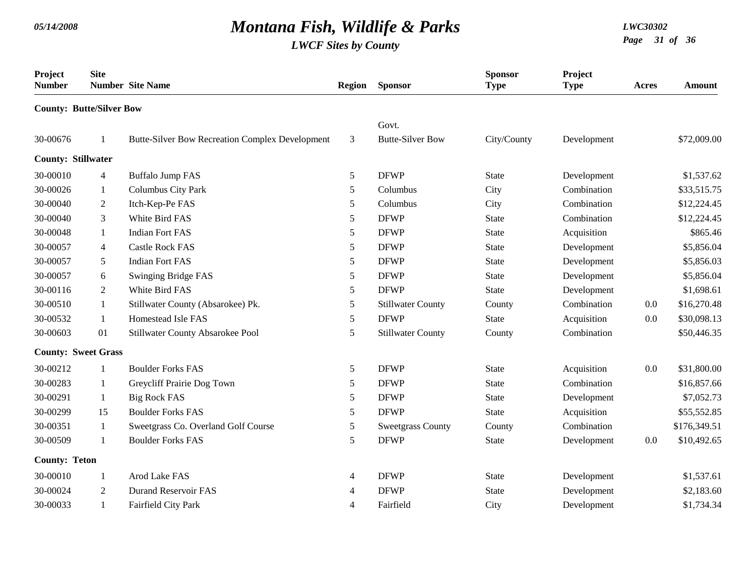# Montana Fish, Wildlife & Parks

*LWCF Sites by County*

| Project Number | Site Number | Site Name | Region | Sponsor | Sponsor Type | Project Type | Acres | Amount |
|---|---|---|---|---|---|---|---|---|
| **County: Butte/Silver Bow** | | | | | | | | |
| 30-00676 | 1 | Butte-Silver Bow Recreation Complex Development | 3 | Govt. Butte-Silver Bow | City/County | Development | | $72,009.00 |
| **County: Stillwater** | | | | | | | | |
| 30-00010 | 4 | Buffalo Jump FAS | 5 | DFWP | State | Development | | $1,537.62 |
| 30-00026 | 1 | Columbus City Park | 5 | Columbus | City | Combination | | $33,515.75 |
| 30-00040 | 2 | Itch-Kep-Pe FAS | 5 | Columbus | City | Combination | | $12,224.45 |
| 30-00040 | 3 | White Bird FAS | 5 | DFWP | State | Combination | | $12,224.45 |
| 30-00048 | 1 | Indian Fort FAS | 5 | DFWP | State | Acquisition | | $865.46 |
| 30-00057 | 4 | Castle Rock FAS | 5 | DFWP | State | Development | | $5,856.04 |
| 30-00057 | 5 | Indian Fort FAS | 5 | DFWP | State | Development | | $5,856.03 |
| 30-00057 | 6 | Swinging Bridge FAS | 5 | DFWP | State | Development | | $5,856.04 |
| 30-00116 | 2 | White Bird FAS | 5 | DFWP | State | Development | | $1,698.61 |
| 30-00510 | 1 | Stillwater County (Absarokee) Pk. | 5 | Stillwater County | County | Combination | 0.0 | $16,270.48 |
| 30-00532 | 1 | Homestead Isle FAS | 5 | DFWP | State | Acquisition | 0.0 | $30,098.13 |
| 30-00603 | 01 | Stillwater County Absarokee Pool | 5 | Stillwater County | County | Combination | | $50,446.35 |
| **County: Sweet Grass** | | | | | | | | |
| 30-00212 | 1 | Boulder Forks FAS | 5 | DFWP | State | Acquisition | 0.0 | $31,800.00 |
| 30-00283 | 1 | Greycliff Prairie Dog Town | 5 | DFWP | State | Combination | | $16,857.66 |
| 30-00291 | 1 | Big Rock FAS | 5 | DFWP | State | Development | | $7,052.73 |
| 30-00299 | 15 | Boulder Forks FAS | 5 | DFWP | State | Acquisition | | $55,552.85 |
| 30-00351 | 1 | Sweetgrass Co. Overland Golf Course | 5 | Sweetgrass County | County | Combination | | $176,349.51 |
| 30-00509 | 1 | Boulder Forks FAS | 5 | DFWP | State | Development | 0.0 | $10,492.65 |
| **County: Teton** | | | | | | | | |
| 30-00010 | 1 | Arod Lake FAS | 4 | DFWP | State | Development | | $1,537.61 |
| 30-00024 | 2 | Durand Reservoir FAS | 4 | DFWP | State | Development | | $2,183.60 |
| 30-00033 | 1 | Fairfield City Park | 4 | Fairfield | City | Development | | $1,734.34 |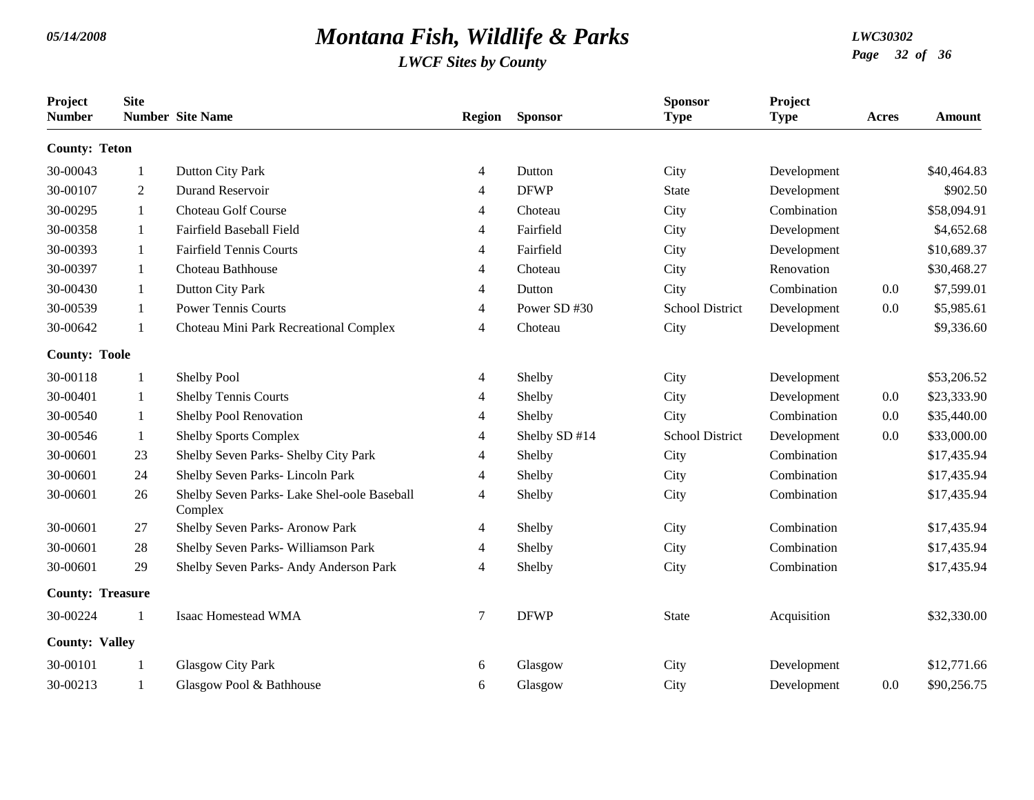# Montana Fish, Wildlife & Parks

*LWCF Sites by County*

05/14/2008 | LWC30302

| Project Number | Site Number | Site Name | Region | Sponsor | Sponsor Type | Project Type | Acres | Amount |
|---|---|---|---|---|---|---|---|---|
| **County: Teton** | | | | | | | | |
| 30-00043 | 1 | Dutton City Park | 4 | Dutton | City | Development | | $40,464.83 |
| 30-00107 | 2 | Durand Reservoir | 4 | DFWP | State | Development | | $902.50 |
| 30-00295 | 1 | Choteau Golf Course | 4 | Choteau | City | Combination | | $58,094.91 |
| 30-00358 | 1 | Fairfield Baseball Field | 4 | Fairfield | City | Development | | $4,652.68 |
| 30-00393 | 1 | Fairfield Tennis Courts | 4 | Fairfield | City | Development | | $10,689.37 |
| 30-00397 | 1 | Choteau Bathhouse | 4 | Choteau | City | Renovation | | $30,468.27 |
| 30-00430 | 1 | Dutton City Park | 4 | Dutton | City | Combination | 0.0 | $7,599.01 |
| 30-00539 | 1 | Power Tennis Courts | 4 | Power SD #30 | School District | Development | 0.0 | $5,985.61 |
| 30-00642 | 1 | Choteau Mini Park Recreational Complex | 4 | Choteau | City | Development | | $9,336.60 |
| **County: Toole** | | | | | | | | |
| 30-00118 | 1 | Shelby Pool | 4 | Shelby | City | Development | | $53,206.52 |
| 30-00401 | 1 | Shelby Tennis Courts | 4 | Shelby | City | Development | 0.0 | $23,333.90 |
| 30-00540 | 1 | Shelby Pool Renovation | 4 | Shelby | City | Combination | 0.0 | $35,440.00 |
| 30-00546 | 1 | Shelby Sports Complex | 4 | Shelby SD #14 | School District | Development | 0.0 | $33,000.00 |
| 30-00601 | 23 | Shelby Seven Parks- Shelby City Park | 4 | Shelby | City | Combination | | $17,435.94 |
| 30-00601 | 24 | Shelby Seven Parks- Lincoln Park | 4 | Shelby | City | Combination | | $17,435.94 |
| 30-00601 | 26 | Shelby Seven Parks- Lake Shel-oole Baseball Complex | 4 | Shelby | City | Combination | | $17,435.94 |
| 30-00601 | 27 | Shelby Seven Parks- Aronow Park | 4 | Shelby | City | Combination | | $17,435.94 |
| 30-00601 | 28 | Shelby Seven Parks- Williamson Park | 4 | Shelby | City | Combination | | $17,435.94 |
| 30-00601 | 29 | Shelby Seven Parks- Andy Anderson Park | 4 | Shelby | City | Combination | | $17,435.94 |
| **County: Treasure** | | | | | | | | |
| 30-00224 | 1 | Isaac Homestead WMA | 7 | DFWP | State | Acquisition | | $32,330.00 |
| **County: Valley** | | | | | | | | |
| 30-00101 | 1 | Glasgow City Park | 6 | Glasgow | City | Development | | $12,771.66 |
| 30-00213 | 1 | Glasgow Pool & Bathhouse | 6 | Glasgow | City | Development | 0.0 | $90,256.75 |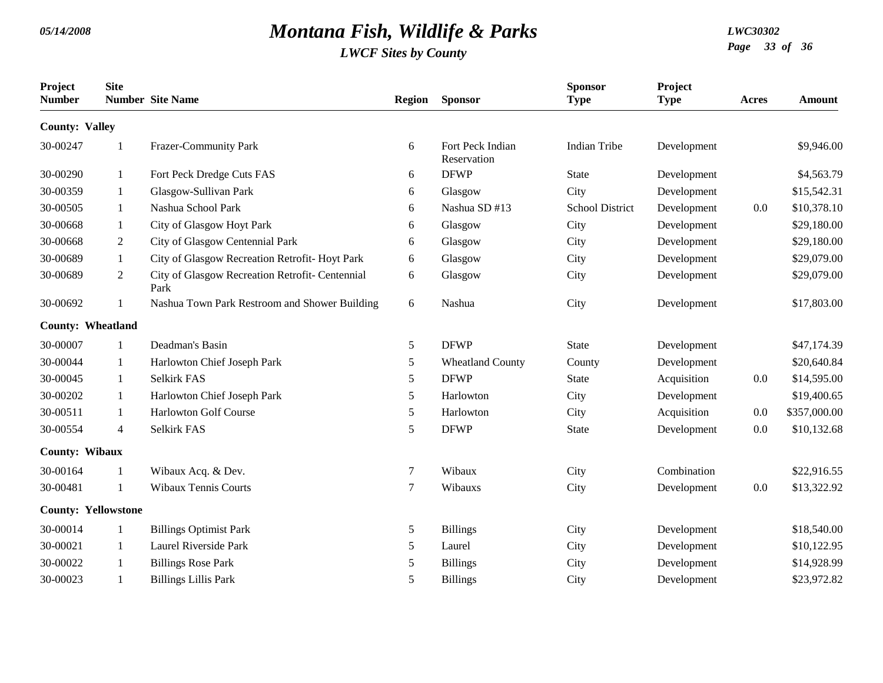# Montana Fish, Wildlife & Parks

*LWCF Sites by County*

| Project Number | Site Number | Site Name | Region | Sponsor | Sponsor Type | Project Type | Acres | Amount |
|---|---|---|---|---|---|---|---|---|
| **County: Valley** | | | | | | | | |
| 30-00247 | 1 | Frazer-Community Park | 6 | Fort Peck Indian Reservation | Indian Tribe | Development | | $9,946.00 |
| 30-00290 | 1 | Fort Peck Dredge Cuts FAS | 6 | DFWP | State | Development | | $4,563.79 |
| 30-00359 | 1 | Glasgow-Sullivan Park | 6 | Glasgow | City | Development | | $15,542.31 |
| 30-00505 | 1 | Nashua School Park | 6 | Nashua SD #13 | School District | Development | 0.0 | $10,378.10 |
| 30-00668 | 1 | City of Glasgow Hoyt Park | 6 | Glasgow | City | Development | | $29,180.00 |
| 30-00668 | 2 | City of Glasgow Centennial Park | 6 | Glasgow | City | Development | | $29,180.00 |
| 30-00689 | 1 | City of Glasgow Recreation Retrofit- Hoyt Park | 6 | Glasgow | City | Development | | $29,079.00 |
| 30-00689 | 2 | City of Glasgow Recreation Retrofit- Centennial Park | 6 | Glasgow | City | Development | | $29,079.00 |
| 30-00692 | 1 | Nashua Town Park Restroom and Shower Building | 6 | Nashua | City | Development | | $17,803.00 |
| **County: Wheatland** | | | | | | | | |
| 30-00007 | 1 | Deadman's Basin | 5 | DFWP | State | Development | | $47,174.39 |
| 30-00044 | 1 | Harlowton Chief Joseph Park | 5 | Wheatland County | County | Development | | $20,640.84 |
| 30-00045 | 1 | Selkirk FAS | 5 | DFWP | State | Acquisition | 0.0 | $14,595.00 |
| 30-00202 | 1 | Harlowton Chief Joseph Park | 5 | Harlowton | City | Development | | $19,400.65 |
| 30-00511 | 1 | Harlowton Golf Course | 5 | Harlowton | City | Acquisition | 0.0 | $357,000.00 |
| 30-00554 | 4 | Selkirk FAS | 5 | DFWP | State | Development | 0.0 | $10,132.68 |
| **County: Wibaux** | | | | | | | | |
| 30-00164 | 1 | Wibaux Acq. & Dev. | 7 | Wibaux | City | Combination | | $22,916.55 |
| 30-00481 | 1 | Wibaux Tennis Courts | 7 | Wibauxs | City | Development | 0.0 | $13,322.92 |
| **County: Yellowstone** | | | | | | | | |
| 30-00014 | 1 | Billings Optimist Park | 5 | Billings | City | Development | | $18,540.00 |
| 30-00021 | 1 | Laurel Riverside Park | 5 | Laurel | City | Development | | $10,122.95 |
| 30-00022 | 1 | Billings Rose Park | 5 | Billings | City | Development | | $14,928.99 |
| 30-00023 | 1 | Billings Lillis Park | 5 | Billings | City | Development | | $23,972.82 |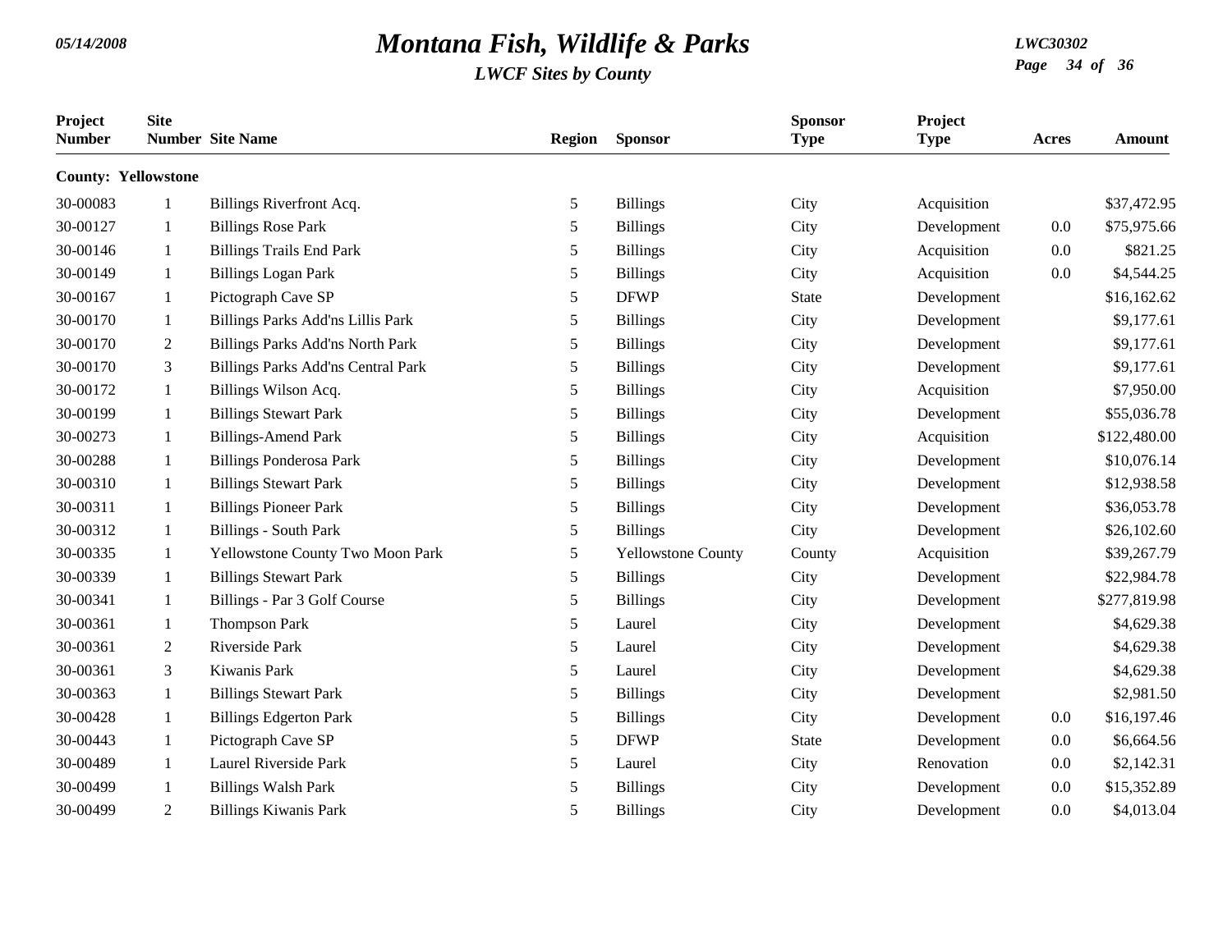# Montana Fish, Wildlife & Parks

*LWCF Sites by County*

| Project Number | Site Number | Site Name | Region | Sponsor | Sponsor Type | Project Type | Acres | Amount |
|---|---|---|---|---|---|---|---|---|
| **County: Yellowstone** | | | | | | | | |
| 30-00083 | 1 | Billings Riverfront Acq. | 5 | Billings | City | Acquisition | | $37,472.95 |
| 30-00127 | 1 | Billings Rose Park | 5 | Billings | City | Development | 0.0 | $75,975.66 |
| 30-00146 | 1 | Billings Trails End Park | 5 | Billings | City | Acquisition | 0.0 | $821.25 |
| 30-00149 | 1 | Billings Logan Park | 5 | Billings | City | Acquisition | 0.0 | $4,544.25 |
| 30-00167 | 1 | Pictograph Cave SP | 5 | DFWP | State | Development | | $16,162.62 |
| 30-00170 | 1 | Billings Parks Add'ns Lillis Park | 5 | Billings | City | Development | | $9,177.61 |
| 30-00170 | 2 | Billings Parks Add'ns North Park | 5 | Billings | City | Development | | $9,177.61 |
| 30-00170 | 3 | Billings Parks Add'ns Central Park | 5 | Billings | City | Development | | $9,177.61 |
| 30-00172 | 1 | Billings Wilson Acq. | 5 | Billings | City | Acquisition | | $7,950.00 |
| 30-00199 | 1 | Billings Stewart Park | 5 | Billings | City | Development | | $55,036.78 |
| 30-00273 | 1 | Billings-Amend Park | 5 | Billings | City | Acquisition | | $122,480.00 |
| 30-00288 | 1 | Billings Ponderosa Park | 5 | Billings | City | Development | | $10,076.14 |
| 30-00310 | 1 | Billings Stewart Park | 5 | Billings | City | Development | | $12,938.58 |
| 30-00311 | 1 | Billings Pioneer Park | 5 | Billings | City | Development | | $36,053.78 |
| 30-00312 | 1 | Billings - South Park | 5 | Billings | City | Development | | $26,102.60 |
| 30-00335 | 1 | Yellowstone County Two Moon Park | 5 | Yellowstone County | County | Acquisition | | $39,267.79 |
| 30-00339 | 1 | Billings Stewart Park | 5 | Billings | City | Development | | $22,984.78 |
| 30-00341 | 1 | Billings - Par 3 Golf Course | 5 | Billings | City | Development | | $277,819.98 |
| 30-00361 | 1 | Thompson Park | 5 | Laurel | City | Development | | $4,629.38 |
| 30-00361 | 2 | Riverside Park | 5 | Laurel | City | Development | | $4,629.38 |
| 30-00361 | 3 | Kiwanis Park | 5 | Laurel | City | Development | | $4,629.38 |
| 30-00363 | 1 | Billings Stewart Park | 5 | Billings | City | Development | | $2,981.50 |
| 30-00428 | 1 | Billings Edgerton Park | 5 | Billings | City | Development | 0.0 | $16,197.46 |
| 30-00443 | 1 | Pictograph Cave SP | 5 | DFWP | State | Development | 0.0 | $6,664.56 |
| 30-00489 | 1 | Laurel Riverside Park | 5 | Laurel | City | Renovation | 0.0 | $2,142.31 |
| 30-00499 | 1 | Billings Walsh Park | 5 | Billings | City | Development | 0.0 | $15,352.89 |
| 30-00499 | 2 | Billings Kiwanis Park | 5 | Billings | City | Development | 0.0 | $4,013.04 |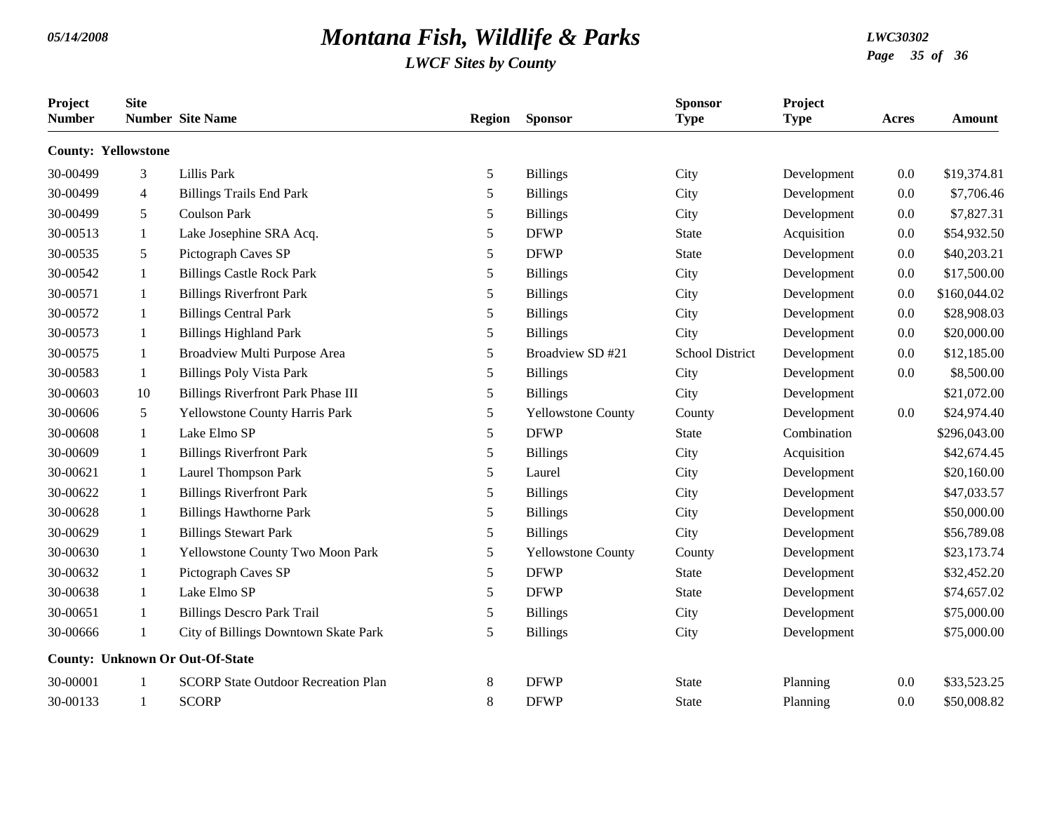# Montana Fish, Wildlife & Parks

## LWCF Sites by County

| Project Number | Site Number | Site Name | Region | Sponsor | Sponsor Type | Project Type | Acres | Amount |
|---|---|---|---|---|---|---|---|---|
| **County: Yellowstone** | | | | | | | | |
| 30-00499 | 3 | Lillis Park | 5 | Billings | City | Development | 0.0 | $19,374.81 |
| 30-00499 | 4 | Billings Trails End Park | 5 | Billings | City | Development | 0.0 | $7,706.46 |
| 30-00499 | 5 | Coulson Park | 5 | Billings | City | Development | 0.0 | $7,827.31 |
| 30-00513 | 1 | Lake Josephine SRA Acq. | 5 | DFWP | State | Acquisition | 0.0 | $54,932.50 |
| 30-00535 | 5 | Pictograph Caves SP | 5 | DFWP | State | Development | 0.0 | $40,203.21 |
| 30-00542 | 1 | Billings Castle Rock Park | 5 | Billings | City | Development | 0.0 | $17,500.00 |
| 30-00571 | 1 | Billings Riverfront Park | 5 | Billings | City | Development | 0.0 | $160,044.02 |
| 30-00572 | 1 | Billings Central Park | 5 | Billings | City | Development | 0.0 | $28,908.03 |
| 30-00573 | 1 | Billings Highland Park | 5 | Billings | City | Development | 0.0 | $20,000.00 |
| 30-00575 | 1 | Broadview Multi Purpose Area | 5 | Broadview SD #21 | School District | Development | 0.0 | $12,185.00 |
| 30-00583 | 1 | Billings Poly Vista Park | 5 | Billings | City | Development | 0.0 | $8,500.00 |
| 30-00603 | 10 | Billings Riverfront Park Phase III | 5 | Billings | City | Development | | $21,072.00 |
| 30-00606 | 5 | Yellowstone County Harris Park | 5 | Yellowstone County | County | Development | 0.0 | $24,974.40 |
| 30-00608 | 1 | Lake Elmo SP | 5 | DFWP | State | Combination | | $296,043.00 |
| 30-00609 | 1 | Billings Riverfront Park | 5 | Billings | City | Acquisition | | $42,674.45 |
| 30-00621 | 1 | Laurel Thompson Park | 5 | Laurel | City | Development | | $20,160.00 |
| 30-00622 | 1 | Billings Riverfront Park | 5 | Billings | City | Development | | $47,033.57 |
| 30-00628 | 1 | Billings Hawthorne Park | 5 | Billings | City | Development | | $50,000.00 |
| 30-00629 | 1 | Billings Stewart Park | 5 | Billings | City | Development | | $56,789.08 |
| 30-00630 | 1 | Yellowstone County Two Moon Park | 5 | Yellowstone County | County | Development | | $23,173.74 |
| 30-00632 | 1 | Pictograph Caves SP | 5 | DFWP | State | Development | | $32,452.20 |
| 30-00638 | 1 | Lake Elmo SP | 5 | DFWP | State | Development | | $74,657.02 |
| 30-00651 | 1 | Billings Descro Park Trail | 5 | Billings | City | Development | | $75,000.00 |
| 30-00666 | 1 | City of Billings Downtown Skate Park | 5 | Billings | City | Development | | $75,000.00 |
| **County: Unknown Or Out-Of-State** | | | | | | | | |
| 30-00001 | 1 | SCORP State Outdoor Recreation Plan | 8 | DFWP | State | Planning | 0.0 | $33,523.25 |
| 30-00133 | 1 | SCORP | 8 | DFWP | State | Planning | 0.0 | $50,008.82 |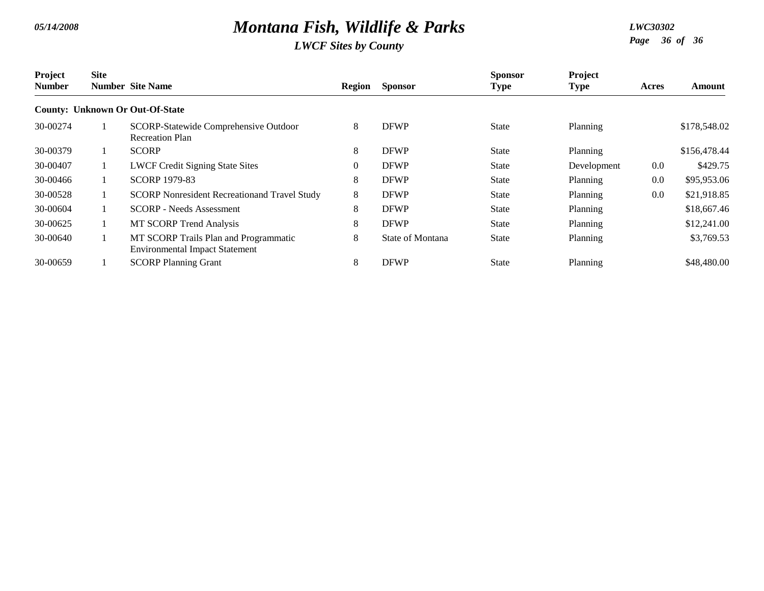# Montana Fish, Wildlife & Parks

*LWCF Sites by County*

| Project Number | Site Number | Site Name | Region | Sponsor | Sponsor Type | Project Type | Acres | Amount |
|---|---|---|---|---|---|---|---|---|
| **County: Unknown Or Out-Of-State** | | | | | | | | |
| 30-00274 | 1 | SCORP-Statewide Comprehensive Outdoor Recreation Plan | 8 | DFWP | State | Planning | | $178,548.02 |
| 30-00379 | 1 | SCORP | 8 | DFWP | State | Planning | | $156,478.44 |
| 30-00407 | 1 | LWCF Credit Signing State Sites | 0 | DFWP | State | Development | 0.0 | $429.75 |
| 30-00466 | 1 | SCORP 1979-83 | 8 | DFWP | State | Planning | 0.0 | $95,953.06 |
| 30-00528 | 1 | SCORP Nonresident Recreationand Travel Study | 8 | DFWP | State | Planning | 0.0 | $21,918.85 |
| 30-00604 | 1 | SCORP - Needs Assessment | 8 | DFWP | State | Planning | | $18,667.46 |
| 30-00625 | 1 | MT SCORP Trend Analysis | 8 | DFWP | State | Planning | | $12,241.00 |
| 30-00640 | 1 | MT SCORP Trails Plan and Programmatic Environmental Impact Statement | 8 | State of Montana | State | Planning | | $3,769.53 |
| 30-00659 | 1 | SCORP Planning Grant | 8 | DFWP | State | Planning | | $48,480.00 |